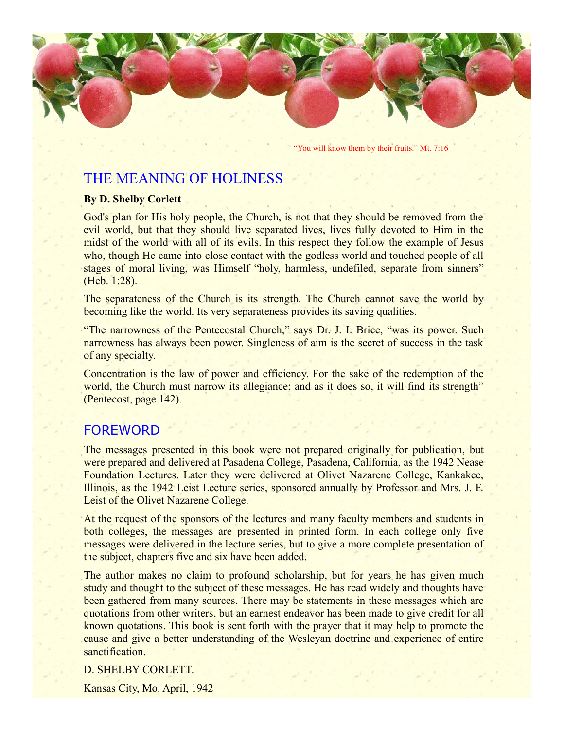"You will know them by their fruits." Mt. 7:16

# THE MEANING OF HOLINESS

**By D. Shelby Corlett**

God's plan for His holy people, the Church, is not that they should be removed from the evil world, but that they should live separated lives, lives fully devoted to Him in the midst of the world with all of its evils. In this respect they follow the example of Jesus who, though He came into close contact with the godless world and touched people of all stages of moral living, was Himself "holy, harmless, undefiled, separate from sinners" (Heb. 1:28).

The separateness of the Church is its strength. The Church cannot save the world by becoming like the world. Its very separateness provides its saving qualities.

"The narrowness of the Pentecostal Church," says Dr. J. I. Brice, "was its power. Such narrowness has always been power. Singleness of aim is the secret of success in the task of any specialty.

Concentration is the law of power and efficiency. For the sake of the redemption of the world, the Church must narrow its allegiance; and as it does so, it will find its strength" (Pentecost, page 142).

## FOREWORD

The messages presented in this book were not prepared originally for publication, but were prepared and delivered at Pasadena College, Pasadena, California, as the 1942 Nease Foundation Lectures. Later they were delivered at Olivet Nazarene College, Kankakee, Illinois, as the 1942 Leist Lecture series, sponsored annually by Professor and Mrs. J. F. Leist of the Olivet Nazarene College.

At the request of the sponsors of the lectures and many faculty members and students in both colleges, the messages are presented in printed form. In each college only five messages were delivered in the lecture series, but to give a more complete presentation of the subject, chapters five and six have been added.

The author makes no claim to profound scholarship, but for years he has given much study and thought to the subject of these messages. He has read widely and thoughts have been gathered from many sources. There may be statements in these messages which are quotations from other writers, but an earnest endeavor has been made to give credit for all known quotations. This book is sent forth with the prayer that it may help to promote the cause and give a better understanding of the Wesleyan doctrine and experience of entire sanctification.

D. SHELBY CORLETT.

Kansas City, Mo. April, 1942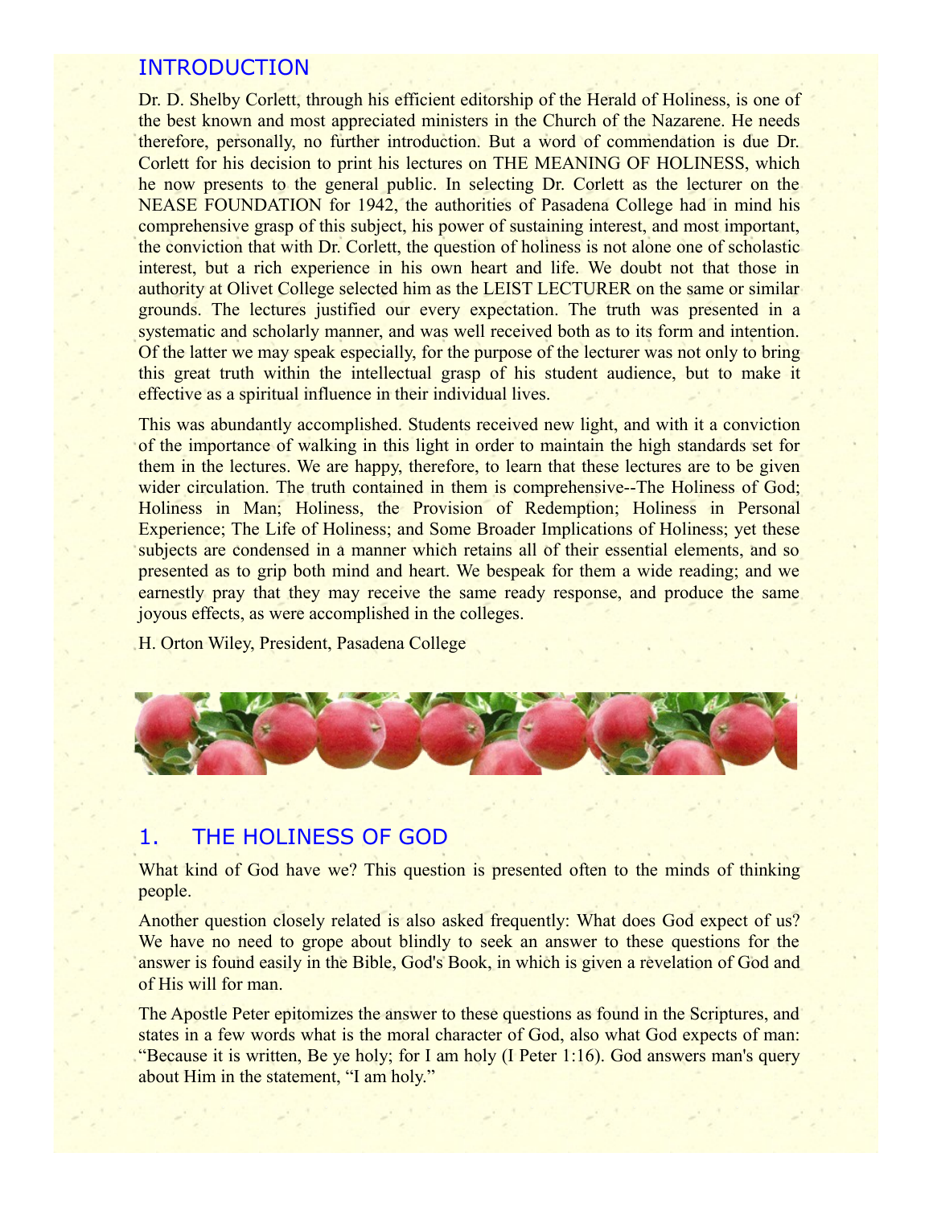## INTRODUCTION

Dr. D. Shelby Corlett, through his efficient editorship of the Herald of Holiness, is one of the best known and most appreciated ministers in the Church of the Nazarene. He needs therefore, personally, no further introduction. But a word of commendation is due Dr. Corlett for his decision to print his lectures on THE MEANING OF HOLINESS, which he now presents to the general public. In selecting Dr. Corlett as the lecturer on the NEASE FOUNDATION for 1942, the authorities of Pasadena College had in mind his comprehensive grasp of this subject, his power of sustaining interest, and most important, the conviction that with Dr. Corlett, the question of holiness is not alone one of scholastic interest, but a rich experience in his own heart and life. We doubt not that those in authority at Olivet College selected him as the LEIST LECTURER on the same or similar grounds. The lectures justified our every expectation. The truth was presented in a systematic and scholarly manner, and was well received both as to its form and intention. Of the latter we may speak especially, for the purpose of the lecturer was not only to bring this great truth within the intellectual grasp of his student audience, but to make it effective as a spiritual influence in their individual lives.

This was abundantly accomplished. Students received new light, and with it a conviction of the importance of walking in this light in order to maintain the high standards set for them in the lectures. We are happy, therefore, to learn that these lectures are to be given wider circulation. The truth contained in them is comprehensive--The Holiness of God; Holiness in Man; Holiness, the Provision of Redemption; Holiness in Personal Experience; The Life of Holiness; and Some Broader Implications of Holiness; yet these subjects are condensed in a manner which retains all of their essential elements, and so presented as to grip both mind and heart. We bespeak for them a wide reading; and we earnestly pray that they may receive the same ready response, and produce the same joyous effects, as were accomplished in the colleges.

H. Orton Wiley, President, Pasadena College

## 1. THE HOLINESS OF GOD

What kind of God have we? This question is presented often to the minds of thinking people.

Another question closely related is also asked frequently: What does God expect of us? We have no need to grope about blindly to seek an answer to these questions for the answer is found easily in the Bible, God's Book, in which is given a revelation of God and of His will for man.

The Apostle Peter epitomizes the answer to these questions as found in the Scriptures, and states in a few words what is the moral character of God, also what God expects of man: "Because it is written, Be ye holy; for I am holy (I Peter 1:16). God answers man's query about Him in the statement, "I am holy."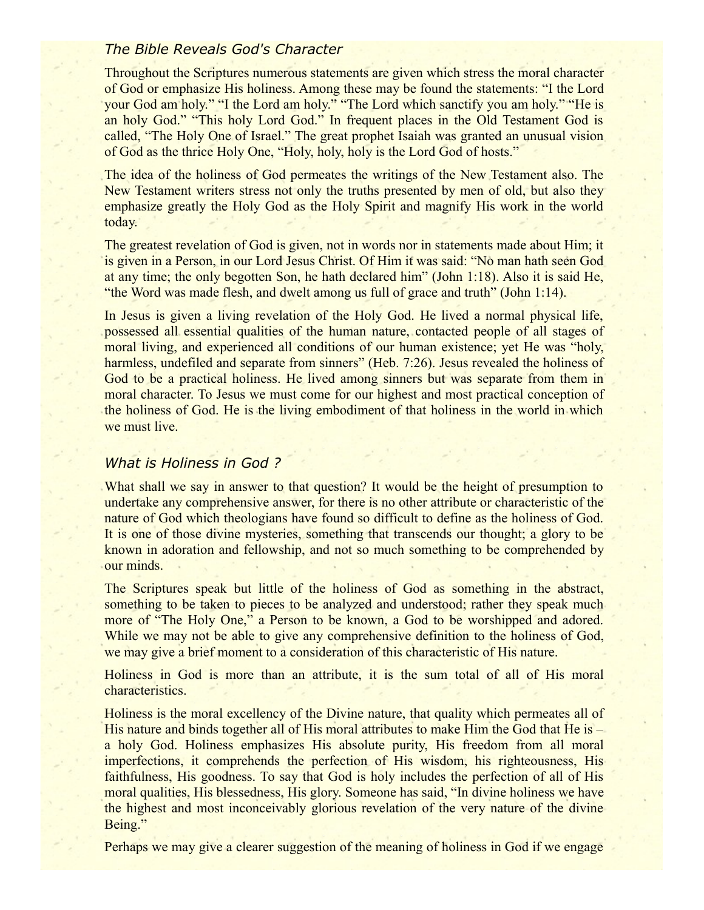### *The Bible Reveals God's Character*

Throughout the Scriptures numerous statements are given which stress the moral character of God or emphasize His holiness. Among these may be found the statements: "I the Lord your God am holy." "I the Lord am holy." "The Lord which sanctify you am holy." "He is an holy God." "This holy Lord God." In frequent places in the Old Testament God is called, "The Holy One of Israel." The great prophet Isaiah was granted an unusual vision of God as the thrice Holy One, "Holy, holy, holy is the Lord God of hosts."

The idea of the holiness of God permeates the writings of the New Testament also. The New Testament writers stress not only the truths presented by men of old, but also they emphasize greatly the Holy God as the Holy Spirit and magnify His work in the world today.

The greatest revelation of God is given, not in words nor in statements made about Him; it is given in a Person, in our Lord Jesus Christ. Of Him it was said: "No man hath seen God at any time; the only begotten Son, he hath declared him" (John 1:18). Also it is said He, "the Word was made flesh, and dwelt among us full of grace and truth" (John 1:14).

In Jesus is given a living revelation of the Holy God. He lived a normal physical life, possessed all essential qualities of the human nature, contacted people of all stages of moral living, and experienced all conditions of our human existence; yet He was "holy, harmless, undefiled and separate from sinners" (Heb. 7:26). Jesus revealed the holiness of God to be a practical holiness. He lived among sinners but was separate from them in moral character. To Jesus we must come for our highest and most practical conception of the holiness of God. He is the living embodiment of that holiness in the world in which we must live.

### *What is Holiness in God ?*

What shall we say in answer to that question? It would be the height of presumption to undertake any comprehensive answer, for there is no other attribute or characteristic of the nature of God which theologians have found so difficult to define as the holiness of God. It is one of those divine mysteries, something that transcends our thought; a glory to be known in adoration and fellowship, and not so much something to be comprehended by our minds.

The Scriptures speak but little of the holiness of God as something in the abstract, something to be taken to pieces to be analyzed and understood; rather they speak much more of "The Holy One," a Person to be known, a God to be worshipped and adored. While we may not be able to give any comprehensive definition to the holiness of God, we may give a brief moment to a consideration of this characteristic of His nature.

Holiness in God is more than an attribute, it is the sum total of all of His moral characteristics.

Holiness is the moral excellency of the Divine nature, that quality which permeates all of His nature and binds together all of His moral attributes to make Him the God that He is – a holy God. Holiness emphasizes His absolute purity, His freedom from all moral imperfections, it comprehends the perfection of His wisdom, his righteousness, His faithfulness, His goodness. To say that God is holy includes the perfection of all of His moral qualities, His blessedness, His glory. Someone has said, "In divine holiness we have the highest and most inconceivably glorious revelation of the very nature of the divine Being."

Perhaps we may give a clearer suggestion of the meaning of holiness in God if we engage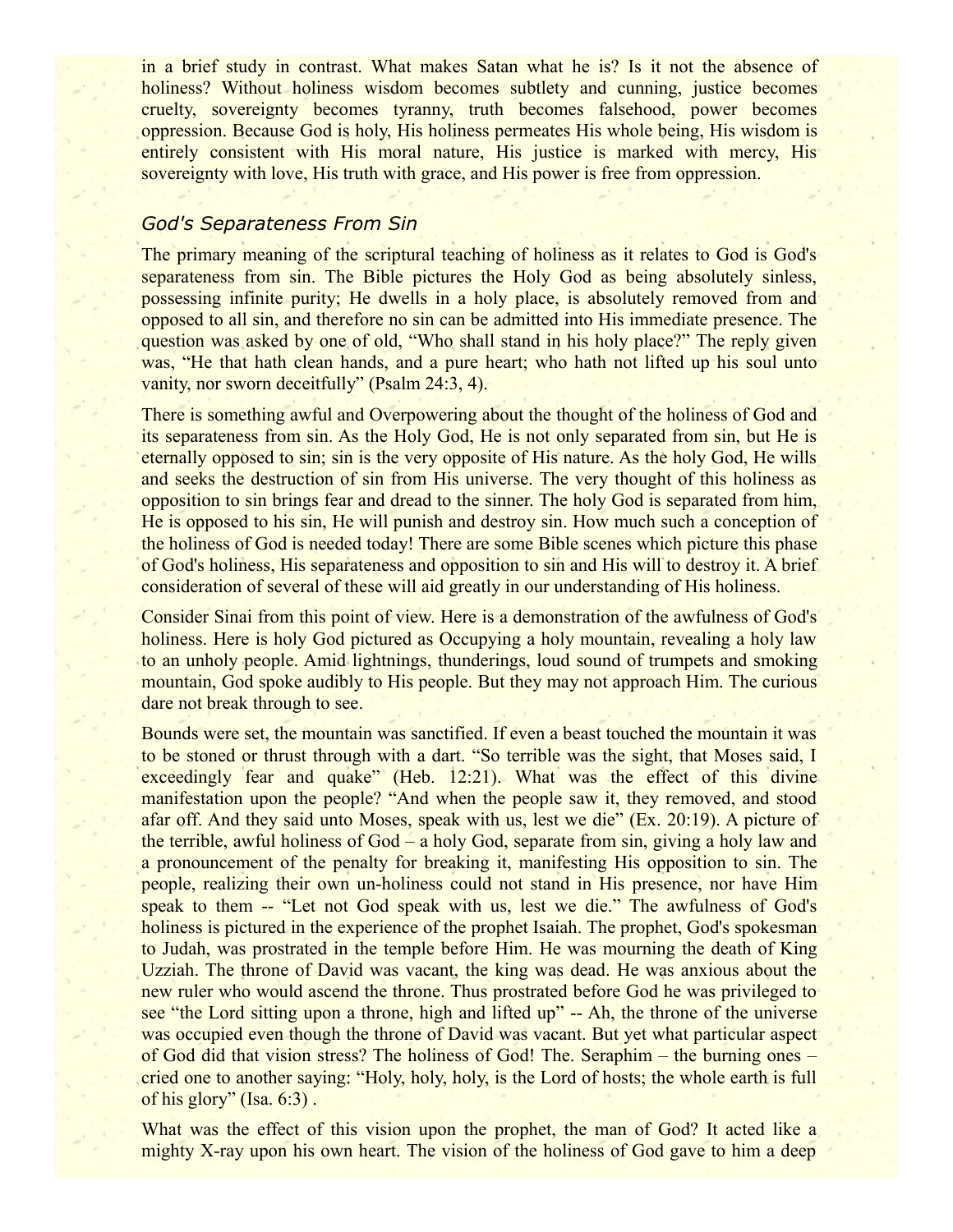in a brief study in contrast. What makes Satan what he is? Is it not the absence of holiness? Without holiness wisdom becomes subtlety and cunning, justice becomes cruelty, sovereignty becomes tyranny, truth becomes falsehood, power becomes oppression. Because God is holy, His holiness permeates His whole being, His wisdom is entirely consistent with His moral nature, His justice is marked with mercy, His sovereignty with love, His truth with grace, and His power is free from oppression.

### *God's Separateness From Sin*

The primary meaning of the scriptural teaching of holiness as it relates to God is God's separateness from sin. The Bible pictures the Holy God as being absolutely sinless, possessing infinite purity; He dwells in a holy place, is absolutely removed from and opposed to all sin, and therefore no sin can be admitted into His immediate presence. The question was asked by one of old, "Who shall stand in his holy place?" The reply given was, "He that hath clean hands, and a pure heart; who hath not lifted up his soul unto vanity, nor sworn deceitfully" (Psalm 24:3, 4).

There is something awful and Overpowering about the thought of the holiness of God and its separateness from sin. As the Holy God, He is not only separated from sin, but He is eternally opposed to sin; sin is the very opposite of His nature. As the holy God, He wills and seeks the destruction of sin from His universe. The very thought of this holiness as opposition to sin brings fear and dread to the sinner. The holy God is separated from him, He is opposed to his sin, He will punish and destroy sin. How much such a conception of the holiness of God is needed today! There are some Bible scenes which picture this phase of God's holiness, His separateness and opposition to sin and His will to destroy it. A brief consideration of several of these will aid greatly in our understanding of His holiness.

Consider Sinai from this point of view. Here is a demonstration of the awfulness of God's holiness. Here is holy God pictured as Occupying a holy mountain, revealing a holy law to an unholy people. Amid lightnings, thunderings, loud sound of trumpets and smoking mountain, God spoke audibly to His people. But they may not approach Him. The curious dare not break through to see.

Bounds were set, the mountain was sanctified. If even a beast touched the mountain it was to be stoned or thrust through with a dart. "So terrible was the sight, that Moses said, I exceedingly fear and quake" (Heb. 12:21). What was the effect of this divine manifestation upon the people? "And when the people saw it, they removed, and stood afar off. And they said unto Moses, speak with us, lest we die" (Ex. 20:19). A picture of the terrible, awful holiness of God – a holy God, separate from sin, giving a holy law and a pronouncement of the penalty for breaking it, manifesting His opposition to sin. The people, realizing their own un-holiness could not stand in His presence, nor have Him speak to them -- "Let not God speak with us, lest we die." The awfulness of God's holiness is pictured in the experience of the prophet Isaiah. The prophet, God's spokesman to Judah, was prostrated in the temple before Him. He was mourning the death of King Uzziah. The throne of David was vacant, the king was dead. He was anxious about the new ruler who would ascend the throne. Thus prostrated before God he was privileged to see "the Lord sitting upon a throne, high and lifted up" -- Ah, the throne of the universe was occupied even though the throne of David was vacant. But yet what particular aspect of God did that vision stress? The holiness of God! The. Seraphim – the burning ones – cried one to another saying: "Holy, holy, holy, is the Lord of hosts; the whole earth is full of his glory" (Isa. 6:3) .

What was the effect of this vision upon the prophet, the man of God? It acted like a mighty X-ray upon his own heart. The vision of the holiness of God gave to him a deep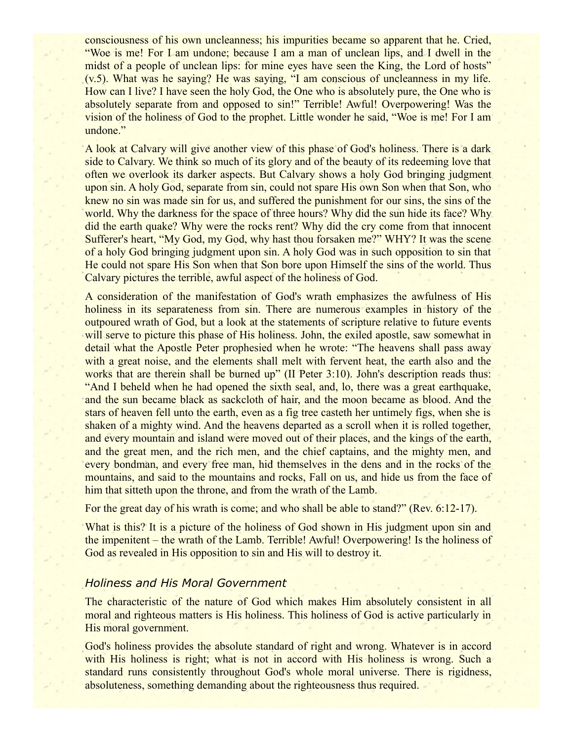consciousness of his own uncleanness; his impurities became so apparent that he. Cried, “Woe is me! For I am undone; because I am a man of unclean lips, and I dwell in the midst of a people of unclean lips: for mine eyes have seen the King, the Lord of hosts” (v.5). What was he saying? He was saying, “I am conscious of uncleanness in my life. How can I live? I have seen the holy God, the One who is absolutely pure, the One who is absolutely separate from and opposed to sin!” Terrible! Awful! Overpowering! Was the vision of the holiness of God to the prophet. Little wonder he said, “Woe is me! For I am undone.”

A look at Calvary will give another view of this phase of God's holiness. There is a dark side to Calvary. We think so much of its glory and of the beauty of its redeeming love that often we overlook its darker aspects. But Calvary shows a holy God bringing judgment upon sin. A holy God, separate from sin, could not spare His own Son when that Son, who knew no sin was made sin for us, and suffered the punishment for our sins, the sins of the world. Why the darkness for the space of three hours? Why did the sun hide its face? Why did the earth quake? Why were the rocks rent? Why did the cry come from that innocent Sufferer's heart, “My God, my God, why hast thou forsaken me?” WHY? It was the scene of a holy God bringing judgment upon sin. A holy God was in such opposition to sin that He could not spare His Son when that Son bore upon Himself the sins of the world. Thus Calvary pictures the terrible, awful aspect of the holiness of God.

A consideration of the manifestation of God's wrath emphasizes the awfulness of His holiness in its separateness from sin. There are numerous examples in history of the outpoured wrath of God, but a look at the statements of scripture relative to future events will serve to picture this phase of His holiness. John, the exiled apostle, saw somewhat in detail what the Apostle Peter prophesied when he wrote: “The heavens shall pass away with a great noise, and the elements shall melt with fervent heat, the earth also and the works that are therein shall be burned up” (II Peter 3:10). John's description reads thus: “And I beheld when he had opened the sixth seal, and, lo, there was a great earthquake, and the sun became black as sackcloth of hair, and the moon became as blood. And the stars of heaven fell unto the earth, even as a fig tree casteth her untimely figs, when she is shaken of a mighty wind. And the heavens departed as a scroll when it is rolled together, and every mountain and island were moved out of their places, and the kings of the earth, and the great men, and the rich men, and the chief captains, and the mighty men, and every bondman, and every free man, hid themselves in the dens and in the rocks of the mountains, and said to the mountains and rocks, Fall on us, and hide us from the face of him that sitteth upon the throne, and from the wrath of the Lamb.

For the great day of his wrath is come; and who shall be able to stand?” (Rev. 6:12-17).

What is this? It is a picture of the holiness of God shown in His judgment upon sin and the impenitent – the wrath of the Lamb. Terrible! Awful! Overpowering! Is the holiness of God as revealed in His opposition to sin and His will to destroy it.

### *Holiness and His Moral Government*

The characteristic of the nature of God which makes Him absolutely consistent in all moral and righteous matters is His holiness. This holiness of God is active particularly in His moral government.

God's holiness provides the absolute standard of right and wrong. Whatever is in accord with His holiness is right; what is not in accord with His holiness is wrong. Such a standard runs consistently throughout God's whole moral universe. There is rigidness, absoluteness, something demanding about the righteousness thus required.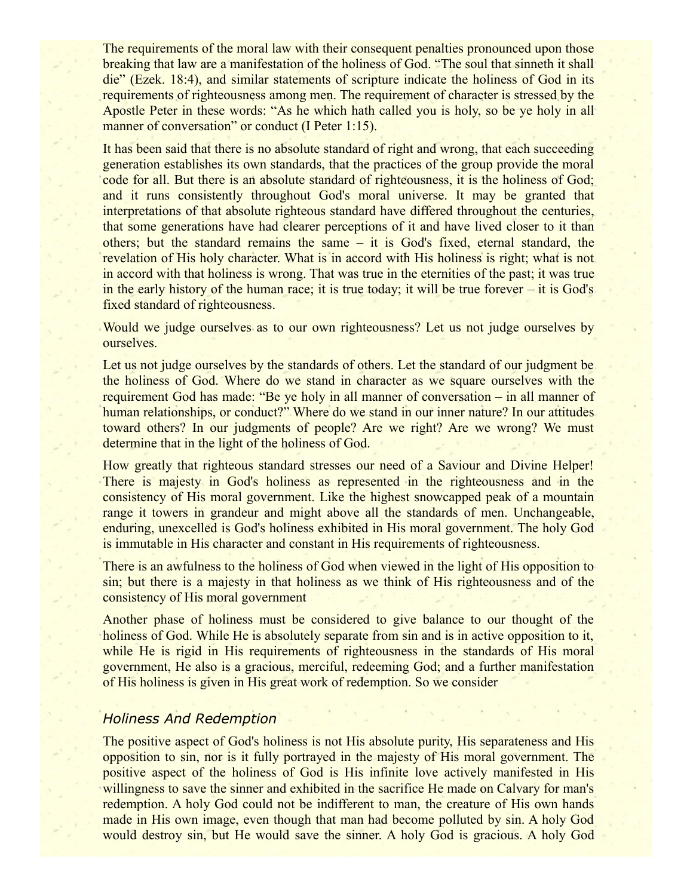The requirements of the moral law with their consequent penalties pronounced upon those breaking that law are a manifestation of the holiness of God. "The soul that sinneth it shall die" (Ezek. 18:4), and similar statements of scripture indicate the holiness of God in its requirements of righteousness among men. The requirement of character is stressed by the Apostle Peter in these words: "As he which hath called you is holy, so be ye holy in all manner of conversation" or conduct (I Peter 1:15).

It has been said that there is no absolute standard of right and wrong, that each succeeding generation establishes its own standards, that the practices of the group provide the moral code for all. But there is an absolute standard of righteousness, it is the holiness of God; and it runs consistently throughout God's moral universe. It may be granted that interpretations of that absolute righteous standard have differed throughout the centuries, that some generations have had clearer perceptions of it and have lived closer to it than others; but the standard remains the same – it is God's fixed, eternal standard, the revelation of His holy character. What is in accord with His holiness is right; what is not in accord with that holiness is wrong. That was true in the eternities of the past; it was true in the early history of the human race; it is true today; it will be true forever – it is God's fixed standard of righteousness.

Would we judge ourselves as to our own righteousness? Let us not judge ourselves by ourselves.

Let us not judge ourselves by the standards of others. Let the standard of our judgment be the holiness of God. Where do we stand in character as we square ourselves with the requirement God has made: "Be ye holy in all manner of conversation – in all manner of human relationships, or conduct?" Where do we stand in our inner nature? In our attitudes toward others? In our judgments of people? Are we right? Are we wrong? We must determine that in the light of the holiness of God.

How greatly that righteous standard stresses our need of a Saviour and Divine Helper! There is majesty in God's holiness as represented in the righteousness and in the consistency of His moral government. Like the highest snowcapped peak of a mountain range it towers in grandeur and might above all the standards of men. Unchangeable, enduring, unexcelled is God's holiness exhibited in His moral government. The holy God is immutable in His character and constant in His requirements of righteousness.

There is an awfulness to the holiness of God when viewed in the light of His opposition to sin; but there is a majesty in that holiness as we think of His righteousness and of the consistency of His moral government

Another phase of holiness must be considered to give balance to our thought of the holiness of God. While He is absolutely separate from sin and is in active opposition to it, while He is rigid in His requirements of righteousness in the standards of His moral government, He also is a gracious, merciful, redeeming God; and a further manifestation of His holiness is given in His great work of redemption. So we consider

### *Holiness And Redemption*

The positive aspect of God's holiness is not His absolute purity, His separateness and His opposition to sin, nor is it fully portrayed in the majesty of His moral government. The positive aspect of the holiness of God is His infinite love actively manifested in His willingness to save the sinner and exhibited in the sacrifice He made on Calvary for man's redemption. A holy God could not be indifferent to man, the creature of His own hands made in His own image, even though that man had become polluted by sin. A holy God would destroy sin, but He would save the sinner. A holy God is gracious. A holy God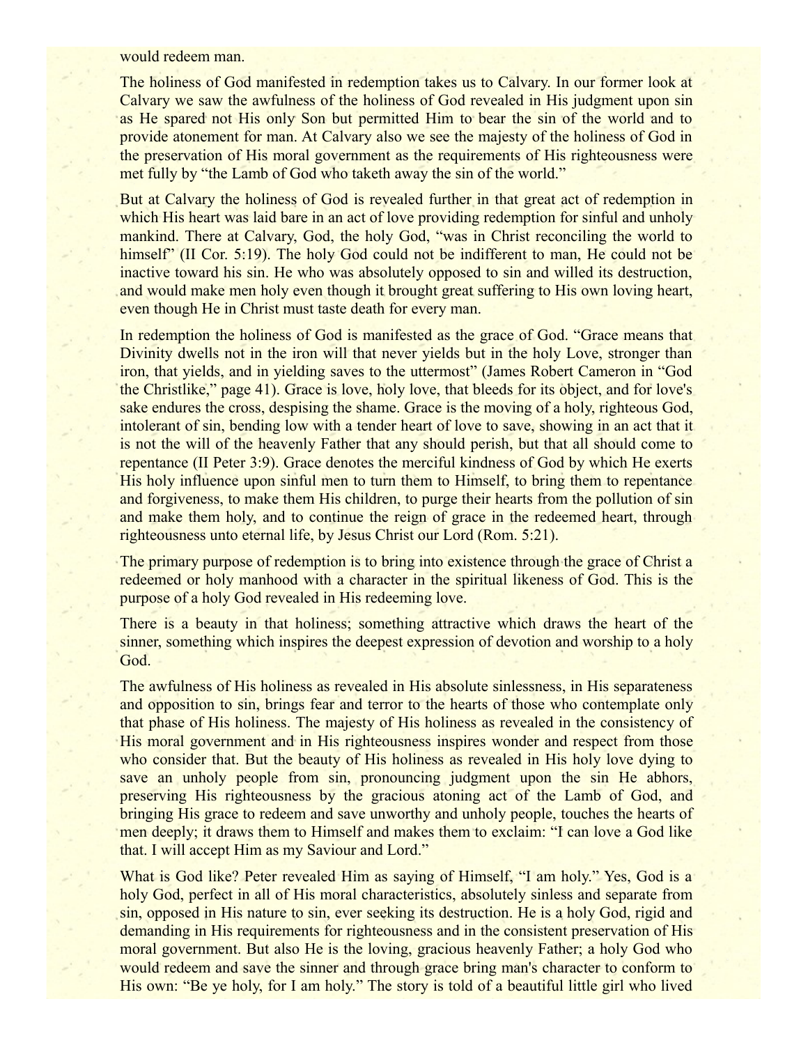would redeem man.

The holiness of God manifested in redemption takes us to Calvary. In our former look at Calvary we saw the awfulness of the holiness of God revealed in His judgment upon sin as He spared not His only Son but permitted Him to bear the sin of the world and to provide atonement for man. At Calvary also we see the majesty of the holiness of God in the preservation of His moral government as the requirements of His righteousness were met fully by "the Lamb of God who taketh away the sin of the world."

But at Calvary the holiness of God is revealed further in that great act of redemption in which His heart was laid bare in an act of love providing redemption for sinful and unholy mankind. There at Calvary, God, the holy God, "was in Christ reconciling the world to himself" (II Cor. 5:19). The holy God could not be indifferent to man, He could not be inactive toward his sin. He who was absolutely opposed to sin and willed its destruction, and would make men holy even though it brought great suffering to His own loving heart, even though He in Christ must taste death for every man.

In redemption the holiness of God is manifested as the grace of God. "Grace means that Divinity dwells not in the iron will that never yields but in the holy Love, stronger than iron, that yields, and in yielding saves to the uttermost" (James Robert Cameron in "God the Christlike," page 41). Grace is love, holy love, that bleeds for its object, and for love's sake endures the cross, despising the shame. Grace is the moving of a holy, righteous God, intolerant of sin, bending low with a tender heart of love to save, showing in an act that it is not the will of the heavenly Father that any should perish, but that all should come to repentance (II Peter 3:9). Grace denotes the merciful kindness of God by which He exerts His holy influence upon sinful men to turn them to Himself, to bring them to repentance and forgiveness, to make them His children, to purge their hearts from the pollution of sin and make them holy, and to continue the reign of grace in the redeemed heart, through righteousness unto eternal life, by Jesus Christ our Lord (Rom. 5:21).

The primary purpose of redemption is to bring into existence through the grace of Christ a redeemed or holy manhood with a character in the spiritual likeness of God. This is the purpose of a holy God revealed in His redeeming love.

There is a beauty in that holiness; something attractive which draws the heart of the sinner, something which inspires the deepest expression of devotion and worship to a holy God.

The awfulness of His holiness as revealed in His absolute sinlessness, in His separateness and opposition to sin, brings fear and terror to the hearts of those who contemplate only that phase of His holiness. The majesty of His holiness as revealed in the consistency of His moral government and in His righteousness inspires wonder and respect from those who consider that. But the beauty of His holiness as revealed in His holy love dying to save an unholy people from sin, pronouncing judgment upon the sin He abhors, preserving His righteousness by the gracious atoning act of the Lamb of God, and bringing His grace to redeem and save unworthy and unholy people, touches the hearts of men deeply; it draws them to Himself and makes them to exclaim: "I can love a God like that. I will accept Him as my Saviour and Lord."

What is God like? Peter revealed Him as saying of Himself, "I am holy." Yes, God is a holy God, perfect in all of His moral characteristics, absolutely sinless and separate from sin, opposed in His nature to sin, ever seeking its destruction. He is a holy God, rigid and demanding in His requirements for righteousness and in the consistent preservation of His moral government. But also He is the loving, gracious heavenly Father; a holy God who would redeem and save the sinner and through grace bring man's character to conform to His own: "Be ye holy, for I am holy." The story is told of a beautiful little girl who lived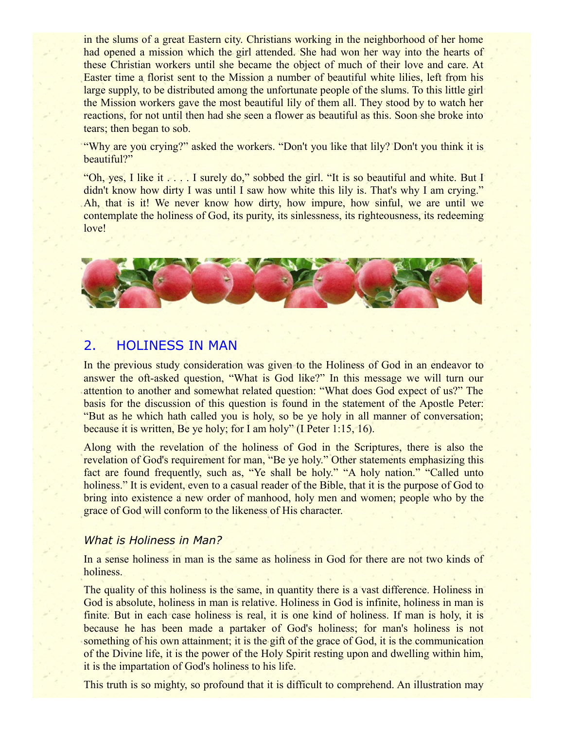in the slums of a great Eastern city. Christians working in the neighborhood of her home had opened a mission which the girl attended. She had won her way into the hearts of these Christian workers until she became the object of much of their love and care. At Easter time a florist sent to the Mission a number of beautiful white lilies, left from his large supply, to be distributed among the unfortunate people of the slums. To this little girl the Mission workers gave the most beautiful lily of them all. They stood by to watch her reactions, for not until then had she seen a flower as beautiful as this. Soon she broke into tears; then began to sob.

"Why are you crying?" asked the workers. "Don't you like that lily? Don't you think it is beautiful?"

"Oh, yes, I like it . . . . I surely do," sobbed the girl. "It is so beautiful and white. But I didn't know how dirty I was until I saw how white this lily is. That's why I am crying." Ah, that is it! We never know how dirty, how impure, how sinful, we are until we contemplate the holiness of God, its purity, its sinlessness, its righteousness, its redeeming love!

## 2. HOLINESS IN MAN

In the previous study consideration was given to the Holiness of God in an endeavor to answer the oft-asked question, "What is God like?" In this message we will turn our attention to another and somewhat related question: "What does God expect of us?" The basis for the discussion of this question is found in the statement of the Apostle Peter: "But as he which hath called you is holy, so be ye holy in all manner of conversation; because it is written, Be ye holy; for I am holy" (I Peter 1:15, 16).

Along with the revelation of the holiness of God in the Scriptures, there is also the revelation of God's requirement for man, "Be ye holy." Other statements emphasizing this fact are found frequently, such as, "Ye shall be holy." "A holy nation." "Called unto holiness." It is evident, even to a casual reader of the Bible, that it is the purpose of God to bring into existence a new order of manhood, holy men and women; people who by the grace of God will conform to the likeness of His character.

### *What is Holiness in Man?*

In a sense holiness in man is the same as holiness in God for there are not two kinds of holiness.

The quality of this holiness is the same, in quantity there is a vast difference. Holiness in God is absolute, holiness in man is relative. Holiness in God is infinite, holiness in man is finite. But in each case holiness is real, it is one kind of holiness. If man is holy, it is because he has been made a partaker of God's holiness; for man's holiness is not something of his own attainment; it is the gift of the grace of God, it is the communication of the Divine life, it is the power of the Holy Spirit resting upon and dwelling within him, it is the impartation of God's holiness to his life.

This truth is so mighty, so profound that it is difficult to comprehend. An illustration may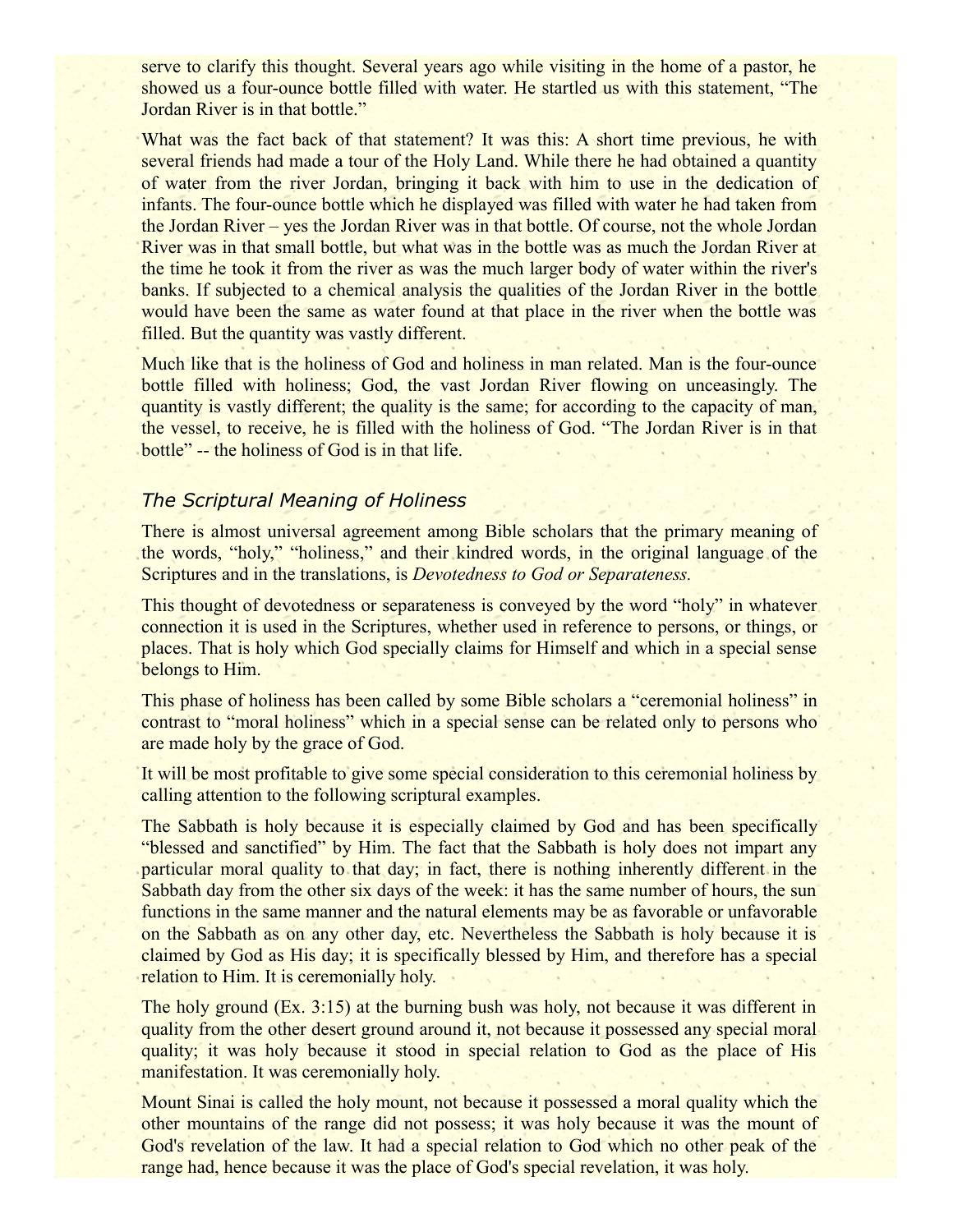serve to clarify this thought. Several years ago while visiting in the home of a pastor, he showed us a four-ounce bottle filled with water. He startled us with this statement, "The Jordan River is in that bottle."

What was the fact back of that statement? It was this: A short time previous, he with several friends had made a tour of the Holy Land. While there he had obtained a quantity of water from the river Jordan, bringing it back with him to use in the dedication of infants. The four-ounce bottle which he displayed was filled with water he had taken from the Jordan River – yes the Jordan River was in that bottle. Of course, not the whole Jordan River was in that small bottle, but what was in the bottle was as much the Jordan River at the time he took it from the river as was the much larger body of water within the river's banks. If subjected to a chemical analysis the qualities of the Jordan River in the bottle would have been the same as water found at that place in the river when the bottle was filled. But the quantity was vastly different.

Much like that is the holiness of God and holiness in man related. Man is the four-ounce bottle filled with holiness; God, the vast Jordan River flowing on unceasingly. The quantity is vastly different; the quality is the same; for according to the capacity of man, the vessel, to receive, he is filled with the holiness of God. "The Jordan River is in that bottle" -- the holiness of God is in that life.

### *The Scriptural Meaning of Holiness*

There is almost universal agreement among Bible scholars that the primary meaning of the words, "holy," "holiness," and their kindred words, in the original language of the Scriptures and in the translations, is *Devotedness to God or Separateness.*

This thought of devotedness or separateness is conveyed by the word "holy" in whatever connection it is used in the Scriptures, whether used in reference to persons, or things, or places. That is holy which God specially claims for Himself and which in a special sense belongs to Him.

This phase of holiness has been called by some Bible scholars a "ceremonial holiness" in contrast to "moral holiness" which in a special sense can be related only to persons who are made holy by the grace of God.

It will be most profitable to give some special consideration to this ceremonial holiness by calling attention to the following scriptural examples.

The Sabbath is holy because it is especially claimed by God and has been specifically "blessed and sanctified" by Him. The fact that the Sabbath is holy does not impart any particular moral quality to that day; in fact, there is nothing inherently different in the Sabbath day from the other six days of the week: it has the same number of hours, the sun functions in the same manner and the natural elements may be as favorable or unfavorable on the Sabbath as on any other day, etc. Nevertheless the Sabbath is holy because it is claimed by God as His day; it is specifically blessed by Him, and therefore has a special relation to Him. It is ceremonially holy.

The holy ground (Ex. 3:15) at the burning bush was holy, not because it was different in quality from the other desert ground around it, not because it possessed any special moral quality; it was holy because it stood in special relation to God as the place of His manifestation. It was ceremonially holy.

Mount Sinai is called the holy mount, not because it possessed a moral quality which the other mountains of the range did not possess; it was holy because it was the mount of God's revelation of the law. It had a special relation to God which no other peak of the range had, hence because it was the place of God's special revelation, it was holy.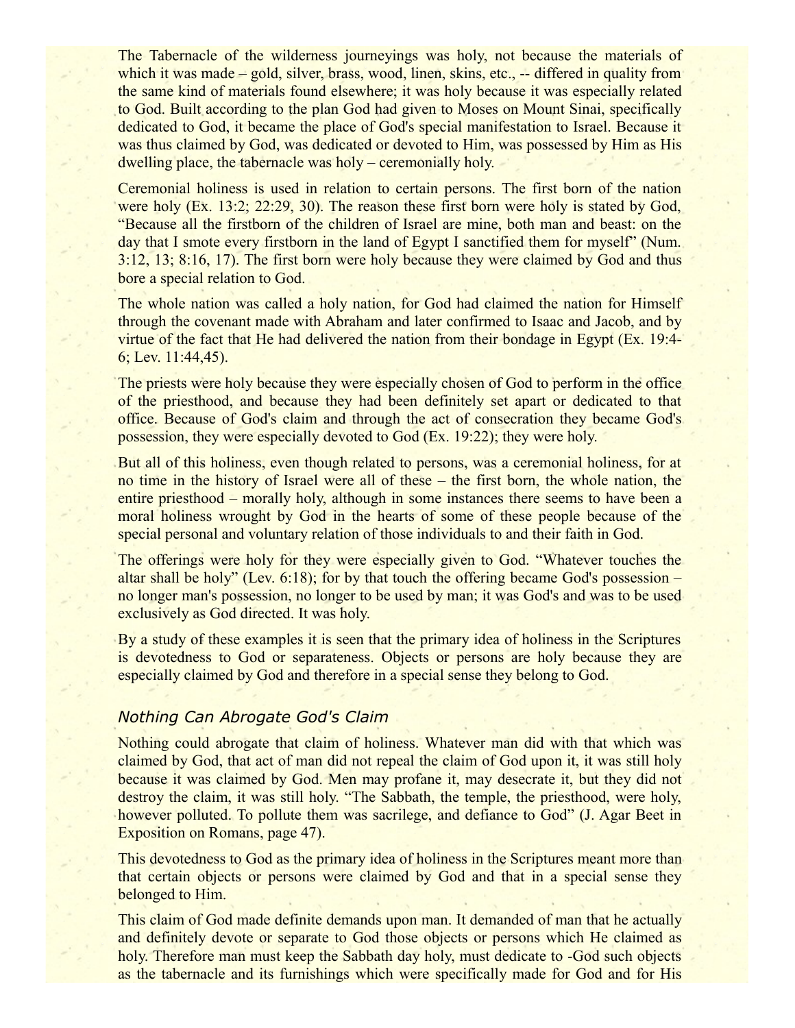The Tabernacle of the wilderness journeyings was holy, not because the materials of which it was made – gold, silver, brass, wood, linen, skins, etc., -- differed in quality from the same kind of materials found elsewhere; it was holy because it was especially related to God. Built according to the plan God had given to Moses on Mount Sinai, specifically dedicated to God, it became the place of God's special manifestation to Israel. Because it was thus claimed by God, was dedicated or devoted to Him, was possessed by Him as His dwelling place, the tabernacle was holy – ceremonially holy.

Ceremonial holiness is used in relation to certain persons. The first born of the nation were holy (Ex. 13:2; 22:29, 30). The reason these first born were holy is stated by God, "Because all the firstborn of the children of Israel are mine, both man and beast: on the day that I smote every firstborn in the land of Egypt I sanctified them for myself" (Num. 3:12, 13; 8:16, 17). The first born were holy because they were claimed by God and thus bore a special relation to God.

The whole nation was called a holy nation, for God had claimed the nation for Himself through the covenant made with Abraham and later confirmed to Isaac and Jacob, and by virtue of the fact that He had delivered the nation from their bondage in Egypt (Ex. 19:4-6; Lev. 11:44,45).

The priests were holy because they were especially chosen of God to perform in the office of the priesthood, and because they had been definitely set apart or dedicated to that office. Because of God's claim and through the act of consecration they became God's possession, they were especially devoted to God (Ex. 19:22); they were holy.

But all of this holiness, even though related to persons, was a ceremonial holiness, for at no time in the history of Israel were all of these – the first born, the whole nation, the entire priesthood – morally holy, although in some instances there seems to have been a moral holiness wrought by God in the hearts of some of these people because of the special personal and voluntary relation of those individuals to and their faith in God.

The offerings were holy for they were especially given to God. "Whatever touches the altar shall be holy" (Lev. 6:18); for by that touch the offering became God's possession – no longer man's possession, no longer to be used by man; it was God's and was to be used exclusively as God directed. It was holy.

By a study of these examples it is seen that the primary idea of holiness in the Scriptures is devotedness to God or separateness. Objects or persons are holy because they are especially claimed by God and therefore in a special sense they belong to God.

### *Nothing Can Abrogate God's Claim*

Nothing could abrogate that claim of holiness. Whatever man did with that which was claimed by God, that act of man did not repeal the claim of God upon it, it was still holy because it was claimed by God. Men may profane it, may desecrate it, but they did not destroy the claim, it was still holy. "The Sabbath, the temple, the priesthood, were holy, however polluted. To pollute them was sacrilege, and defiance to God" (J. Agar Beet in Exposition on Romans, page 47).

This devotedness to God as the primary idea of holiness in the Scriptures meant more than that certain objects or persons were claimed by God and that in a special sense they belonged to Him.

This claim of God made definite demands upon man. It demanded of man that he actually and definitely devote or separate to God those objects or persons which He claimed as holy. Therefore man must keep the Sabbath day holy, must dedicate to -God such objects as the tabernacle and its furnishings which were specifically made for God and for His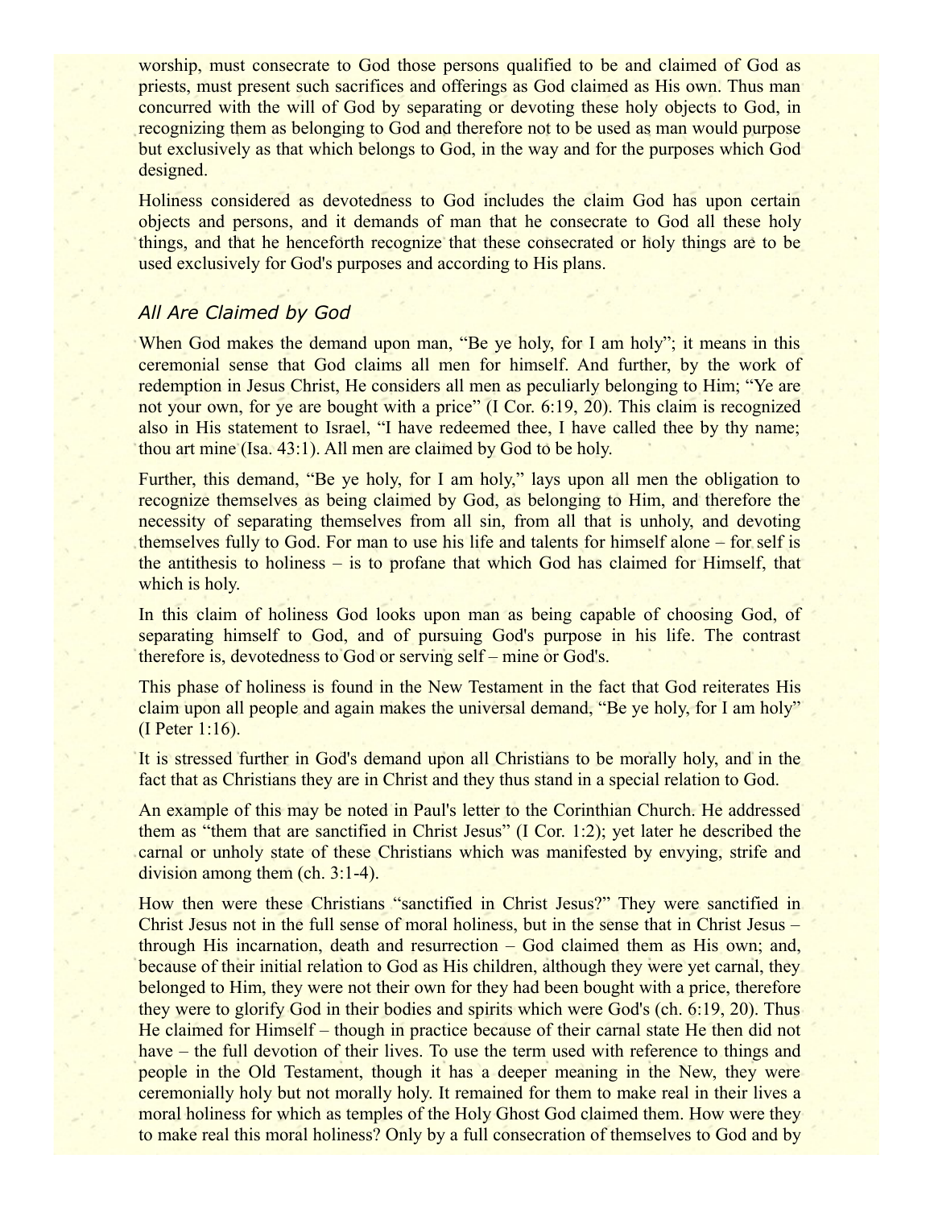worship, must consecrate to God those persons qualified to be and claimed of God as priests, must present such sacrifices and offerings as God claimed as His own. Thus man concurred with the will of God by separating or devoting these holy objects to God, in recognizing them as belonging to God and therefore not to be used as man would purpose but exclusively as that which belongs to God, in the way and for the purposes which God designed.

Holiness considered as devotedness to God includes the claim God has upon certain objects and persons, and it demands of man that he consecrate to God all these holy things, and that he henceforth recognize that these consecrated or holy things are to be used exclusively for God's purposes and according to His plans.

### *All Are Claimed by God*

When God makes the demand upon man, “Be ye holy, for I am holy”; it means in this ceremonial sense that God claims all men for himself. And further, by the work of redemption in Jesus Christ, He considers all men as peculiarly belonging to Him; “Ye are not your own, for ye are bought with a price” (I Cor. 6:19, 20). This claim is recognized also in His statement to Israel, “I have redeemed thee, I have called thee by thy name; thou art mine (Isa. 43:1). All men are claimed by God to be holy.

Further, this demand, “Be ye holy, for I am holy,” lays upon all men the obligation to recognize themselves as being claimed by God, as belonging to Him, and therefore the necessity of separating themselves from all sin, from all that is unholy, and devoting themselves fully to God. For man to use his life and talents for himself alone – for self is the antithesis to holiness – is to profane that which God has claimed for Himself, that which is holy.

In this claim of holiness God looks upon man as being capable of choosing God, of separating himself to God, and of pursuing God's purpose in his life. The contrast therefore is, devotedness to God or serving self – mine or God's.

This phase of holiness is found in the New Testament in the fact that God reiterates His claim upon all people and again makes the universal demand, “Be ye holy, for I am holy” (I Peter 1:16).

It is stressed further in God's demand upon all Christians to be morally holy, and in the fact that as Christians they are in Christ and they thus stand in a special relation to God.

An example of this may be noted in Paul's letter to the Corinthian Church. He addressed them as “them that are sanctified in Christ Jesus” (I Cor. 1:2); yet later he described the carnal or unholy state of these Christians which was manifested by envying, strife and division among them (ch. 3:1-4).

How then were these Christians “sanctified in Christ Jesus?” They were sanctified in Christ Jesus not in the full sense of moral holiness, but in the sense that in Christ Jesus – through His incarnation, death and resurrection – God claimed them as His own; and, because of their initial relation to God as His children, although they were yet carnal, they belonged to Him, they were not their own for they had been bought with a price, therefore they were to glorify God in their bodies and spirits which were God's (ch. 6:19, 20). Thus He claimed for Himself – though in practice because of their carnal state He then did not have – the full devotion of their lives. To use the term used with reference to things and people in the Old Testament, though it has a deeper meaning in the New, they were ceremonially holy but not morally holy. It remained for them to make real in their lives a moral holiness for which as temples of the Holy Ghost God claimed them. How were they to make real this moral holiness? Only by a full consecration of themselves to God and by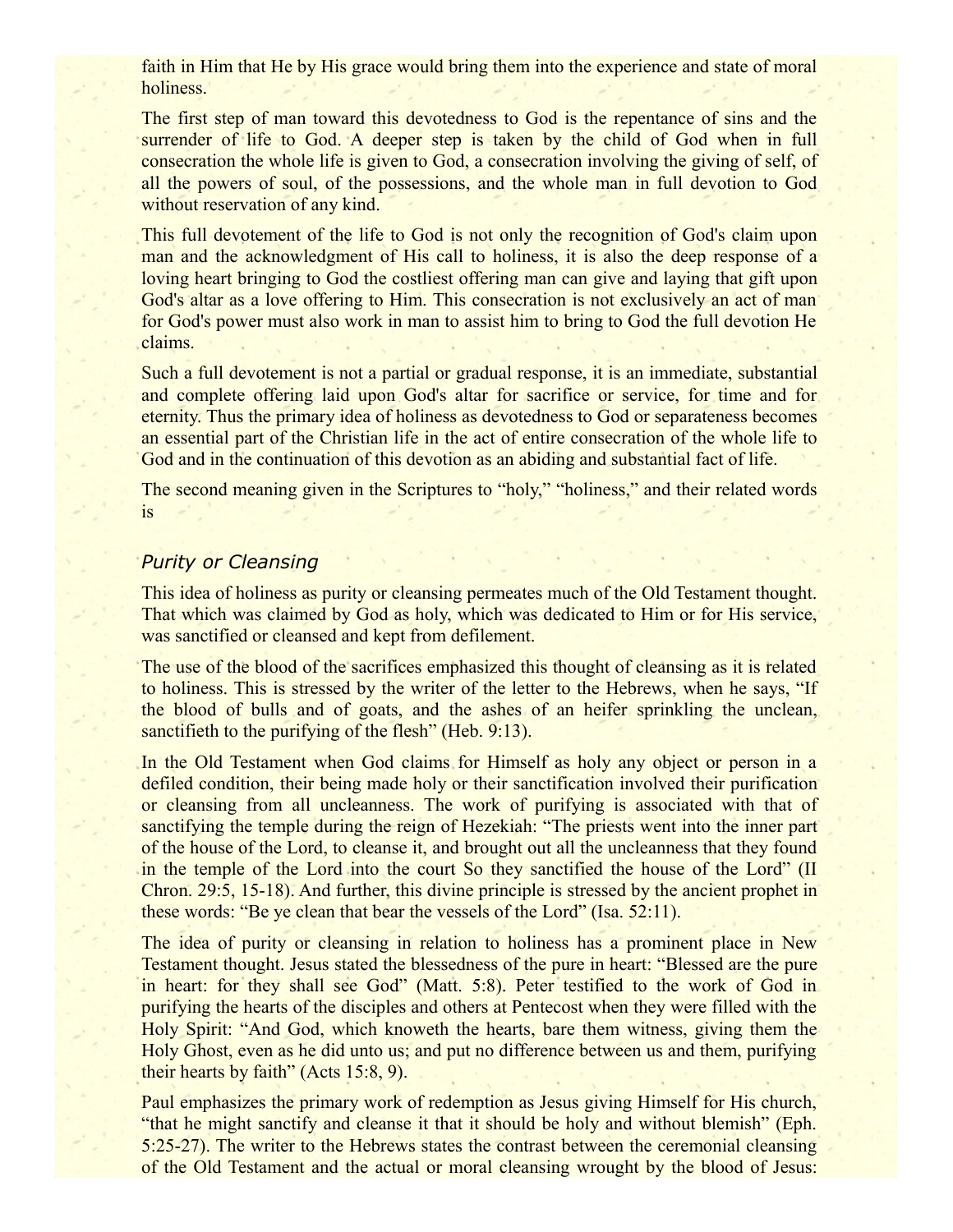faith in Him that He by His grace would bring them into the experience and state of moral holiness.

The first step of man toward this devotedness to God is the repentance of sins and the surrender of life to God. A deeper step is taken by the child of God when in full consecration the whole life is given to God, a consecration involving the giving of self, of all the powers of soul, of the possessions, and the whole man in full devotion to God without reservation of any kind.

This full devotement of the life to God is not only the recognition of God's claim upon man and the acknowledgment of His call to holiness, it is also the deep response of a loving heart bringing to God the costliest offering man can give and laying that gift upon God's altar as a love offering to Him. This consecration is not exclusively an act of man for God's power must also work in man to assist him to bring to God the full devotion He claims.

Such a full devotement is not a partial or gradual response, it is an immediate, substantial and complete offering laid upon God's altar for sacrifice or service, for time and for eternity. Thus the primary idea of holiness as devotedness to God or separateness becomes an essential part of the Christian life in the act of entire consecration of the whole life to God and in the continuation of this devotion as an abiding and substantial fact of life.

The second meaning given in the Scriptures to "holy," "holiness," and their related words is

### *Purity or Cleansing*

This idea of holiness as purity or cleansing permeates much of the Old Testament thought. That which was claimed by God as holy, which was dedicated to Him or for His service, was sanctified or cleansed and kept from defilement.

The use of the blood of the sacrifices emphasized this thought of cleansing as it is related to holiness. This is stressed by the writer of the letter to the Hebrews, when he says, "If the blood of bulls and of goats, and the ashes of an heifer sprinkling the unclean, sanctifieth to the purifying of the flesh" (Heb. 9:13).

In the Old Testament when God claims for Himself as holy any object or person in a defiled condition, their being made holy or their sanctification involved their purification or cleansing from all uncleanness. The work of purifying is associated with that of sanctifying the temple during the reign of Hezekiah: "The priests went into the inner part of the house of the Lord, to cleanse it, and brought out all the uncleanness that they found in the temple of the Lord into the court So they sanctified the house of the Lord" (II Chron. 29:5, 15-18). And further, this divine principle is stressed by the ancient prophet in these words: "Be ye clean that bear the vessels of the Lord" (Isa. 52:11).

The idea of purity or cleansing in relation to holiness has a prominent place in New Testament thought. Jesus stated the blessedness of the pure in heart: "Blessed are the pure in heart: for they shall see God" (Matt. 5:8). Peter testified to the work of God in purifying the hearts of the disciples and others at Pentecost when they were filled with the Holy Spirit: "And God, which knoweth the hearts, bare them witness, giving them the Holy Ghost, even as he did unto us; and put no difference between us and them, purifying their hearts by faith" (Acts 15:8, 9).

Paul emphasizes the primary work of redemption as Jesus giving Himself for His church, "that he might sanctify and cleanse it that it should be holy and without blemish" (Eph. 5:25-27). The writer to the Hebrews states the contrast between the ceremonial cleansing of the Old Testament and the actual or moral cleansing wrought by the blood of Jesus: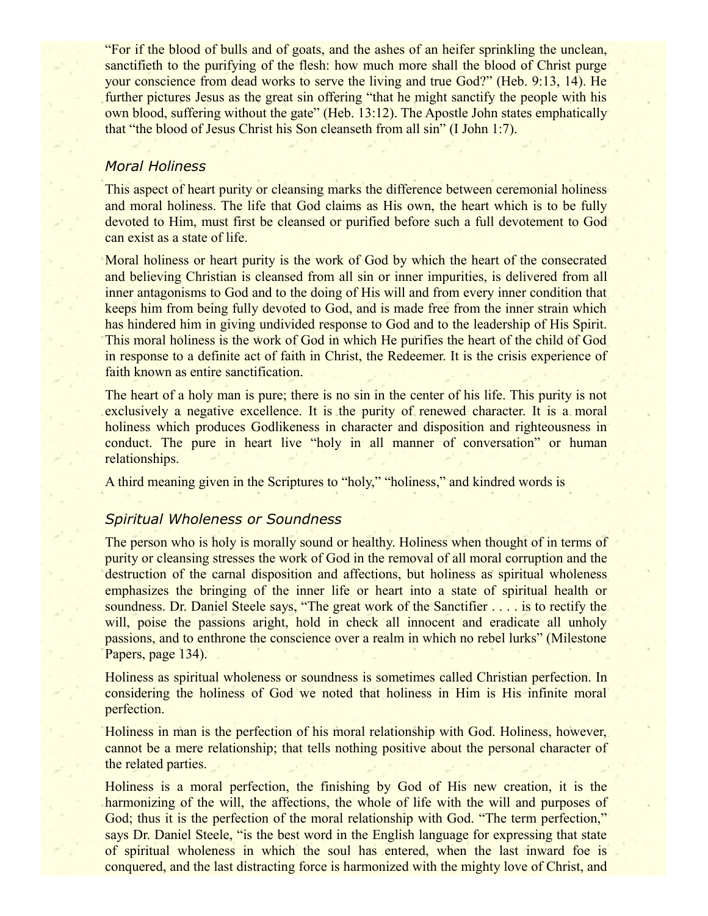"For if the blood of bulls and of goats, and the ashes of an heifer sprinkling the unclean, sanctifieth to the purifying of the flesh: how much more shall the blood of Christ purge your conscience from dead works to serve the living and true God?" (Heb. 9:13, 14). He further pictures Jesus as the great sin offering "that he might sanctify the people with his own blood, suffering without the gate" (Heb. 13:12). The Apostle John states emphatically that "the blood of Jesus Christ his Son cleanseth from all sin" (I John 1:7).

### *Moral Holiness*

This aspect of heart purity or cleansing marks the difference between ceremonial holiness and moral holiness. The life that God claims as His own, the heart which is to be fully devoted to Him, must first be cleansed or purified before such a full devotement to God can exist as a state of life.

Moral holiness or heart purity is the work of God by which the heart of the consecrated and believing Christian is cleansed from all sin or inner impurities, is delivered from all inner antagonisms to God and to the doing of His will and from every inner condition that keeps him from being fully devoted to God, and is made free from the inner strain which has hindered him in giving undivided response to God and to the leadership of His Spirit. This moral holiness is the work of God in which He purifies the heart of the child of God in response to a definite act of faith in Christ, the Redeemer. It is the crisis experience of faith known as entire sanctification.

The heart of a holy man is pure; there is no sin in the center of his life. This purity is not exclusively a negative excellence. It is the purity of renewed character. It is a moral holiness which produces Godlikeness in character and disposition and righteousness in conduct. The pure in heart live "holy in all manner of conversation" or human relationships.

A third meaning given in the Scriptures to "holy," "holiness," and kindred words is

### *Spiritual Wholeness or Soundness*

The person who is holy is morally sound or healthy. Holiness when thought of in terms of purity or cleansing stresses the work of God in the removal of all moral corruption and the destruction of the carnal disposition and affections, but holiness as spiritual wholeness emphasizes the bringing of the inner life or heart into a state of spiritual health or soundness. Dr. Daniel Steele says, "The great work of the Sanctifier . . . . is to rectify the will, poise the passions aright, hold in check all innocent and eradicate all unholy passions, and to enthrone the conscience over a realm in which no rebel lurks" (Milestone Papers, page 134).

Holiness as spiritual wholeness or soundness is sometimes called Christian perfection. In considering the holiness of God we noted that holiness in Him is His infinite moral perfection.

Holiness in man is the perfection of his moral relationship with God. Holiness, however, cannot be a mere relationship; that tells nothing positive about the personal character of the related parties.

Holiness is a moral perfection, the finishing by God of His new creation, it is the harmonizing of the will, the affections, the whole of life with the will and purposes of God; thus it is the perfection of the moral relationship with God. "The term perfection," says Dr. Daniel Steele, "is the best word in the English language for expressing that state of spiritual wholeness in which the soul has entered, when the last inward foe is conquered, and the last distracting force is harmonized with the mighty love of Christ, and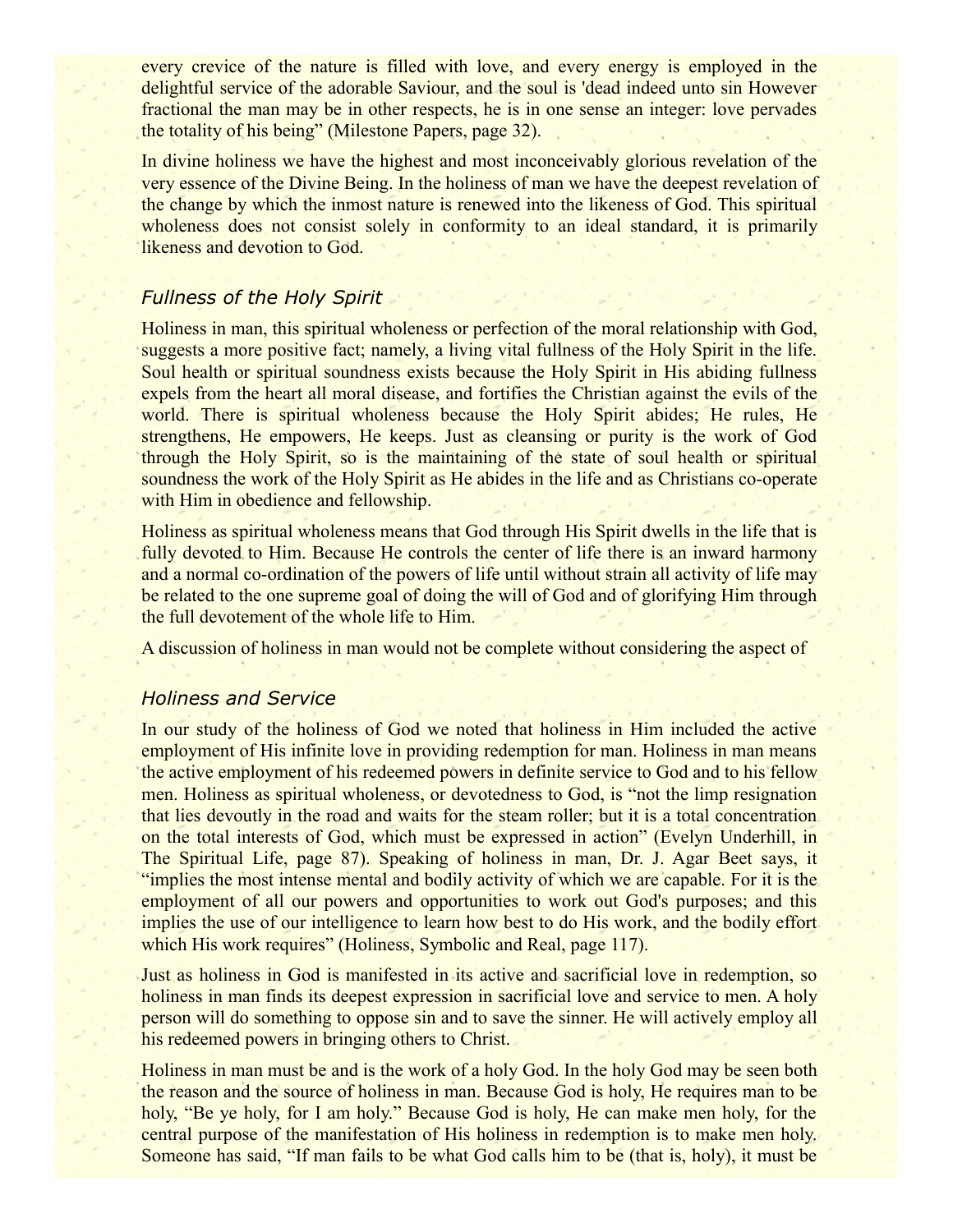every crevice of the nature is filled with love, and every energy is employed in the delightful service of the adorable Saviour, and the soul is 'dead indeed unto sin However fractional the man may be in other respects, he is in one sense an integer: love pervades the totality of his being" (Milestone Papers, page 32).

In divine holiness we have the highest and most inconceivably glorious revelation of the very essence of the Divine Being. In the holiness of man we have the deepest revelation of the change by which the inmost nature is renewed into the likeness of God. This spiritual wholeness does not consist solely in conformity to an ideal standard, it is primarily likeness and devotion to God.

### *Fullness of the Holy Spirit*

Holiness in man, this spiritual wholeness or perfection of the moral relationship with God, suggests a more positive fact; namely, a living vital fullness of the Holy Spirit in the life. Soul health or spiritual soundness exists because the Holy Spirit in His abiding fullness expels from the heart all moral disease, and fortifies the Christian against the evils of the world. There is spiritual wholeness because the Holy Spirit abides; He rules, He strengthens, He empowers, He keeps. Just as cleansing or purity is the work of God through the Holy Spirit, so is the maintaining of the state of soul health or spiritual soundness the work of the Holy Spirit as He abides in the life and as Christians co-operate with Him in obedience and fellowship.

Holiness as spiritual wholeness means that God through His Spirit dwells in the life that is fully devoted to Him. Because He controls the center of life there is an inward harmony and a normal co-ordination of the powers of life until without strain all activity of life may be related to the one supreme goal of doing the will of God and of glorifying Him through the full devotement of the whole life to Him.

A discussion of holiness in man would not be complete without considering the aspect of

### *Holiness and Service*

In our study of the holiness of God we noted that holiness in Him included the active employment of His infinite love in providing redemption for man. Holiness in man means the active employment of his redeemed powers in definite service to God and to his fellow men. Holiness as spiritual wholeness, or devotedness to God, is "not the limp resignation that lies devoutly in the road and waits for the steam roller; but it is a total concentration on the total interests of God, which must be expressed in action" (Evelyn Underhill, in The Spiritual Life, page 87). Speaking of holiness in man, Dr. J. Agar Beet says, it "implies the most intense mental and bodily activity of which we are capable. For it is the employment of all our powers and opportunities to work out God's purposes; and this implies the use of our intelligence to learn how best to do His work, and the bodily effort which His work requires" (Holiness, Symbolic and Real, page 117).

Just as holiness in God is manifested in its active and sacrificial love in redemption, so holiness in man finds its deepest expression in sacrificial love and service to men. A holy person will do something to oppose sin and to save the sinner. He will actively employ all his redeemed powers in bringing others to Christ.

Holiness in man must be and is the work of a holy God. In the holy God may be seen both the reason and the source of holiness in man. Because God is holy, He requires man to be holy, "Be ye holy, for I am holy." Because God is holy, He can make men holy, for the central purpose of the manifestation of His holiness in redemption is to make men holy. Someone has said, "If man fails to be what God calls him to be (that is, holy), it must be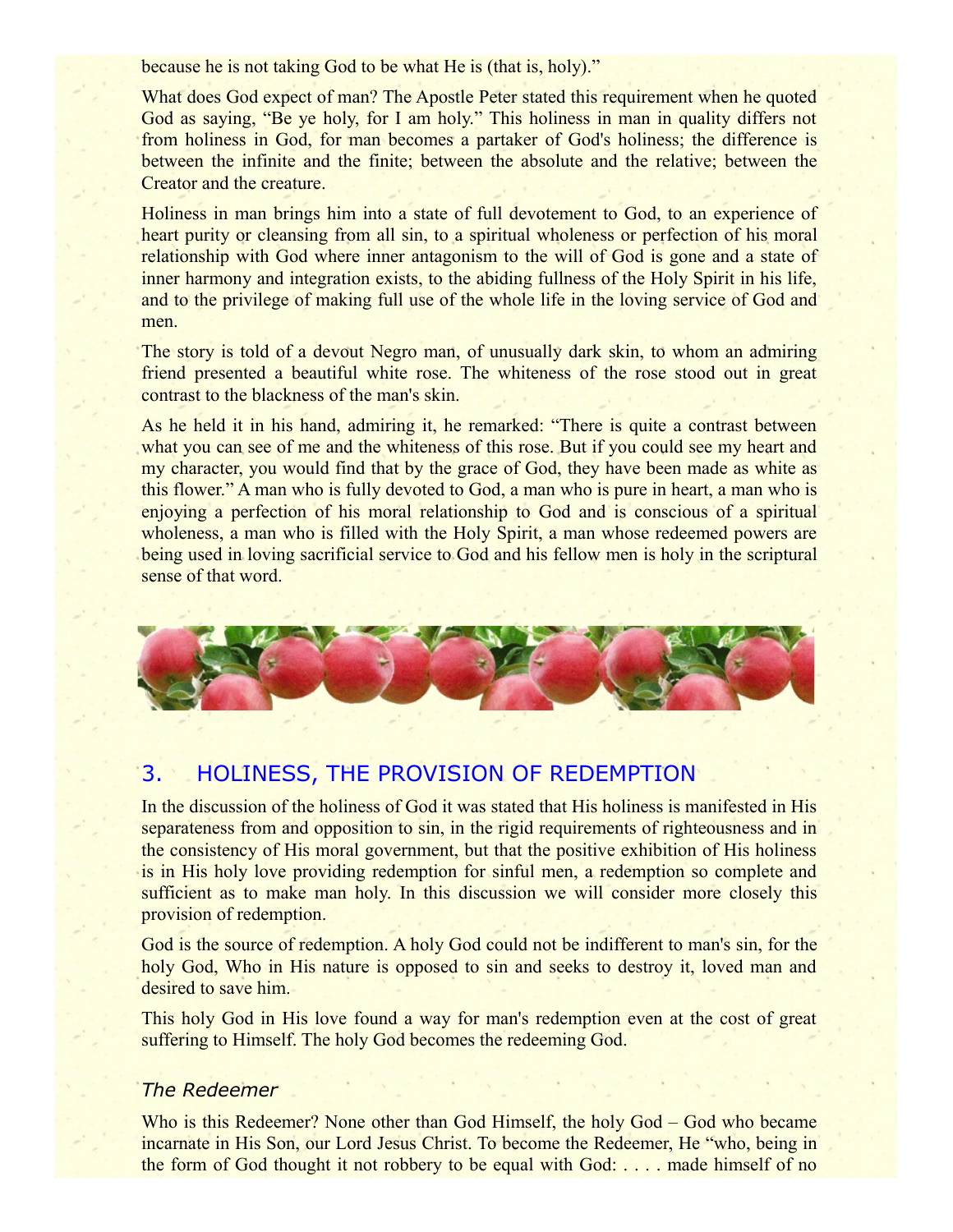because he is not taking God to be what He is (that is, holy)."

What does God expect of man? The Apostle Peter stated this requirement when he quoted God as saying, "Be ye holy, for I am holy." This holiness in man in quality differs not from holiness in God, for man becomes a partaker of God's holiness; the difference is between the infinite and the finite; between the absolute and the relative; between the Creator and the creature.

Holiness in man brings him into a state of full devotement to God, to an experience of heart purity or cleansing from all sin, to a spiritual wholeness or perfection of his moral relationship with God where inner antagonism to the will of God is gone and a state of inner harmony and integration exists, to the abiding fullness of the Holy Spirit in his life, and to the privilege of making full use of the whole life in the loving service of God and men.

The story is told of a devout Negro man, of unusually dark skin, to whom an admiring friend presented a beautiful white rose. The whiteness of the rose stood out in great contrast to the blackness of the man's skin.

As he held it in his hand, admiring it, he remarked: "There is quite a contrast between what you can see of me and the whiteness of this rose. But if you could see my heart and my character, you would find that by the grace of God, they have been made as white as this flower." A man who is fully devoted to God, a man who is pure in heart, a man who is enjoying a perfection of his moral relationship to God and is conscious of a spiritual wholeness, a man who is filled with the Holy Spirit, a man whose redeemed powers are being used in loving sacrificial service to God and his fellow men is holy in the scriptural sense of that word.

## 3. HOLINESS, THE PROVISION OF REDEMPTION

In the discussion of the holiness of God it was stated that His holiness is manifested in His separateness from and opposition to sin, in the rigid requirements of righteousness and in the consistency of His moral government, but that the positive exhibition of His holiness is in His holy love providing redemption for sinful men, a redemption so complete and sufficient as to make man holy. In this discussion we will consider more closely this provision of redemption.

God is the source of redemption. A holy God could not be indifferent to man's sin, for the holy God, Who in His nature is opposed to sin and seeks to destroy it, loved man and desired to save him.

This holy God in His love found a way for man's redemption even at the cost of great suffering to Himself. The holy God becomes the redeeming God.

### *The Redeemer*

Who is this Redeemer? None other than God Himself, the holy God – God who became incarnate in His Son, our Lord Jesus Christ. To become the Redeemer, He "who, being in the form of God thought it not robbery to be equal with God: . . . . made himself of no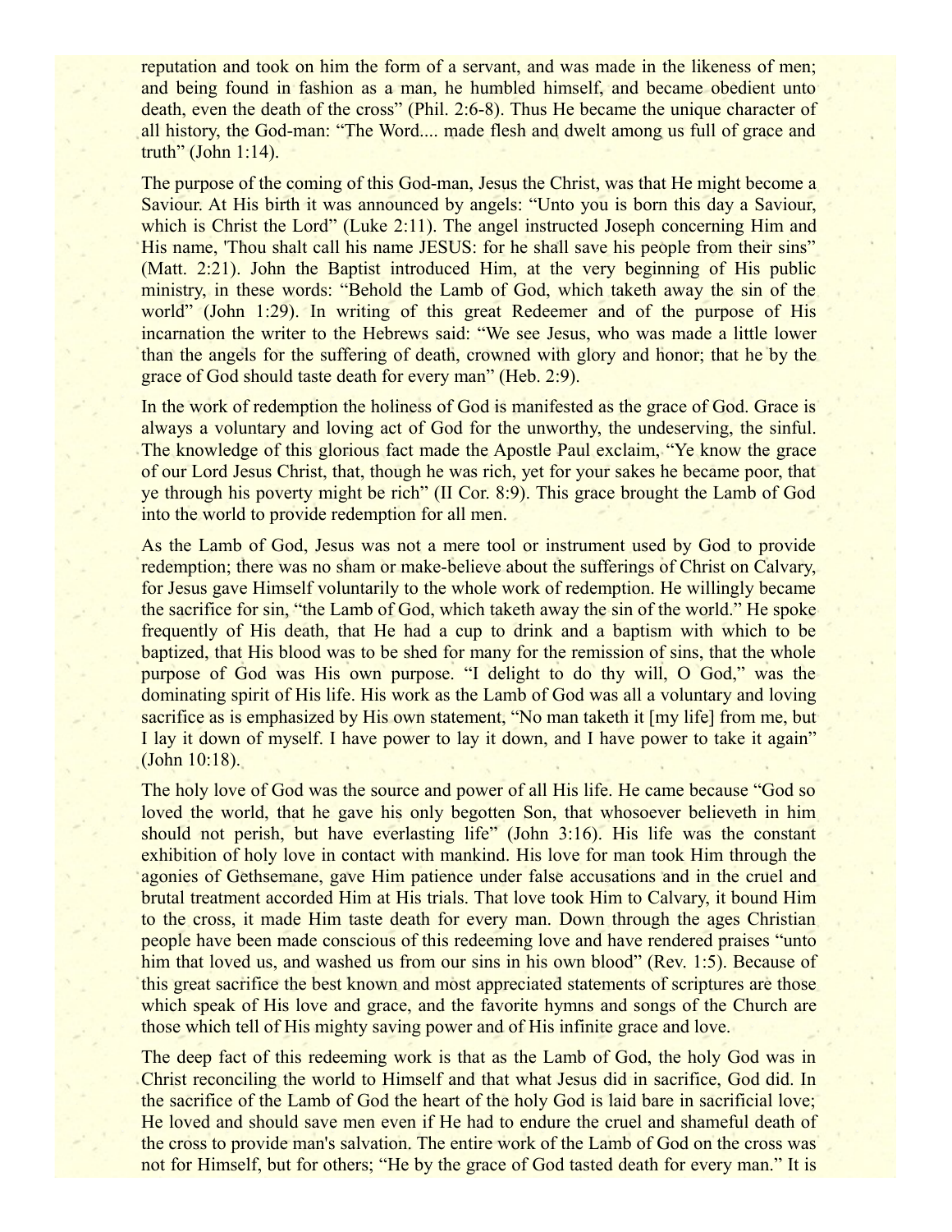reputation and took on him the form of a servant, and was made in the likeness of men; and being found in fashion as a man, he humbled himself, and became obedient unto death, even the death of the cross" (Phil. 2:6-8). Thus He became the unique character of all history, the God-man: "The Word.... made flesh and dwelt among us full of grace and truth" (John 1:14).

The purpose of the coming of this God-man, Jesus the Christ, was that He might become a Saviour. At His birth it was announced by angels: "Unto you is born this day a Saviour, which is Christ the Lord" (Luke 2:11). The angel instructed Joseph concerning Him and His name, 'Thou shalt call his name JESUS: for he shall save his people from their sins" (Matt. 2:21). John the Baptist introduced Him, at the very beginning of His public ministry, in these words: "Behold the Lamb of God, which taketh away the sin of the world" (John 1:29). In writing of this great Redeemer and of the purpose of His incarnation the writer to the Hebrews said: "We see Jesus, who was made a little lower than the angels for the suffering of death, crowned with glory and honor; that he by the grace of God should taste death for every man" (Heb. 2:9).

In the work of redemption the holiness of God is manifested as the grace of God. Grace is always a voluntary and loving act of God for the unworthy, the undeserving, the sinful. The knowledge of this glorious fact made the Apostle Paul exclaim, "Ye know the grace of our Lord Jesus Christ, that, though he was rich, yet for your sakes he became poor, that ye through his poverty might be rich" (II Cor. 8:9). This grace brought the Lamb of God into the world to provide redemption for all men.

As the Lamb of God, Jesus was not a mere tool or instrument used by God to provide redemption; there was no sham or make-believe about the sufferings of Christ on Calvary, for Jesus gave Himself voluntarily to the whole work of redemption. He willingly became the sacrifice for sin, "the Lamb of God, which taketh away the sin of the world." He spoke frequently of His death, that He had a cup to drink and a baptism with which to be baptized, that His blood was to be shed for many for the remission of sins, that the whole purpose of God was His own purpose. "I delight to do thy will, O God," was the dominating spirit of His life. His work as the Lamb of God was all a voluntary and loving sacrifice as is emphasized by His own statement, "No man taketh it [my life] from me, but I lay it down of myself. I have power to lay it down, and I have power to take it again" (John 10:18).

The holy love of God was the source and power of all His life. He came because "God so loved the world, that he gave his only begotten Son, that whosoever believeth in him should not perish, but have everlasting life" (John 3:16). His life was the constant exhibition of holy love in contact with mankind. His love for man took Him through the agonies of Gethsemane, gave Him patience under false accusations and in the cruel and brutal treatment accorded Him at His trials. That love took Him to Calvary, it bound Him to the cross, it made Him taste death for every man. Down through the ages Christian people have been made conscious of this redeeming love and have rendered praises "unto him that loved us, and washed us from our sins in his own blood" (Rev. 1:5). Because of this great sacrifice the best known and most appreciated statements of scriptures are those which speak of His love and grace, and the favorite hymns and songs of the Church are those which tell of His mighty saving power and of His infinite grace and love.

The deep fact of this redeeming work is that as the Lamb of God, the holy God was in Christ reconciling the world to Himself and that what Jesus did in sacrifice, God did. In the sacrifice of the Lamb of God the heart of the holy God is laid bare in sacrificial love; He loved and should save men even if He had to endure the cruel and shameful death of the cross to provide man's salvation. The entire work of the Lamb of God on the cross was not for Himself, but for others; "He by the grace of God tasted death for every man." It is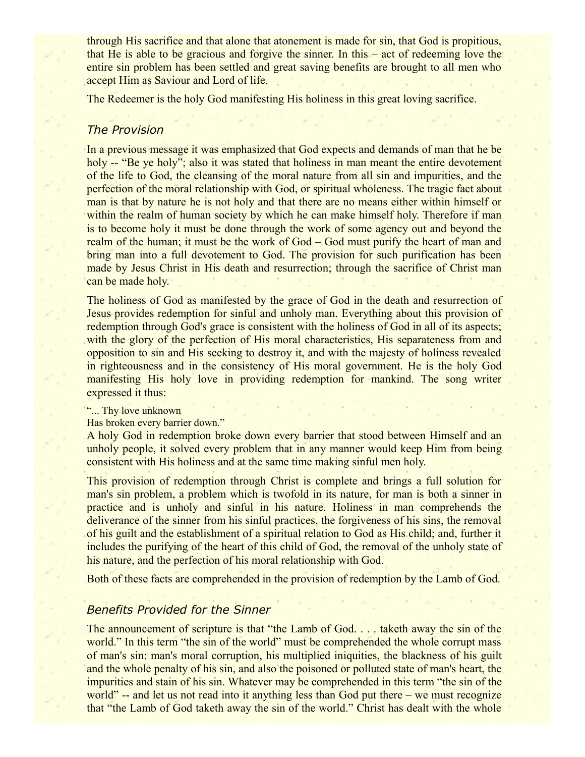through His sacrifice and that alone that atonement is made for sin, that God is propitious, that He is able to be gracious and forgive the sinner. In this – act of redeeming love the entire sin problem has been settled and great saving benefits are brought to all men who accept Him as Saviour and Lord of life.

The Redeemer is the holy God manifesting His holiness in this great loving sacrifice.

### *The Provision*

In a previous message it was emphasized that God expects and demands of man that he be holy -- "Be ye holy"; also it was stated that holiness in man meant the entire devotement of the life to God, the cleansing of the moral nature from all sin and impurities, and the perfection of the moral relationship with God, or spiritual wholeness. The tragic fact about man is that by nature he is not holy and that there are no means either within himself or within the realm of human society by which he can make himself holy. Therefore if man is to become holy it must be done through the work of some agency out and beyond the realm of the human; it must be the work of God – God must purify the heart of man and bring man into a full devotement to God. The provision for such purification has been made by Jesus Christ in His death and resurrection; through the sacrifice of Christ man can be made holy.

The holiness of God as manifested by the grace of God in the death and resurrection of Jesus provides redemption for sinful and unholy man. Everything about this provision of redemption through God's grace is consistent with the holiness of God in all of its aspects; with the glory of the perfection of His moral characteristics, His separateness from and opposition to sin and His seeking to destroy it, and with the majesty of holiness revealed in righteousness and in the consistency of His moral government. He is the holy God manifesting His holy love in providing redemption for mankind. The song writer expressed it thus:

"... Thy love unknown
Has broken every barrier down."

A holy God in redemption broke down every barrier that stood between Himself and an unholy people, it solved every problem that in any manner would keep Him from being consistent with His holiness and at the same time making sinful men holy.

This provision of redemption through Christ is complete and brings a full solution for man's sin problem, a problem which is twofold in its nature, for man is both a sinner in practice and is unholy and sinful in his nature. Holiness in man comprehends the deliverance of the sinner from his sinful practices, the forgiveness of his sins, the removal of his guilt and the establishment of a spiritual relation to God as His child; and, further it includes the purifying of the heart of this child of God, the removal of the unholy state of his nature, and the perfection of his moral relationship with God.

Both of these facts are comprehended in the provision of redemption by the Lamb of God.

### *Benefits Provided for the Sinner*

The announcement of scripture is that "the Lamb of God. . . . taketh away the sin of the world." In this term "the sin of the world" must be comprehended the whole corrupt mass of man's sin: man's moral corruption, his multiplied iniquities, the blackness of his guilt and the whole penalty of his sin, and also the poisoned or polluted state of man's heart, the impurities and stain of his sin. Whatever may be comprehended in this term "the sin of the world" -- and let us not read into it anything less than God put there – we must recognize that "the Lamb of God taketh away the sin of the world." Christ has dealt with the whole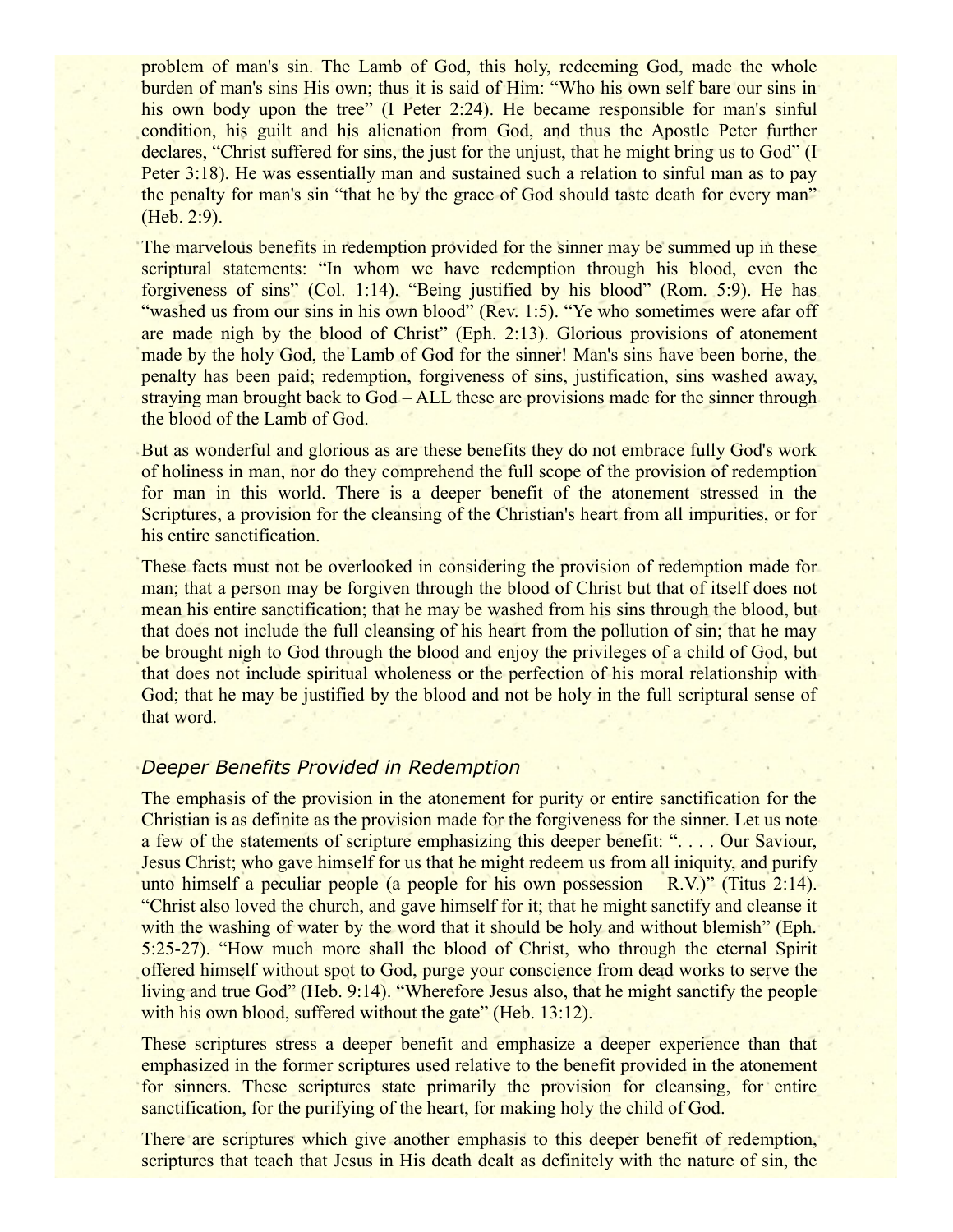problem of man's sin. The Lamb of God, this holy, redeeming God, made the whole burden of man's sins His own; thus it is said of Him: "Who his own self bare our sins in his own body upon the tree" (I Peter 2:24). He became responsible for man's sinful condition, his guilt and his alienation from God, and thus the Apostle Peter further declares, "Christ suffered for sins, the just for the unjust, that he might bring us to God" (I Peter 3:18). He was essentially man and sustained such a relation to sinful man as to pay the penalty for man's sin "that he by the grace of God should taste death for every man" (Heb. 2:9).

The marvelous benefits in redemption provided for the sinner may be summed up in these scriptural statements: "In whom we have redemption through his blood, even the forgiveness of sins" (Col. 1:14). "Being justified by his blood" (Rom. 5:9). He has "washed us from our sins in his own blood" (Rev. 1:5). "Ye who sometimes were afar off are made nigh by the blood of Christ" (Eph. 2:13). Glorious provisions of atonement made by the holy God, the Lamb of God for the sinner! Man's sins have been borne, the penalty has been paid; redemption, forgiveness of sins, justification, sins washed away, straying man brought back to God – ALL these are provisions made for the sinner through the blood of the Lamb of God.

But as wonderful and glorious as are these benefits they do not embrace fully God's work of holiness in man, nor do they comprehend the full scope of the provision of redemption for man in this world. There is a deeper benefit of the atonement stressed in the Scriptures, a provision for the cleansing of the Christian's heart from all impurities, or for his entire sanctification.

These facts must not be overlooked in considering the provision of redemption made for man; that a person may be forgiven through the blood of Christ but that of itself does not mean his entire sanctification; that he may be washed from his sins through the blood, but that does not include the full cleansing of his heart from the pollution of sin; that he may be brought nigh to God through the blood and enjoy the privileges of a child of God, but that does not include spiritual wholeness or the perfection of his moral relationship with God; that he may be justified by the blood and not be holy in the full scriptural sense of that word.

### *Deeper Benefits Provided in Redemption*

The emphasis of the provision in the atonement for purity or entire sanctification for the Christian is as definite as the provision made for the forgiveness for the sinner. Let us note a few of the statements of scripture emphasizing this deeper benefit: ". . . . Our Saviour, Jesus Christ; who gave himself for us that he might redeem us from all iniquity, and purify unto himself a peculiar people (a people for his own possession – R.V.)" (Titus 2:14). "Christ also loved the church, and gave himself for it; that he might sanctify and cleanse it with the washing of water by the word that it should be holy and without blemish" (Eph. 5:25-27). "How much more shall the blood of Christ, who through the eternal Spirit offered himself without spot to God, purge your conscience from dead works to serve the living and true God" (Heb. 9:14). "Wherefore Jesus also, that he might sanctify the people with his own blood, suffered without the gate" (Heb. 13:12).

These scriptures stress a deeper benefit and emphasize a deeper experience than that emphasized in the former scriptures used relative to the benefit provided in the atonement for sinners. These scriptures state primarily the provision for cleansing, for entire sanctification, for the purifying of the heart, for making holy the child of God.

There are scriptures which give another emphasis to this deeper benefit of redemption, scriptures that teach that Jesus in His death dealt as definitely with the nature of sin, the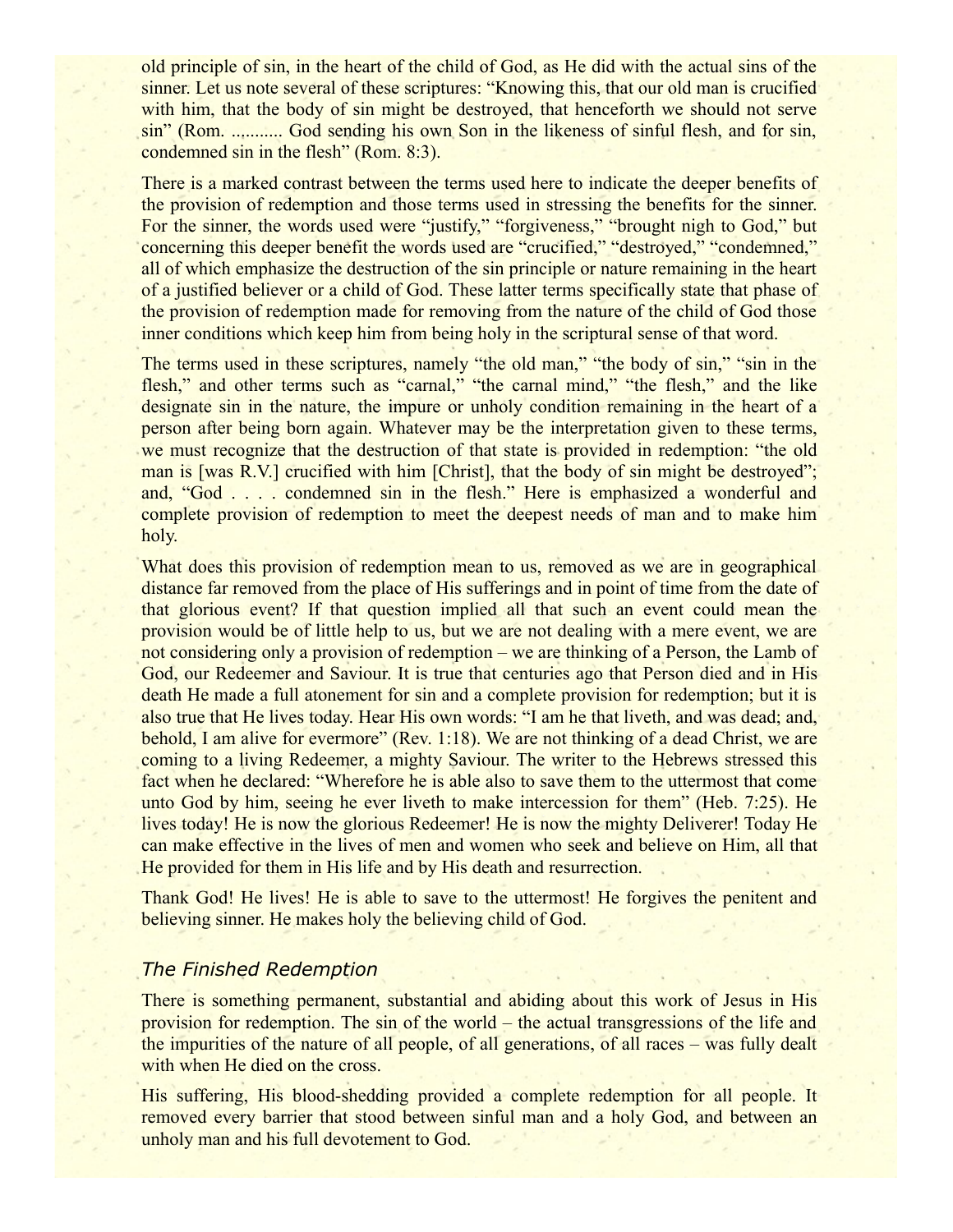old principle of sin, in the heart of the child of God, as He did with the actual sins of the sinner. Let us note several of these scriptures: "Knowing this, that our old man is crucified with him, that the body of sin might be destroyed, that henceforth we should not serve sin" (Rom. ..,........ God sending his own Son in the likeness of sinful flesh, and for sin, condemned sin in the flesh" (Rom. 8:3).

There is a marked contrast between the terms used here to indicate the deeper benefits of the provision of redemption and those terms used in stressing the benefits for the sinner. For the sinner, the words used were "justify," "forgiveness," "brought nigh to God," but concerning this deeper benefit the words used are "crucified," "destroyed," "condemned," all of which emphasize the destruction of the sin principle or nature remaining in the heart of a justified believer or a child of God. These latter terms specifically state that phase of the provision of redemption made for removing from the nature of the child of God those inner conditions which keep him from being holy in the scriptural sense of that word.

The terms used in these scriptures, namely "the old man," "the body of sin," "sin in the flesh," and other terms such as "carnal," "the carnal mind," "the flesh," and the like designate sin in the nature, the impure or unholy condition remaining in the heart of a person after being born again. Whatever may be the interpretation given to these terms, we must recognize that the destruction of that state is provided in redemption: "the old man is [was R.V.] crucified with him [Christ], that the body of sin might be destroyed"; and, "God . . . . condemned sin in the flesh." Here is emphasized a wonderful and complete provision of redemption to meet the deepest needs of man and to make him holy.

What does this provision of redemption mean to us, removed as we are in geographical distance far removed from the place of His sufferings and in point of time from the date of that glorious event? If that question implied all that such an event could mean the provision would be of little help to us, but we are not dealing with a mere event, we are not considering only a provision of redemption – we are thinking of a Person, the Lamb of God, our Redeemer and Saviour. It is true that centuries ago that Person died and in His death He made a full atonement for sin and a complete provision for redemption; but it is also true that He lives today. Hear His own words: "I am he that liveth, and was dead; and, behold, I am alive for evermore" (Rev. 1:18). We are not thinking of a dead Christ, we are coming to a living Redeemer, a mighty Saviour. The writer to the Hebrews stressed this fact when he declared: "Wherefore he is able also to save them to the uttermost that come unto God by him, seeing he ever liveth to make intercession for them" (Heb. 7:25). He lives today! He is now the glorious Redeemer! He is now the mighty Deliverer! Today He can make effective in the lives of men and women who seek and believe on Him, all that He provided for them in His life and by His death and resurrection.

Thank God! He lives! He is able to save to the uttermost! He forgives the penitent and believing sinner. He makes holy the believing child of God.

### *The Finished Redemption*

There is something permanent, substantial and abiding about this work of Jesus in His provision for redemption. The sin of the world – the actual transgressions of the life and the impurities of the nature of all people, of all generations, of all races – was fully dealt with when He died on the cross.

His suffering, His blood-shedding provided a complete redemption for all people. It removed every barrier that stood between sinful man and a holy God, and between an unholy man and his full devotement to God.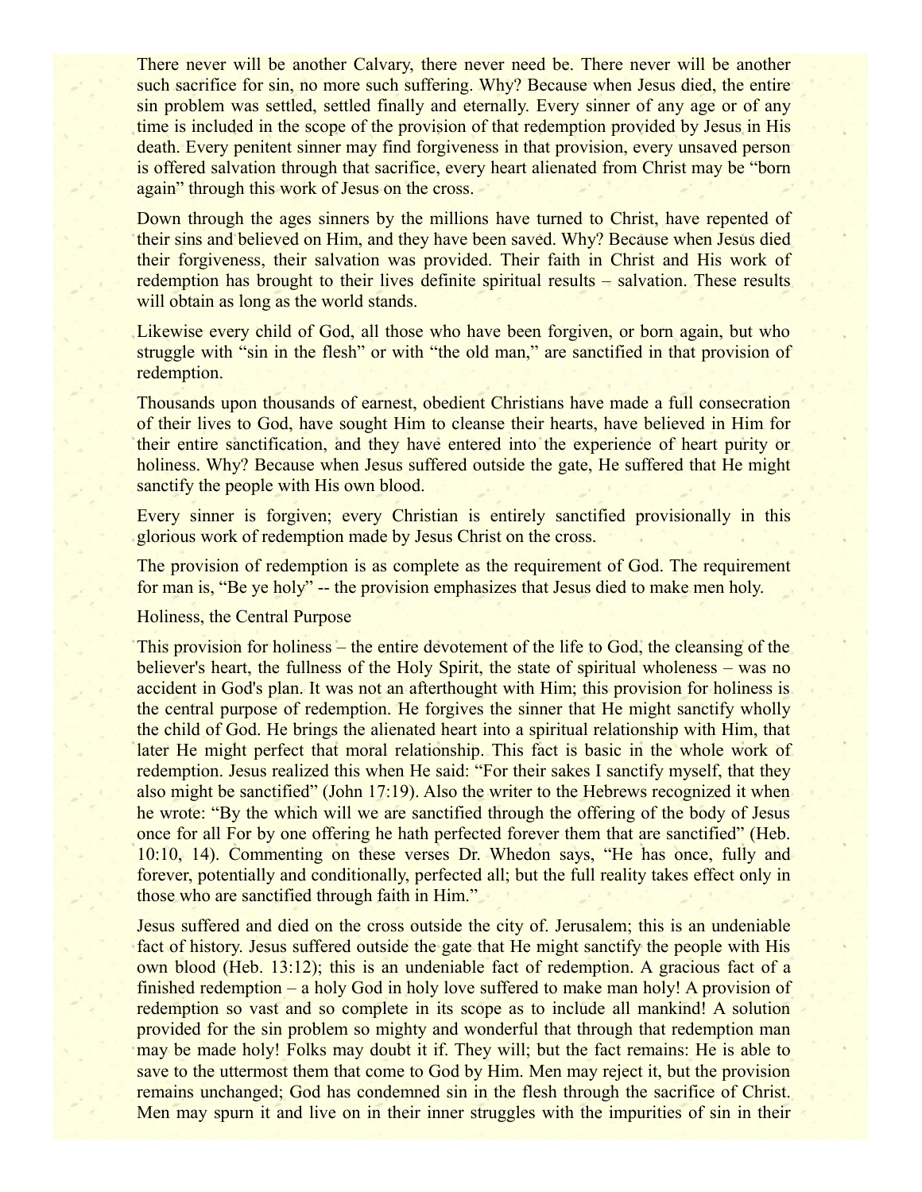There never will be another Calvary, there never need be. There never will be another such sacrifice for sin, no more such suffering. Why? Because when Jesus died, the entire sin problem was settled, settled finally and eternally. Every sinner of any age or of any time is included in the scope of the provision of that redemption provided by Jesus in His death. Every penitent sinner may find forgiveness in that provision, every unsaved person is offered salvation through that sacrifice, every heart alienated from Christ may be "born again" through this work of Jesus on the cross.

Down through the ages sinners by the millions have turned to Christ, have repented of their sins and believed on Him, and they have been saved. Why? Because when Jesus died their forgiveness, their salvation was provided. Their faith in Christ and His work of redemption has brought to their lives definite spiritual results – salvation. These results will obtain as long as the world stands.

Likewise every child of God, all those who have been forgiven, or born again, but who struggle with "sin in the flesh" or with "the old man," are sanctified in that provision of redemption.

Thousands upon thousands of earnest, obedient Christians have made a full consecration of their lives to God, have sought Him to cleanse their hearts, have believed in Him for their entire sanctification, and they have entered into the experience of heart purity or holiness. Why? Because when Jesus suffered outside the gate, He suffered that He might sanctify the people with His own blood.

Every sinner is forgiven; every Christian is entirely sanctified provisionally in this glorious work of redemption made by Jesus Christ on the cross.

The provision of redemption is as complete as the requirement of God. The requirement for man is, "Be ye holy" -- the provision emphasizes that Jesus died to make men holy.

## Holiness, the Central Purpose

This provision for holiness – the entire devotement of the life to God, the cleansing of the believer's heart, the fullness of the Holy Spirit, the state of spiritual wholeness – was no accident in God's plan. It was not an afterthought with Him; this provision for holiness is the central purpose of redemption. He forgives the sinner that He might sanctify wholly the child of God. He brings the alienated heart into a spiritual relationship with Him, that later He might perfect that moral relationship. This fact is basic in the whole work of redemption. Jesus realized this when He said: "For their sakes I sanctify myself, that they also might be sanctified" (John 17:19). Also the writer to the Hebrews recognized it when he wrote: "By the which will we are sanctified through the offering of the body of Jesus once for all For by one offering he hath perfected forever them that are sanctified" (Heb. 10:10, 14). Commenting on these verses Dr. Whedon says, "He has once, fully and forever, potentially and conditionally, perfected all; but the full reality takes effect only in those who are sanctified through faith in Him."

Jesus suffered and died on the cross outside the city of. Jerusalem; this is an undeniable fact of history. Jesus suffered outside the gate that He might sanctify the people with His own blood (Heb. 13:12); this is an undeniable fact of redemption. A gracious fact of a finished redemption – a holy God in holy love suffered to make man holy! A provision of redemption so vast and so complete in its scope as to include all mankind! A solution provided for the sin problem so mighty and wonderful that through that redemption man may be made holy! Folks may doubt it if. They will; but the fact remains: He is able to save to the uttermost them that come to God by Him. Men may reject it, but the provision remains unchanged; God has condemned sin in the flesh through the sacrifice of Christ. Men may spurn it and live on in their inner struggles with the impurities of sin in their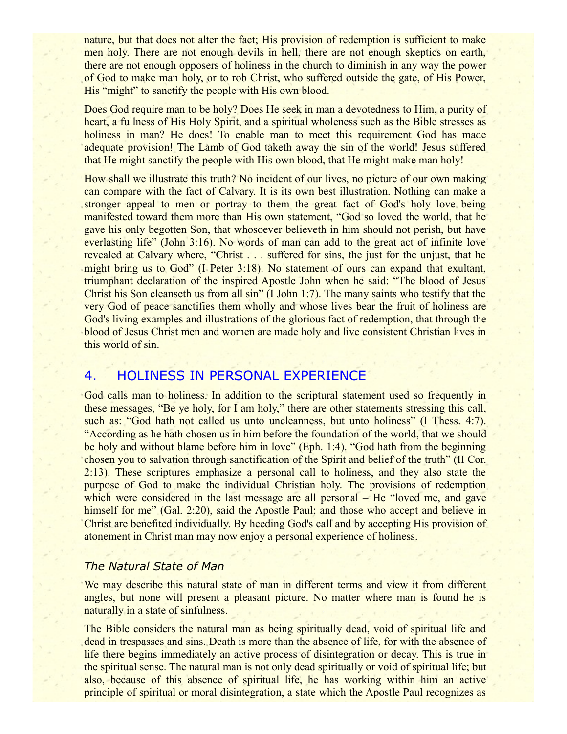nature, but that does not alter the fact; His provision of redemption is sufficient to make men holy. There are not enough devils in hell, there are not enough skeptics on earth, there are not enough opposers of holiness in the church to diminish in any way the power of God to make man holy, or to rob Christ, who suffered outside the gate, of His Power, His "might" to sanctify the people with His own blood.

Does God require man to be holy? Does He seek in man a devotedness to Him, a purity of heart, a fullness of His Holy Spirit, and a spiritual wholeness such as the Bible stresses as holiness in man? He does! To enable man to meet this requirement God has made adequate provision! The Lamb of God taketh away the sin of the world! Jesus suffered that He might sanctify the people with His own blood, that He might make man holy!

How shall we illustrate this truth? No incident of our lives, no picture of our own making can compare with the fact of Calvary. It is its own best illustration. Nothing can make a stronger appeal to men or portray to them the great fact of God's holy love being manifested toward them more than His own statement, "God so loved the world, that he gave his only begotten Son, that whosoever believeth in him should not perish, but have everlasting life" (John 3:16). No words of man can add to the great act of infinite love revealed at Calvary where, "Christ . . . suffered for sins, the just for the unjust, that he might bring us to God" (I Peter 3:18). No statement of ours can expand that exultant, triumphant declaration of the inspired Apostle John when he said: "The blood of Jesus Christ his Son cleanseth us from all sin" (I John 1:7). The many saints who testify that the very God of peace sanctifies them wholly and whose lives bear the fruit of holiness are God's living examples and illustrations of the glorious fact of redemption, that through the blood of Jesus Christ men and women are made holy and live consistent Christian lives in this world of sin.

## 4. HOLINESS IN PERSONAL EXPERIENCE

God calls man to holiness. In addition to the scriptural statement used so frequently in these messages, "Be ye holy, for I am holy," there are other statements stressing this call, such as: "God hath not called us unto uncleanness, but unto holiness" (I Thess. 4:7). "According as he hath chosen us in him before the foundation of the world, that we should be holy and without blame before him in love" (Eph. 1:4). "God hath from the beginning chosen you to salvation through sanctification of the Spirit and belief of the truth" (II Cor. 2:13). These scriptures emphasize a personal call to holiness, and they also state the purpose of God to make the individual Christian holy. The provisions of redemption which were considered in the last message are all personal – He "loved me, and gave himself for me" (Gal. 2:20), said the Apostle Paul; and those who accept and believe in Christ are benefited individually. By heeding God's call and by accepting His provision of atonement in Christ man may now enjoy a personal experience of holiness.

### *The Natural State of Man*

We may describe this natural state of man in different terms and view it from different angles, but none will present a pleasant picture. No matter where man is found he is naturally in a state of sinfulness.

The Bible considers the natural man as being spiritually dead, void of spiritual life and dead in trespasses and sins. Death is more than the absence of life, for with the absence of life there begins immediately an active process of disintegration or decay. This is true in the spiritual sense. The natural man is not only dead spiritually or void of spiritual life; but also, because of this absence of spiritual life, he has working within him an active principle of spiritual or moral disintegration, a state which the Apostle Paul recognizes as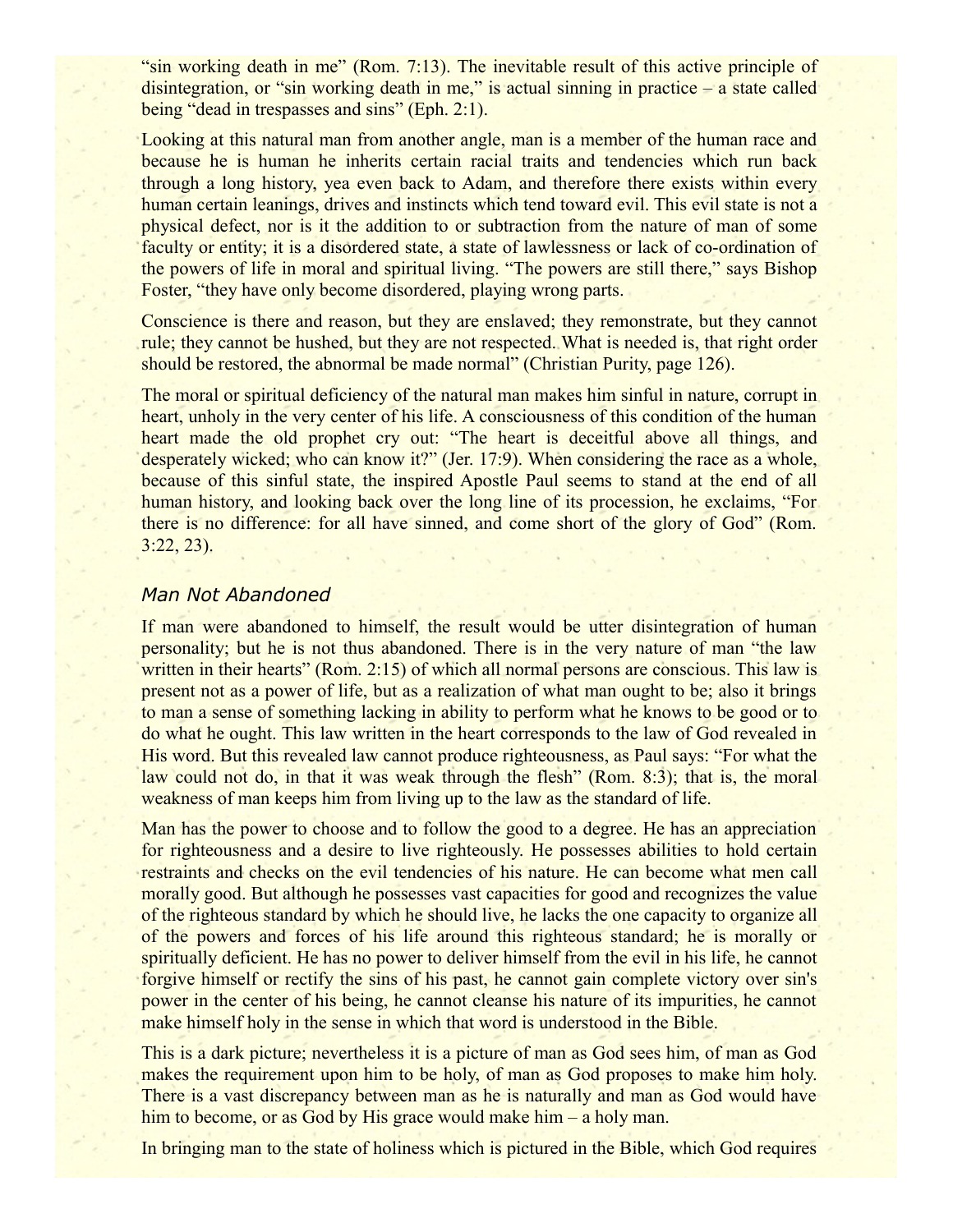"sin working death in me" (Rom. 7:13). The inevitable result of this active principle of disintegration, or "sin working death in me," is actual sinning in practice – a state called being "dead in trespasses and sins" (Eph. 2:1).

Looking at this natural man from another angle, man is a member of the human race and because he is human he inherits certain racial traits and tendencies which run back through a long history, yea even back to Adam, and therefore there exists within every human certain leanings, drives and instincts which tend toward evil. This evil state is not a physical defect, nor is it the addition to or subtraction from the nature of man of some faculty or entity; it is a disordered state, a state of lawlessness or lack of co-ordination of the powers of life in moral and spiritual living. "The powers are still there," says Bishop Foster, "they have only become disordered, playing wrong parts.

Conscience is there and reason, but they are enslaved; they remonstrate, but they cannot rule; they cannot be hushed, but they are not respected. What is needed is, that right order should be restored, the abnormal be made normal" (Christian Purity, page 126).

The moral or spiritual deficiency of the natural man makes him sinful in nature, corrupt in heart, unholy in the very center of his life. A consciousness of this condition of the human heart made the old prophet cry out: "The heart is deceitful above all things, and desperately wicked; who can know it?" (Jer. 17:9). When considering the race as a whole, because of this sinful state, the inspired Apostle Paul seems to stand at the end of all human history, and looking back over the long line of its procession, he exclaims, "For there is no difference: for all have sinned, and come short of the glory of God" (Rom. 3:22, 23).

### *Man Not Abandoned*

If man were abandoned to himself, the result would be utter disintegration of human personality; but he is not thus abandoned. There is in the very nature of man "the law written in their hearts" (Rom. 2:15) of which all normal persons are conscious. This law is present not as a power of life, but as a realization of what man ought to be; also it brings to man a sense of something lacking in ability to perform what he knows to be good or to do what he ought. This law written in the heart corresponds to the law of God revealed in His word. But this revealed law cannot produce righteousness, as Paul says: "For what the law could not do, in that it was weak through the flesh" (Rom. 8:3); that is, the moral weakness of man keeps him from living up to the law as the standard of life.

Man has the power to choose and to follow the good to a degree. He has an appreciation for righteousness and a desire to live righteously. He possesses abilities to hold certain restraints and checks on the evil tendencies of his nature. He can become what men call morally good. But although he possesses vast capacities for good and recognizes the value of the righteous standard by which he should live, he lacks the one capacity to organize all of the powers and forces of his life around this righteous standard; he is morally or spiritually deficient. He has no power to deliver himself from the evil in his life, he cannot forgive himself or rectify the sins of his past, he cannot gain complete victory over sin's power in the center of his being, he cannot cleanse his nature of its impurities, he cannot make himself holy in the sense in which that word is understood in the Bible.

This is a dark picture; nevertheless it is a picture of man as God sees him, of man as God makes the requirement upon him to be holy, of man as God proposes to make him holy. There is a vast discrepancy between man as he is naturally and man as God would have him to become, or as God by His grace would make him – a holy man.

In bringing man to the state of holiness which is pictured in the Bible, which God requires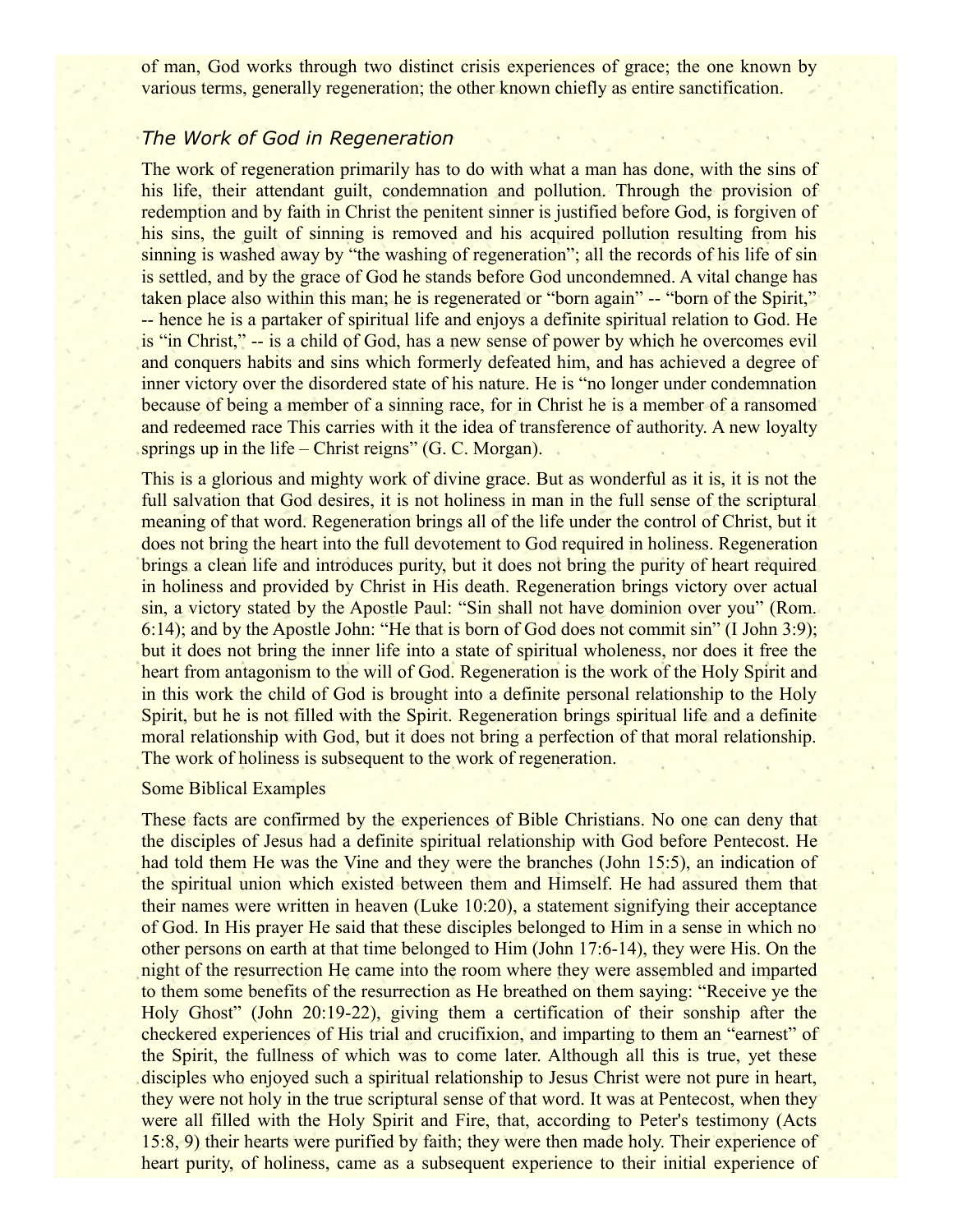of man, God works through two distinct crisis experiences of grace; the one known by various terms, generally regeneration; the other known chiefly as entire sanctification.

### *The Work of God in Regeneration*

The work of regeneration primarily has to do with what a man has done, with the sins of his life, their attendant guilt, condemnation and pollution. Through the provision of redemption and by faith in Christ the penitent sinner is justified before God, is forgiven of his sins, the guilt of sinning is removed and his acquired pollution resulting from his sinning is washed away by "the washing of regeneration"; all the records of his life of sin is settled, and by the grace of God he stands before God uncondemned. A vital change has taken place also within this man; he is regenerated or "born again" -- "born of the Spirit," -- hence he is a partaker of spiritual life and enjoys a definite spiritual relation to God. He is "in Christ," -- is a child of God, has a new sense of power by which he overcomes evil and conquers habits and sins which formerly defeated him, and has achieved a degree of inner victory over the disordered state of his nature. He is "no longer under condemnation because of being a member of a sinning race, for in Christ he is a member of a ransomed and redeemed race This carries with it the idea of transference of authority. A new loyalty springs up in the life – Christ reigns" (G. C. Morgan).

This is a glorious and mighty work of divine grace. But as wonderful as it is, it is not the full salvation that God desires, it is not holiness in man in the full sense of the scriptural meaning of that word. Regeneration brings all of the life under the control of Christ, but it does not bring the heart into the full devotement to God required in holiness. Regeneration brings a clean life and introduces purity, but it does not bring the purity of heart required in holiness and provided by Christ in His death. Regeneration brings victory over actual sin, a victory stated by the Apostle Paul: "Sin shall not have dominion over you" (Rom. 6:14); and by the Apostle John: "He that is born of God does not commit sin" (I John 3:9); but it does not bring the inner life into a state of spiritual wholeness, nor does it free the heart from antagonism to the will of God. Regeneration is the work of the Holy Spirit and in this work the child of God is brought into a definite personal relationship to the Holy Spirit, but he is not filled with the Spirit. Regeneration brings spiritual life and a definite moral relationship with God, but it does not bring a perfection of that moral relationship. The work of holiness is subsequent to the work of regeneration.

Some Biblical Examples

These facts are confirmed by the experiences of Bible Christians. No one can deny that the disciples of Jesus had a definite spiritual relationship with God before Pentecost. He had told them He was the Vine and they were the branches (John 15:5), an indication of the spiritual union which existed between them and Himself. He had assured them that their names were written in heaven (Luke 10:20), a statement signifying their acceptance of God. In His prayer He said that these disciples belonged to Him in a sense in which no other persons on earth at that time belonged to Him (John 17:6-14), they were His. On the night of the resurrection He came into the room where they were assembled and imparted to them some benefits of the resurrection as He breathed on them saying: "Receive ye the Holy Ghost" (John 20:19-22), giving them a certification of their sonship after the checkered experiences of His trial and crucifixion, and imparting to them an "earnest" of the Spirit, the fullness of which was to come later. Although all this is true, yet these disciples who enjoyed such a spiritual relationship to Jesus Christ were not pure in heart, they were not holy in the true scriptural sense of that word. It was at Pentecost, when they were all filled with the Holy Spirit and Fire, that, according to Peter's testimony (Acts 15:8, 9) their hearts were purified by faith; they were then made holy. Their experience of heart purity, of holiness, came as a subsequent experience to their initial experience of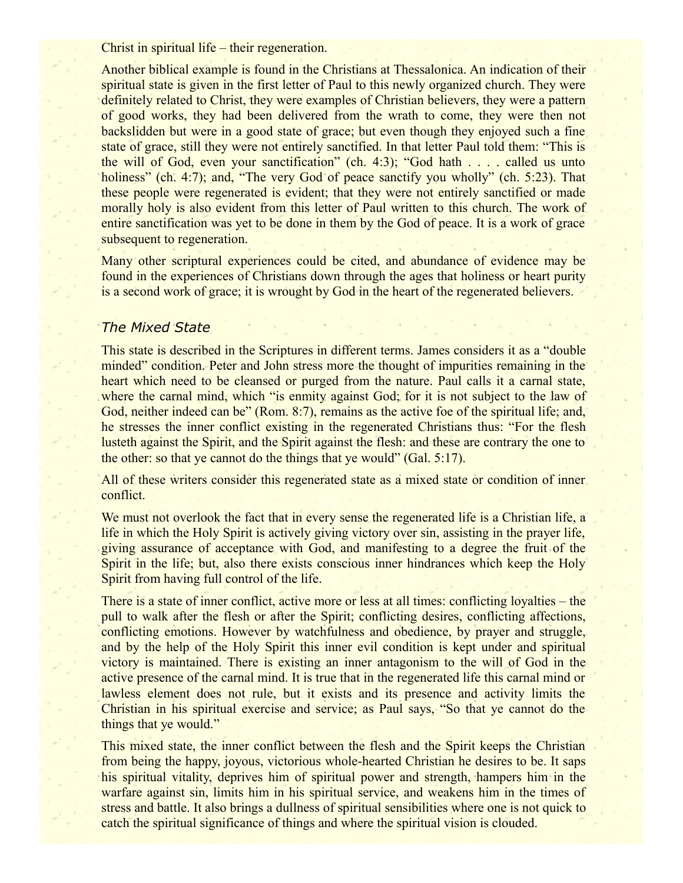Christ in spiritual life – their regeneration.

Another biblical example is found in the Christians at Thessalonica. An indication of their spiritual state is given in the first letter of Paul to this newly organized church. They were definitely related to Christ, they were examples of Christian believers, they were a pattern of good works, they had been delivered from the wrath to come, they were then not backslidden but were in a good state of grace; but even though they enjoyed such a fine state of grace, still they were not entirely sanctified. In that letter Paul told them: "This is the will of God, even your sanctification" (ch. 4:3); "God hath . . . . called us unto holiness" (ch. 4:7); and, "The very God of peace sanctify you wholly" (ch. 5:23). That these people were regenerated is evident; that they were not entirely sanctified or made morally holy is also evident from this letter of Paul written to this church. The work of entire sanctification was yet to be done in them by the God of peace. It is a work of grace subsequent to regeneration.

Many other scriptural experiences could be cited, and abundance of evidence may be found in the experiences of Christians down through the ages that holiness or heart purity is a second work of grace; it is wrought by God in the heart of the regenerated believers.

### *The Mixed State*

This state is described in the Scriptures in different terms. James considers it as a "double minded" condition. Peter and John stress more the thought of impurities remaining in the heart which need to be cleansed or purged from the nature. Paul calls it a carnal state, where the carnal mind, which "is enmity against God; for it is not subject to the law of God, neither indeed can be" (Rom. 8:7), remains as the active foe of the spiritual life; and, he stresses the inner conflict existing in the regenerated Christians thus: "For the flesh lusteth against the Spirit, and the Spirit against the flesh: and these are contrary the one to the other: so that ye cannot do the things that ye would" (Gal. 5:17).

All of these writers consider this regenerated state as a mixed state or condition of inner conflict.

We must not overlook the fact that in every sense the regenerated life is a Christian life, a life in which the Holy Spirit is actively giving victory over sin, assisting in the prayer life, giving assurance of acceptance with God, and manifesting to a degree the fruit of the Spirit in the life; but, also there exists conscious inner hindrances which keep the Holy Spirit from having full control of the life.

There is a state of inner conflict, active more or less at all times: conflicting loyalties – the pull to walk after the flesh or after the Spirit; conflicting desires, conflicting affections, conflicting emotions. However by watchfulness and obedience, by prayer and struggle, and by the help of the Holy Spirit this inner evil condition is kept under and spiritual victory is maintained. There is existing an inner antagonism to the will of God in the active presence of the carnal mind. It is true that in the regenerated life this carnal mind or lawless element does not rule, but it exists and its presence and activity limits the Christian in his spiritual exercise and service; as Paul says, "So that ye cannot do the things that ye would."

This mixed state, the inner conflict between the flesh and the Spirit keeps the Christian from being the happy, joyous, victorious whole-hearted Christian he desires to be. It saps his spiritual vitality, deprives him of spiritual power and strength, hampers him in the warfare against sin, limits him in his spiritual service, and weakens him in the times of stress and battle. It also brings a dullness of spiritual sensibilities where one is not quick to catch the spiritual significance of things and where the spiritual vision is clouded.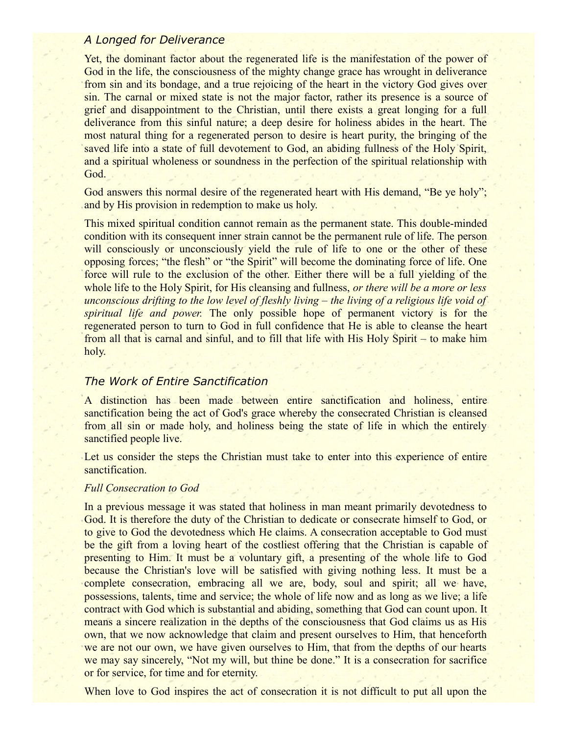## *A Longed for Deliverance*

Yet, the dominant factor about the regenerated life is the manifestation of the power of God in the life, the consciousness of the mighty change grace has wrought in deliverance from sin and its bondage, and a true rejoicing of the heart in the victory God gives over sin. The carnal or mixed state is not the major factor, rather its presence is a source of grief and disappointment to the Christian, until there exists a great longing for a full deliverance from this sinful nature; a deep desire for holiness abides in the heart. The most natural thing for a regenerated person to desire is heart purity, the bringing of the saved life into a state of full devotement to God, an abiding fullness of the Holy Spirit, and a spiritual wholeness or soundness in the perfection of the spiritual relationship with God.

God answers this normal desire of the regenerated heart with His demand, "Be ye holy"; and by His provision in redemption to make us holy.

This mixed spiritual condition cannot remain as the permanent state. This double-minded condition with its consequent inner strain cannot be the permanent rule of life. The person will consciously or unconsciously yield the rule of life to one or the other of these opposing forces; "the flesh" or "the Spirit" will become the dominating force of life. One force will rule to the exclusion of the other. Either there will be a full yielding of the whole life to the Holy Spirit, for His cleansing and fullness, *or there will be a more or less unconscious drifting to the low level of fleshly living – the living of a religious life void of spiritual life and power.* The only possible hope of permanent victory is for the regenerated person to turn to God in full confidence that He is able to cleanse the heart from all that is carnal and sinful, and to fill that life with His Holy Spirit – to make him holy.

## *The Work of Entire Sanctification*

A distinction has been made between entire sanctification and holiness, entire sanctification being the act of God's grace whereby the consecrated Christian is cleansed from all sin or made holy, and holiness being the state of life in which the entirely sanctified people live.

Let us consider the steps the Christian must take to enter into this experience of entire sanctification.

### *Full Consecration to God*

In a previous message it was stated that holiness in man meant primarily devotedness to God. It is therefore the duty of the Christian to dedicate or consecrate himself to God, or to give to God the devotedness which He claims. A consecration acceptable to God must be the gift from a loving heart of the costliest offering that the Christian is capable of presenting to Him. It must be a voluntary gift, a presenting of the whole life to God because the Christian's love will be satisfied with giving nothing less. It must be a complete consecration, embracing all we are, body, soul and spirit; all we have, possessions, talents, time and service; the whole of life now and as long as we live; a life contract with God which is substantial and abiding, something that God can count upon. It means a sincere realization in the depths of the consciousness that God claims us as His own, that we now acknowledge that claim and present ourselves to Him, that henceforth we are not our own, we have given ourselves to Him, that from the depths of our hearts we may say sincerely, "Not my will, but thine be done." It is a consecration for sacrifice or for service, for time and for eternity.

When love to God inspires the act of consecration it is not difficult to put all upon the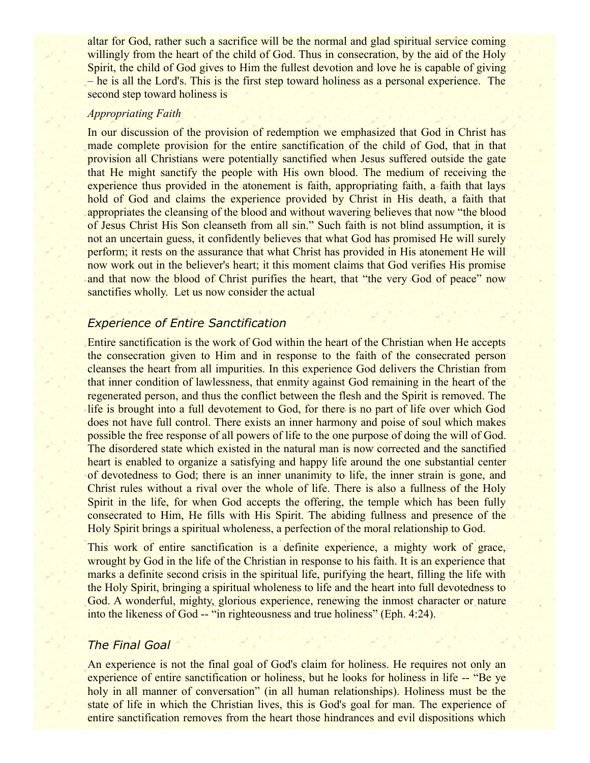altar for God, rather such a sacrifice will be the normal and glad spiritual service coming willingly from the heart of the child of God. Thus in consecration, by the aid of the Holy Spirit, the child of God gives to Him the fullest devotion and love he is capable of giving – he is all the Lord's. This is the first step toward holiness as a personal experience. The second step toward holiness is

*Appropriating Faith*

In our discussion of the provision of redemption we emphasized that God in Christ has made complete provision for the entire sanctification of the child of God, that in that provision all Christians were potentially sanctified when Jesus suffered outside the gate that He might sanctify the people with His own blood. The medium of receiving the experience thus provided in the atonement is faith, appropriating faith, a faith that lays hold of God and claims the experience provided by Christ in His death, a faith that appropriates the cleansing of the blood and without wavering believes that now "the blood of Jesus Christ His Son cleanseth from all sin." Such faith is not blind assumption, it is not an uncertain guess, it confidently believes that what God has promised He will surely perform; it rests on the assurance that what Christ has provided in His atonement He will now work out in the believer's heart; it this moment claims that God verifies His promise and that now the blood of Christ purifies the heart, that "the very God of peace" now sanctifies wholly. Let us now consider the actual

## *Experience of Entire Sanctification*

Entire sanctification is the work of God within the heart of the Christian when He accepts the consecration given to Him and in response to the faith of the consecrated person cleanses the heart from all impurities. In this experience God delivers the Christian from that inner condition of lawlessness, that enmity against God remaining in the heart of the regenerated person, and thus the conflict between the flesh and the Spirit is removed. The life is brought into a full devotement to God, for there is no part of life over which God does not have full control. There exists an inner harmony and poise of soul which makes possible the free response of all powers of life to the one purpose of doing the will of God. The disordered state which existed in the natural man is now corrected and the sanctified heart is enabled to organize a satisfying and happy life around the one substantial center of devotedness to God; there is an inner unanimity to life, the inner strain is gone, and Christ rules without a rival over the whole of life. There is also a fullness of the Holy Spirit in the life, for when God accepts the offering, the temple which has been fully consecrated to Him, He fills with His Spirit. The abiding fullness and presence of the Holy Spirit brings a spiritual wholeness, a perfection of the moral relationship to God.

This work of entire sanctification is a definite experience, a mighty work of grace, wrought by God in the life of the Christian in response to his faith. It is an experience that marks a definite second crisis in the spiritual life, purifying the heart, filling the life with the Holy Spirit, bringing a spiritual wholeness to life and the heart into full devotedness to God. A wonderful, mighty, glorious experience, renewing the inmost character or nature into the likeness of God -- "in righteousness and true holiness" (Eph. 4:24).

## *The Final Goal*

An experience is not the final goal of God's claim for holiness. He requires not only an experience of entire sanctification or holiness, but he looks for holiness in life -- "Be ye holy in all manner of conversation" (in all human relationships). Holiness must be the state of life in which the Christian lives, this is God's goal for man. The experience of entire sanctification removes from the heart those hindrances and evil dispositions which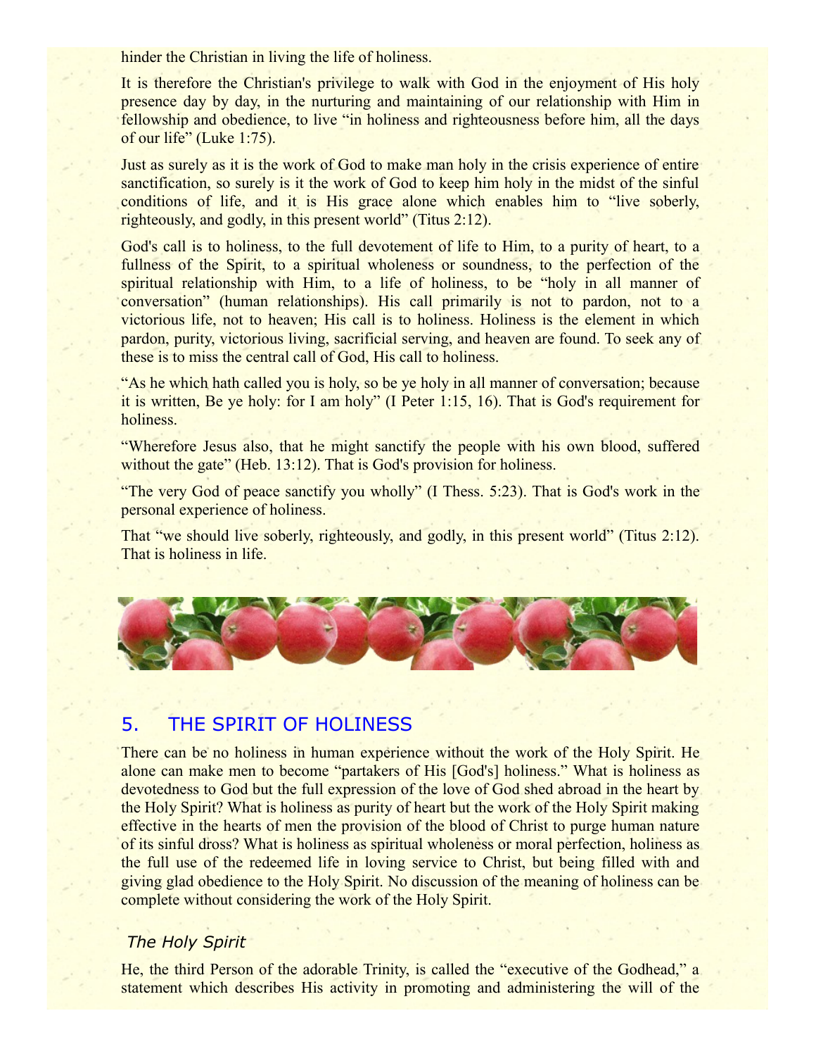hinder the Christian in living the life of holiness.

It is therefore the Christian's privilege to walk with God in the enjoyment of His holy presence day by day, in the nurturing and maintaining of our relationship with Him in fellowship and obedience, to live "in holiness and righteousness before him, all the days of our life" (Luke 1:75).

Just as surely as it is the work of God to make man holy in the crisis experience of entire sanctification, so surely is it the work of God to keep him holy in the midst of the sinful conditions of life, and it is His grace alone which enables him to "live soberly, righteously, and godly, in this present world" (Titus 2:12).

God's call is to holiness, to the full devotement of life to Him, to a purity of heart, to a fullness of the Spirit, to a spiritual wholeness or soundness, to the perfection of the spiritual relationship with Him, to a life of holiness, to be "holy in all manner of conversation" (human relationships). His call primarily is not to pardon, not to a victorious life, not to heaven; His call is to holiness. Holiness is the element in which pardon, purity, victorious living, sacrificial serving, and heaven are found. To seek any of these is to miss the central call of God, His call to holiness.

"As he which hath called you is holy, so be ye holy in all manner of conversation; because it is written, Be ye holy: for I am holy" (I Peter 1:15, 16). That is God's requirement for holiness.

"Wherefore Jesus also, that he might sanctify the people with his own blood, suffered without the gate" (Heb. 13:12). That is God's provision for holiness.

"The very God of peace sanctify you wholly" (I Thess. 5:23). That is God's work in the personal experience of holiness.

That "we should live soberly, righteously, and godly, in this present world" (Titus 2:12). That is holiness in life.

## 5. THE SPIRIT OF HOLINESS

There can be no holiness in human experience without the work of the Holy Spirit. He alone can make men to become "partakers of His [God's] holiness." What is holiness as devotedness to God but the full expression of the love of God shed abroad in the heart by the Holy Spirit? What is holiness as purity of heart but the work of the Holy Spirit making effective in the hearts of men the provision of the blood of Christ to purge human nature of its sinful dross? What is holiness as spiritual wholeness or moral perfection, holiness as the full use of the redeemed life in loving service to Christ, but being filled with and giving glad obedience to the Holy Spirit. No discussion of the meaning of holiness can be complete without considering the work of the Holy Spirit.

### *The Holy Spirit*

He, the third Person of the adorable Trinity, is called the "executive of the Godhead," a statement which describes His activity in promoting and administering the will of the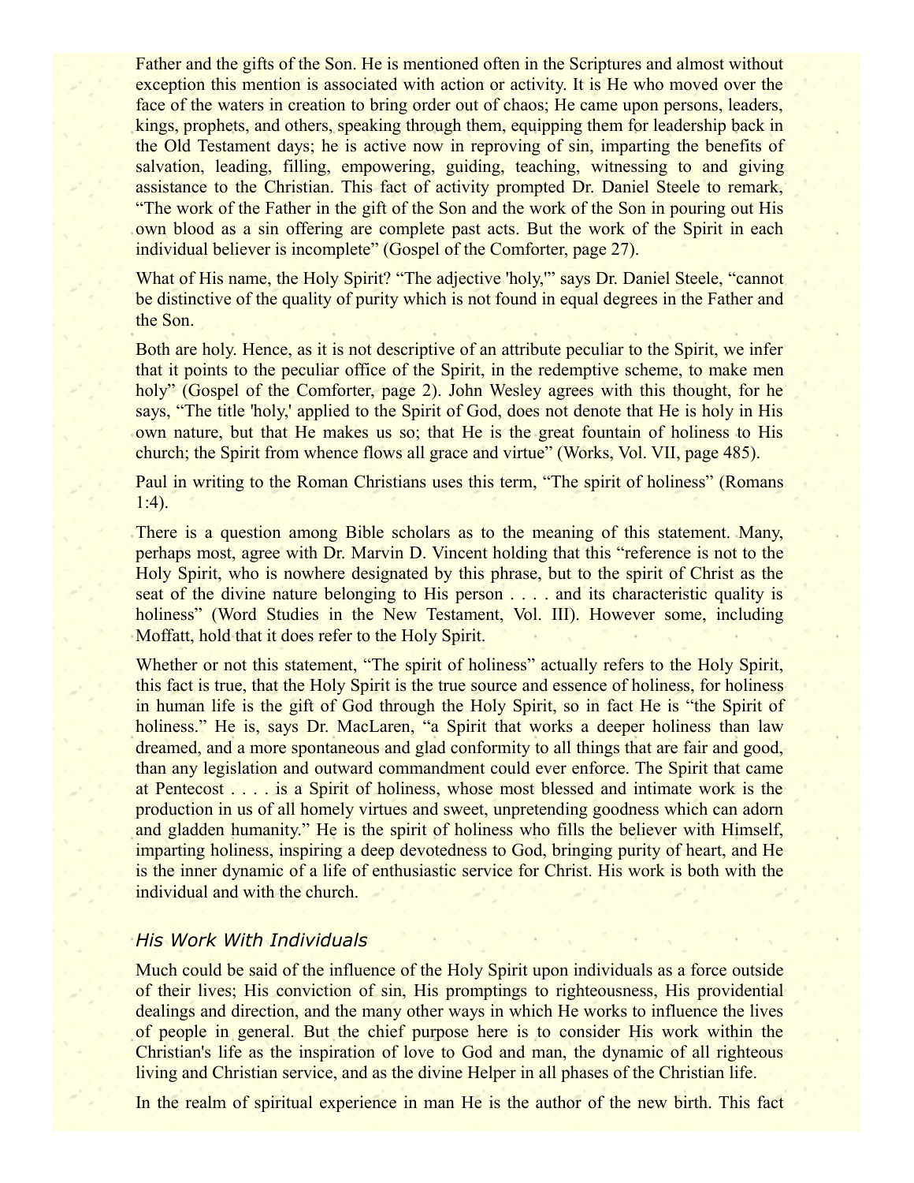Father and the gifts of the Son. He is mentioned often in the Scriptures and almost without exception this mention is associated with action or activity. It is He who moved over the face of the waters in creation to bring order out of chaos; He came upon persons, leaders, kings, prophets, and others, speaking through them, equipping them for leadership back in the Old Testament days; he is active now in reproving of sin, imparting the benefits of salvation, leading, filling, empowering, guiding, teaching, witnessing to and giving assistance to the Christian. This fact of activity prompted Dr. Daniel Steele to remark, "The work of the Father in the gift of the Son and the work of the Son in pouring out His own blood as a sin offering are complete past acts. But the work of the Spirit in each individual believer is incomplete" (Gospel of the Comforter, page 27).

What of His name, the Holy Spirit? "The adjective 'holy,'" says Dr. Daniel Steele, "cannot be distinctive of the quality of purity which is not found in equal degrees in the Father and the Son.

Both are holy. Hence, as it is not descriptive of an attribute peculiar to the Spirit, we infer that it points to the peculiar office of the Spirit, in the redemptive scheme, to make men holy" (Gospel of the Comforter, page 2). John Wesley agrees with this thought, for he says, "The title 'holy,' applied to the Spirit of God, does not denote that He is holy in His own nature, but that He makes us so; that He is the great fountain of holiness to His church; the Spirit from whence flows all grace and virtue" (Works, Vol. VII, page 485).

Paul in writing to the Roman Christians uses this term, "The spirit of holiness" (Romans 1:4).

There is a question among Bible scholars as to the meaning of this statement. Many, perhaps most, agree with Dr. Marvin D. Vincent holding that this "reference is not to the Holy Spirit, who is nowhere designated by this phrase, but to the spirit of Christ as the seat of the divine nature belonging to His person . . . . and its characteristic quality is holiness" (Word Studies in the New Testament, Vol. III). However some, including Moffatt, hold that it does refer to the Holy Spirit.

Whether or not this statement, "The spirit of holiness" actually refers to the Holy Spirit, this fact is true, that the Holy Spirit is the true source and essence of holiness, for holiness in human life is the gift of God through the Holy Spirit, so in fact He is "the Spirit of holiness." He is, says Dr. MacLaren, "a Spirit that works a deeper holiness than law dreamed, and a more spontaneous and glad conformity to all things that are fair and good, than any legislation and outward commandment could ever enforce. The Spirit that came at Pentecost . . . . is a Spirit of holiness, whose most blessed and intimate work is the production in us of all homely virtues and sweet, unpretending goodness which can adorn and gladden humanity." He is the spirit of holiness who fills the believer with Himself, imparting holiness, inspiring a deep devotedness to God, bringing purity of heart, and He is the inner dynamic of a life of enthusiastic service for Christ. His work is both with the individual and with the church.

### *His Work With Individuals*

Much could be said of the influence of the Holy Spirit upon individuals as a force outside of their lives; His conviction of sin, His promptings to righteousness, His providential dealings and direction, and the many other ways in which He works to influence the lives of people in general. But the chief purpose here is to consider His work within the Christian's life as the inspiration of love to God and man, the dynamic of all righteous living and Christian service, and as the divine Helper in all phases of the Christian life.

In the realm of spiritual experience in man He is the author of the new birth. This fact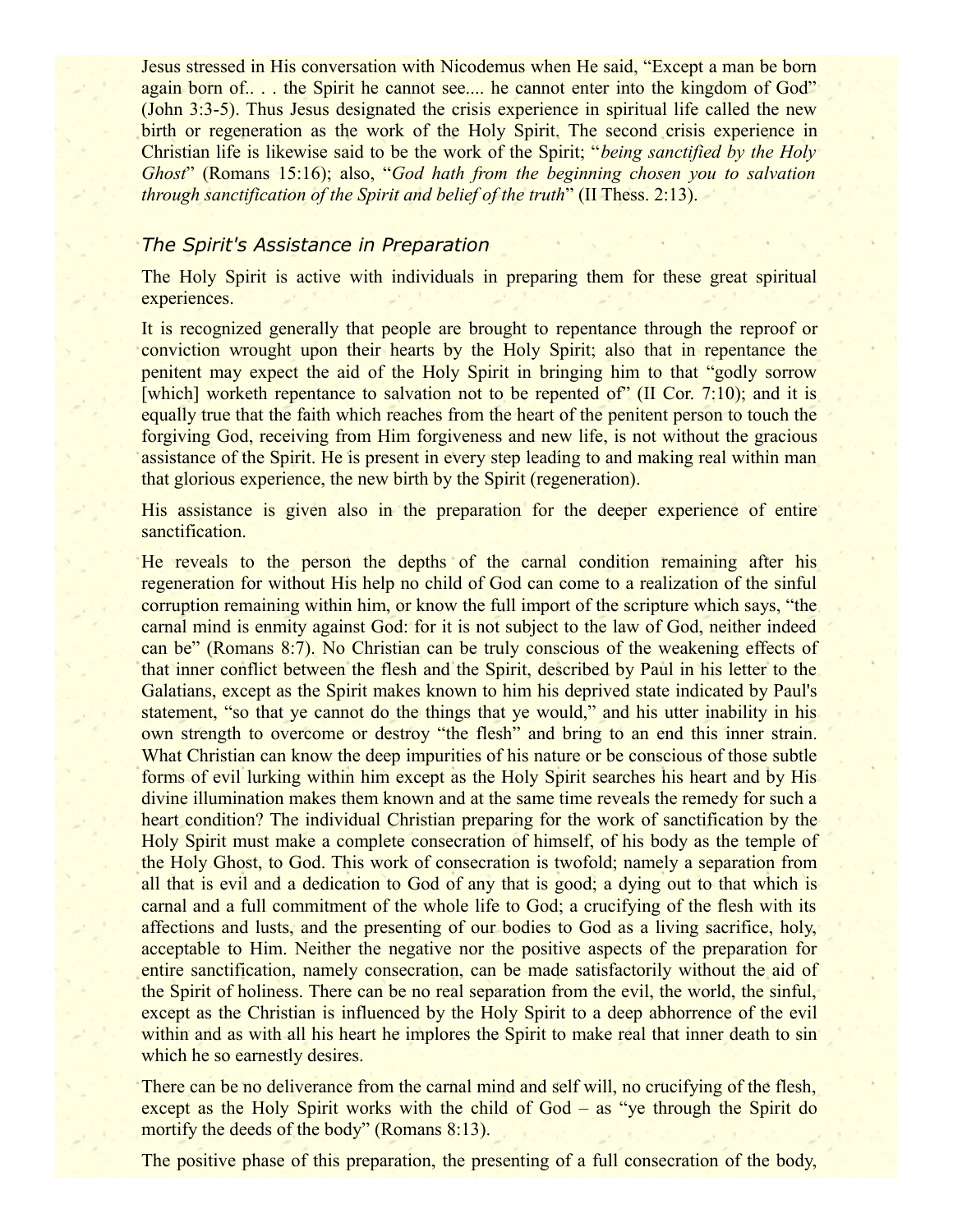Jesus stressed in His conversation with Nicodemus when He said, “Except a man be born again born of.. . . the Spirit he cannot see.... he cannot enter into the kingdom of God” (John 3:3-5). Thus Jesus designated the crisis experience in spiritual life called the new birth or regeneration as the work of the Holy Spirit. The second crisis experience in Christian life is likewise said to be the work of the Spirit; “*being sanctified by the Holy Ghost*” (Romans 15:16); also, “*God hath from the beginning chosen you to salvation through sanctification of the Spirit and belief of the truth*” (II Thess. 2:13).

### *The Spirit's Assistance in Preparation*

The Holy Spirit is active with individuals in preparing them for these great spiritual experiences.

It is recognized generally that people are brought to repentance through the reproof or conviction wrought upon their hearts by the Holy Spirit; also that in repentance the penitent may expect the aid of the Holy Spirit in bringing him to that “godly sorrow [which] worketh repentance to salvation not to be repented of” (II Cor. 7:10); and it is equally true that the faith which reaches from the heart of the penitent person to touch the forgiving God, receiving from Him forgiveness and new life, is not without the gracious assistance of the Spirit. He is present in every step leading to and making real within man that glorious experience, the new birth by the Spirit (regeneration).

His assistance is given also in the preparation for the deeper experience of entire sanctification.

He reveals to the person the depths of the carnal condition remaining after his regeneration for without His help no child of God can come to a realization of the sinful corruption remaining within him, or know the full import of the scripture which says, “the carnal mind is enmity against God: for it is not subject to the law of God, neither indeed can be” (Romans 8:7). No Christian can be truly conscious of the weakening effects of that inner conflict between the flesh and the Spirit, described by Paul in his letter to the Galatians, except as the Spirit makes known to him his deprived state indicated by Paul's statement, “so that ye cannot do the things that ye would,” and his utter inability in his own strength to overcome or destroy “the flesh” and bring to an end this inner strain. What Christian can know the deep impurities of his nature or be conscious of those subtle forms of evil lurking within him except as the Holy Spirit searches his heart and by His divine illumination makes them known and at the same time reveals the remedy for such a heart condition? The individual Christian preparing for the work of sanctification by the Holy Spirit must make a complete consecration of himself, of his body as the temple of the Holy Ghost, to God. This work of consecration is twofold; namely a separation from all that is evil and a dedication to God of any that is good; a dying out to that which is carnal and a full commitment of the whole life to God; a crucifying of the flesh with its affections and lusts, and the presenting of our bodies to God as a living sacrifice, holy, acceptable to Him. Neither the negative nor the positive aspects of the preparation for entire sanctification, namely consecration, can be made satisfactorily without the aid of the Spirit of holiness. There can be no real separation from the evil, the world, the sinful, except as the Christian is influenced by the Holy Spirit to a deep abhorrence of the evil within and as with all his heart he implores the Spirit to make real that inner death to sin which he so earnestly desires.

There can be no deliverance from the carnal mind and self will, no crucifying of the flesh, except as the Holy Spirit works with the child of God – as “ye through the Spirit do mortify the deeds of the body” (Romans 8:13).

The positive phase of this preparation, the presenting of a full consecration of the body,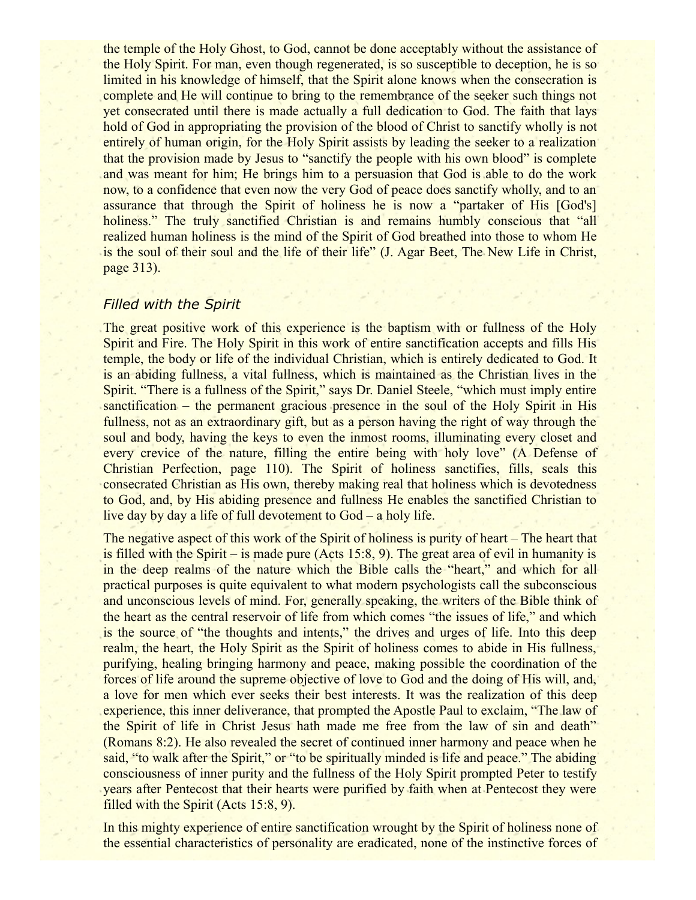the temple of the Holy Ghost, to God, cannot be done acceptably without the assistance of the Holy Spirit. For man, even though regenerated, is so susceptible to deception, he is so limited in his knowledge of himself, that the Spirit alone knows when the consecration is complete and He will continue to bring to the remembrance of the seeker such things not yet consecrated until there is made actually a full dedication to God. The faith that lays hold of God in appropriating the provision of the blood of Christ to sanctify wholly is not entirely of human origin, for the Holy Spirit assists by leading the seeker to a realization that the provision made by Jesus to "sanctify the people with his own blood" is complete and was meant for him; He brings him to a persuasion that God is able to do the work now, to a confidence that even now the very God of peace does sanctify wholly, and to an assurance that through the Spirit of holiness he is now a "partaker of His [God's] holiness." The truly sanctified Christian is and remains humbly conscious that "all realized human holiness is the mind of the Spirit of God breathed into those to whom He is the soul of their soul and the life of their life" (J. Agar Beet, The New Life in Christ, page 313).

### *Filled with the Spirit*

The great positive work of this experience is the baptism with or fullness of the Holy Spirit and Fire. The Holy Spirit in this work of entire sanctification accepts and fills His temple, the body or life of the individual Christian, which is entirely dedicated to God. It is an abiding fullness, a vital fullness, which is maintained as the Christian lives in the Spirit. "There is a fullness of the Spirit," says Dr. Daniel Steele, "which must imply entire sanctification – the permanent gracious presence in the soul of the Holy Spirit in His fullness, not as an extraordinary gift, but as a person having the right of way through the soul and body, having the keys to even the inmost rooms, illuminating every closet and every crevice of the nature, filling the entire being with holy love" (A Defense of Christian Perfection, page 110). The Spirit of holiness sanctifies, fills, seals this consecrated Christian as His own, thereby making real that holiness which is devotedness to God, and, by His abiding presence and fullness He enables the sanctified Christian to live day by day a life of full devotement to God – a holy life.

The negative aspect of this work of the Spirit of holiness is purity of heart – The heart that is filled with the Spirit – is made pure (Acts 15:8, 9). The great area of evil in humanity is in the deep realms of the nature which the Bible calls the "heart," and which for all practical purposes is quite equivalent to what modern psychologists call the subconscious and unconscious levels of mind. For, generally speaking, the writers of the Bible think of the heart as the central reservoir of life from which comes "the issues of life," and which is the source of "the thoughts and intents," the drives and urges of life. Into this deep realm, the heart, the Holy Spirit as the Spirit of holiness comes to abide in His fullness, purifying, healing bringing harmony and peace, making possible the coordination of the forces of life around the supreme objective of love to God and the doing of His will, and, a love for men which ever seeks their best interests. It was the realization of this deep experience, this inner deliverance, that prompted the Apostle Paul to exclaim, "The law of the Spirit of life in Christ Jesus hath made me free from the law of sin and death" (Romans 8:2). He also revealed the secret of continued inner harmony and peace when he said, "to walk after the Spirit," or "to be spiritually minded is life and peace." The abiding consciousness of inner purity and the fullness of the Holy Spirit prompted Peter to testify years after Pentecost that their hearts were purified by faith when at Pentecost they were filled with the Spirit (Acts 15:8, 9).

In this mighty experience of entire sanctification wrought by the Spirit of holiness none of the essential characteristics of personality are eradicated, none of the instinctive forces of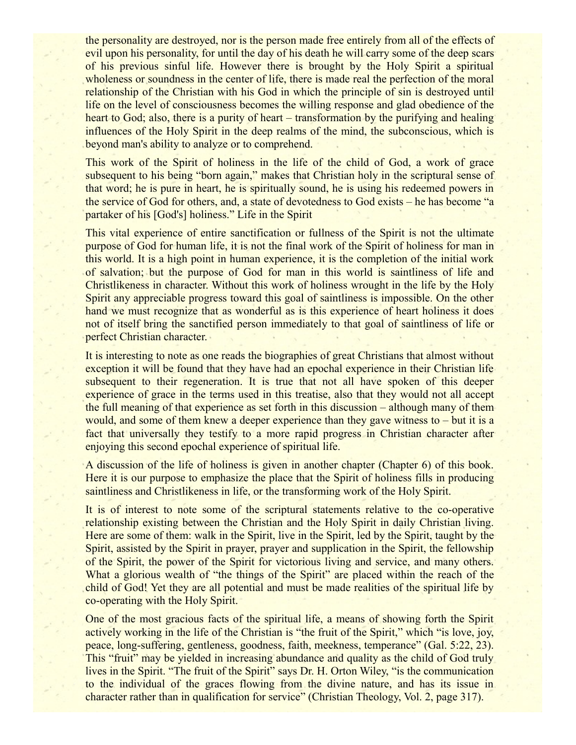the personality are destroyed, nor is the person made free entirely from all of the effects of evil upon his personality, for until the day of his death he will carry some of the deep scars of his previous sinful life. However there is brought by the Holy Spirit a spiritual wholeness or soundness in the center of life, there is made real the perfection of the moral relationship of the Christian with his God in which the principle of sin is destroyed until life on the level of consciousness becomes the willing response and glad obedience of the heart to God; also, there is a purity of heart – transformation by the purifying and healing influences of the Holy Spirit in the deep realms of the mind, the subconscious, which is beyond man's ability to analyze or to comprehend.

This work of the Spirit of holiness in the life of the child of God, a work of grace subsequent to his being "born again," makes that Christian holy in the scriptural sense of that word; he is pure in heart, he is spiritually sound, he is using his redeemed powers in the service of God for others, and, a state of devotedness to God exists – he has become "a partaker of his [God's] holiness." Life in the Spirit

This vital experience of entire sanctification or fullness of the Spirit is not the ultimate purpose of God for human life, it is not the final work of the Spirit of holiness for man in this world. It is a high point in human experience, it is the completion of the initial work of salvation; but the purpose of God for man in this world is saintliness of life and Christlikeness in character. Without this work of holiness wrought in the life by the Holy Spirit any appreciable progress toward this goal of saintliness is impossible. On the other hand we must recognize that as wonderful as is this experience of heart holiness it does not of itself bring the sanctified person immediately to that goal of saintliness of life or perfect Christian character.

It is interesting to note as one reads the biographies of great Christians that almost without exception it will be found that they have had an epochal experience in their Christian life subsequent to their regeneration. It is true that not all have spoken of this deeper experience of grace in the terms used in this treatise, also that they would not all accept the full meaning of that experience as set forth in this discussion – although many of them would, and some of them knew a deeper experience than they gave witness to – but it is a fact that universally they testify to a more rapid progress in Christian character after enjoying this second epochal experience of spiritual life.

A discussion of the life of holiness is given in another chapter (Chapter 6) of this book. Here it is our purpose to emphasize the place that the Spirit of holiness fills in producing saintliness and Christlikeness in life, or the transforming work of the Holy Spirit.

It is of interest to note some of the scriptural statements relative to the co-operative relationship existing between the Christian and the Holy Spirit in daily Christian living. Here are some of them: walk in the Spirit, live in the Spirit, led by the Spirit, taught by the Spirit, assisted by the Spirit in prayer, prayer and supplication in the Spirit, the fellowship of the Spirit, the power of the Spirit for victorious living and service, and many others. What a glorious wealth of "the things of the Spirit" are placed within the reach of the child of God! Yet they are all potential and must be made realities of the spiritual life by co-operating with the Holy Spirit.

One of the most gracious facts of the spiritual life, a means of showing forth the Spirit actively working in the life of the Christian is "the fruit of the Spirit," which "is love, joy, peace, long-suffering, gentleness, goodness, faith, meekness, temperance" (Gal. 5:22, 23). This "fruit" may be yielded in increasing abundance and quality as the child of God truly lives in the Spirit. "The fruit of the Spirit" says Dr. H. Orton Wiley, "is the communication to the individual of the graces flowing from the divine nature, and has its issue in character rather than in qualification for service" (Christian Theology, Vol. 2, page 317).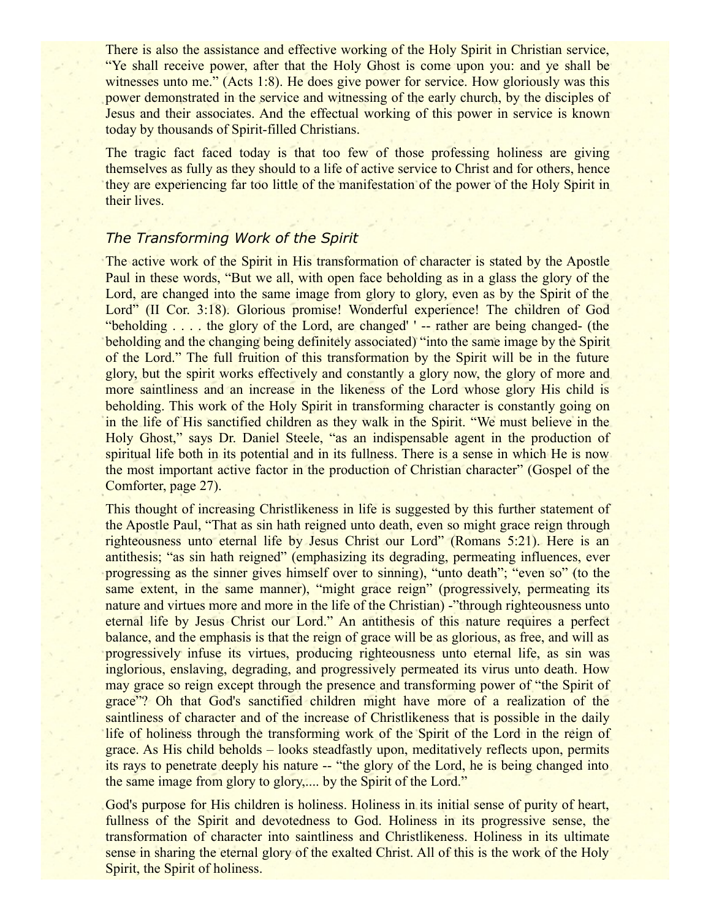There is also the assistance and effective working of the Holy Spirit in Christian service, "Ye shall receive power, after that the Holy Ghost is come upon you: and ye shall be witnesses unto me." (Acts 1:8). He does give power for service. How gloriously was this power demonstrated in the service and witnessing of the early church, by the disciples of Jesus and their associates. And the effectual working of this power in service is known today by thousands of Spirit-filled Christians.

The tragic fact faced today is that too few of those professing holiness are giving themselves as fully as they should to a life of active service to Christ and for others, hence they are experiencing far too little of the manifestation of the power of the Holy Spirit in their lives.

### *The Transforming Work of the Spirit*

The active work of the Spirit in His transformation of character is stated by the Apostle Paul in these words, "But we all, with open face beholding as in a glass the glory of the Lord, are changed into the same image from glory to glory, even as by the Spirit of the Lord" (II Cor. 3:18). Glorious promise! Wonderful experience! The children of God "beholding . . . . the glory of the Lord, are changed' ' -- rather are being changed- (the beholding and the changing being definitely associated) "into the same image by the Spirit of the Lord." The full fruition of this transformation by the Spirit will be in the future glory, but the spirit works effectively and constantly a glory now, the glory of more and more saintliness and an increase in the likeness of the Lord whose glory His child is beholding. This work of the Holy Spirit in transforming character is constantly going on in the life of His sanctified children as they walk in the Spirit. "We must believe in the Holy Ghost," says Dr. Daniel Steele, "as an indispensable agent in the production of spiritual life both in its potential and in its fullness. There is a sense in which He is now the most important active factor in the production of Christian character" (Gospel of the Comforter, page 27).

This thought of increasing Christlikeness in life is suggested by this further statement of the Apostle Paul, "That as sin hath reigned unto death, even so might grace reign through righteousness unto eternal life by Jesus Christ our Lord" (Romans 5:21). Here is an antithesis; "as sin hath reigned" (emphasizing its degrading, permeating influences, ever progressing as the sinner gives himself over to sinning), "unto death"; "even so" (to the same extent, in the same manner), "might grace reign" (progressively, permeating its nature and virtues more and more in the life of the Christian) -"through righteousness unto eternal life by Jesus Christ our Lord." An antithesis of this nature requires a perfect balance, and the emphasis is that the reign of grace will be as glorious, as free, and will as progressively infuse its virtues, producing righteousness unto eternal life, as sin was inglorious, enslaving, degrading, and progressively permeated its virus unto death. How may grace so reign except through the presence and transforming power of "the Spirit of grace"? Oh that God's sanctified children might have more of a realization of the saintliness of character and of the increase of Christlikeness that is possible in the daily life of holiness through the transforming work of the Spirit of the Lord in the reign of grace. As His child beholds – looks steadfastly upon, meditatively reflects upon, permits its rays to penetrate deeply his nature -- "the glory of the Lord, he is being changed into the same image from glory to glory,.... by the Spirit of the Lord."

God's purpose for His children is holiness. Holiness in its initial sense of purity of heart, fullness of the Spirit and devotedness to God. Holiness in its progressive sense, the transformation of character into saintliness and Christlikeness. Holiness in its ultimate sense in sharing the eternal glory of the exalted Christ. All of this is the work of the Holy Spirit, the Spirit of holiness.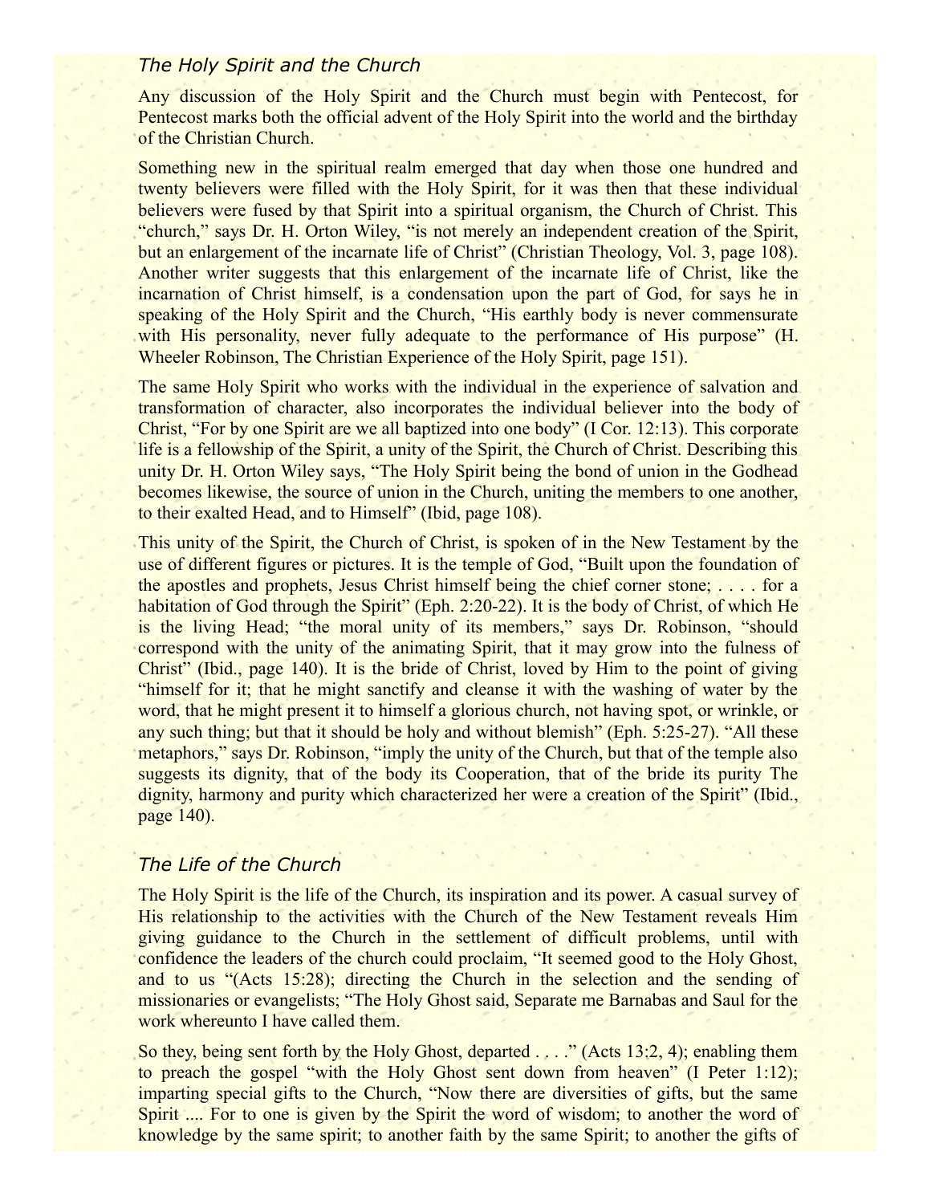### *The Holy Spirit and the Church*

Any discussion of the Holy Spirit and the Church must begin with Pentecost, for Pentecost marks both the official advent of the Holy Spirit into the world and the birthday of the Christian Church.

Something new in the spiritual realm emerged that day when those one hundred and twenty believers were filled with the Holy Spirit, for it was then that these individual believers were fused by that Spirit into a spiritual organism, the Church of Christ. This "church," says Dr. H. Orton Wiley, "is not merely an independent creation of the Spirit, but an enlargement of the incarnate life of Christ" (Christian Theology, Vol. 3, page 108). Another writer suggests that this enlargement of the incarnate life of Christ, like the incarnation of Christ himself, is a condensation upon the part of God, for says he in speaking of the Holy Spirit and the Church, "His earthly body is never commensurate with His personality, never fully adequate to the performance of His purpose" (H. Wheeler Robinson, The Christian Experience of the Holy Spirit, page 151).

The same Holy Spirit who works with the individual in the experience of salvation and transformation of character, also incorporates the individual believer into the body of Christ, "For by one Spirit are we all baptized into one body" (I Cor. 12:13). This corporate life is a fellowship of the Spirit, a unity of the Spirit, the Church of Christ. Describing this unity Dr. H. Orton Wiley says, "The Holy Spirit being the bond of union in the Godhead becomes likewise, the source of union in the Church, uniting the members to one another, to their exalted Head, and to Himself" (Ibid, page 108).

This unity of the Spirit, the Church of Christ, is spoken of in the New Testament by the use of different figures or pictures. It is the temple of God, "Built upon the foundation of the apostles and prophets, Jesus Christ himself being the chief corner stone; . . . . for a habitation of God through the Spirit" (Eph. 2:20-22). It is the body of Christ, of which He is the living Head; "the moral unity of its members," says Dr. Robinson, "should correspond with the unity of the animating Spirit, that it may grow into the fulness of Christ" (Ibid., page 140). It is the bride of Christ, loved by Him to the point of giving "himself for it; that he might sanctify and cleanse it with the washing of water by the word, that he might present it to himself a glorious church, not having spot, or wrinkle, or any such thing; but that it should be holy and without blemish" (Eph. 5:25-27). "All these metaphors," says Dr. Robinson, "imply the unity of the Church, but that of the temple also suggests its dignity, that of the body its Cooperation, that of the bride its purity The dignity, harmony and purity which characterized her were a creation of the Spirit" (Ibid., page 140).

### *The Life of the Church*

The Holy Spirit is the life of the Church, its inspiration and its power. A casual survey of His relationship to the activities with the Church of the New Testament reveals Him giving guidance to the Church in the settlement of difficult problems, until with confidence the leaders of the church could proclaim, "It seemed good to the Holy Ghost, and to us "(Acts 15:28); directing the Church in the selection and the sending of missionaries or evangelists; "The Holy Ghost said, Separate me Barnabas and Saul for the work whereunto I have called them.

So they, being sent forth by the Holy Ghost, departed . . . ." (Acts 13:2, 4); enabling them to preach the gospel "with the Holy Ghost sent down from heaven" (I Peter 1:12); imparting special gifts to the Church, "Now there are diversities of gifts, but the same Spirit .... For to one is given by the Spirit the word of wisdom; to another the word of knowledge by the same spirit; to another faith by the same Spirit; to another the gifts of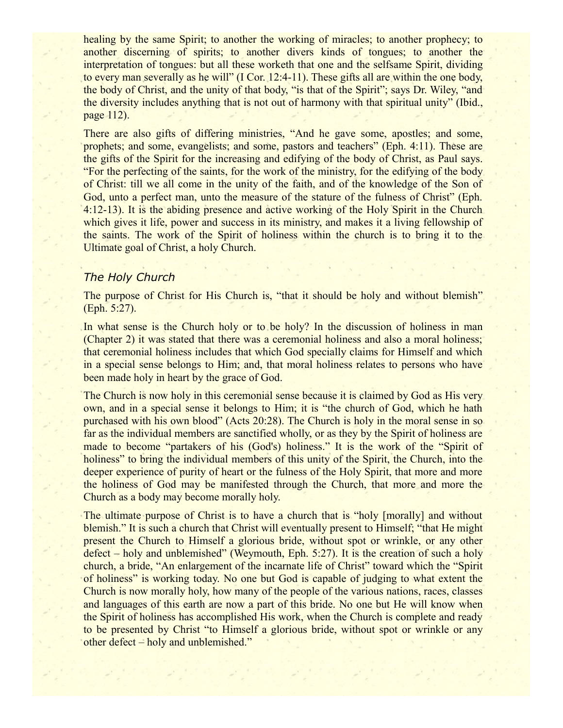healing by the same Spirit; to another the working of miracles; to another prophecy; to another discerning of spirits; to another divers kinds of tongues; to another the interpretation of tongues: but all these worketh that one and the selfsame Spirit, dividing to every man severally as he will" (I Cor. 12:4-11). These gifts all are within the one body, the body of Christ, and the unity of that body, "is that of the Spirit"; says Dr. Wiley, "and the diversity includes anything that is not out of harmony with that spiritual unity" (Ibid., page 112).

There are also gifts of differing ministries, "And he gave some, apostles; and some, prophets; and some, evangelists; and some, pastors and teachers" (Eph. 4:11). These are the gifts of the Spirit for the increasing and edifying of the body of Christ, as Paul says. "For the perfecting of the saints, for the work of the ministry, for the edifying of the body of Christ: till we all come in the unity of the faith, and of the knowledge of the Son of God, unto a perfect man, unto the measure of the stature of the fulness of Christ" (Eph. 4:12-13). It is the abiding presence and active working of the Holy Spirit in the Church which gives it life, power and success in its ministry, and makes it a living fellowship of the saints. The work of the Spirit of holiness within the church is to bring it to the Ultimate goal of Christ, a holy Church.

### *The Holy Church*

The purpose of Christ for His Church is, "that it should be holy and without blemish" (Eph. 5:27).

In what sense is the Church holy or to be holy? In the discussion of holiness in man (Chapter 2) it was stated that there was a ceremonial holiness and also a moral holiness; that ceremonial holiness includes that which God specially claims for Himself and which in a special sense belongs to Him; and, that moral holiness relates to persons who have been made holy in heart by the grace of God.

The Church is now holy in this ceremonial sense because it is claimed by God as His very own, and in a special sense it belongs to Him; it is "the church of God, which he hath purchased with his own blood" (Acts 20:28). The Church is holy in the moral sense in so far as the individual members are sanctified wholly, or as they by the Spirit of holiness are made to become "partakers of his (God's) holiness." It is the work of the "Spirit of holiness" to bring the individual members of this unity of the Spirit, the Church, into the deeper experience of purity of heart or the fulness of the Holy Spirit, that more and more the holiness of God may be manifested through the Church, that more and more the Church as a body may become morally holy.

The ultimate purpose of Christ is to have a church that is "holy [morally] and without blemish." It is such a church that Christ will eventually present to Himself; "that He might present the Church to Himself a glorious bride, without spot or wrinkle, or any other defect – holy and unblemished" (Weymouth, Eph. 5:27). It is the creation of such a holy church, a bride, "An enlargement of the incarnate life of Christ" toward which the "Spirit of holiness" is working today. No one but God is capable of judging to what extent the Church is now morally holy, how many of the people of the various nations, races, classes and languages of this earth are now a part of this bride. No one but He will know when the Spirit of holiness has accomplished His work, when the Church is complete and ready to be presented by Christ "to Himself a glorious bride, without spot or wrinkle or any other defect – holy and unblemished."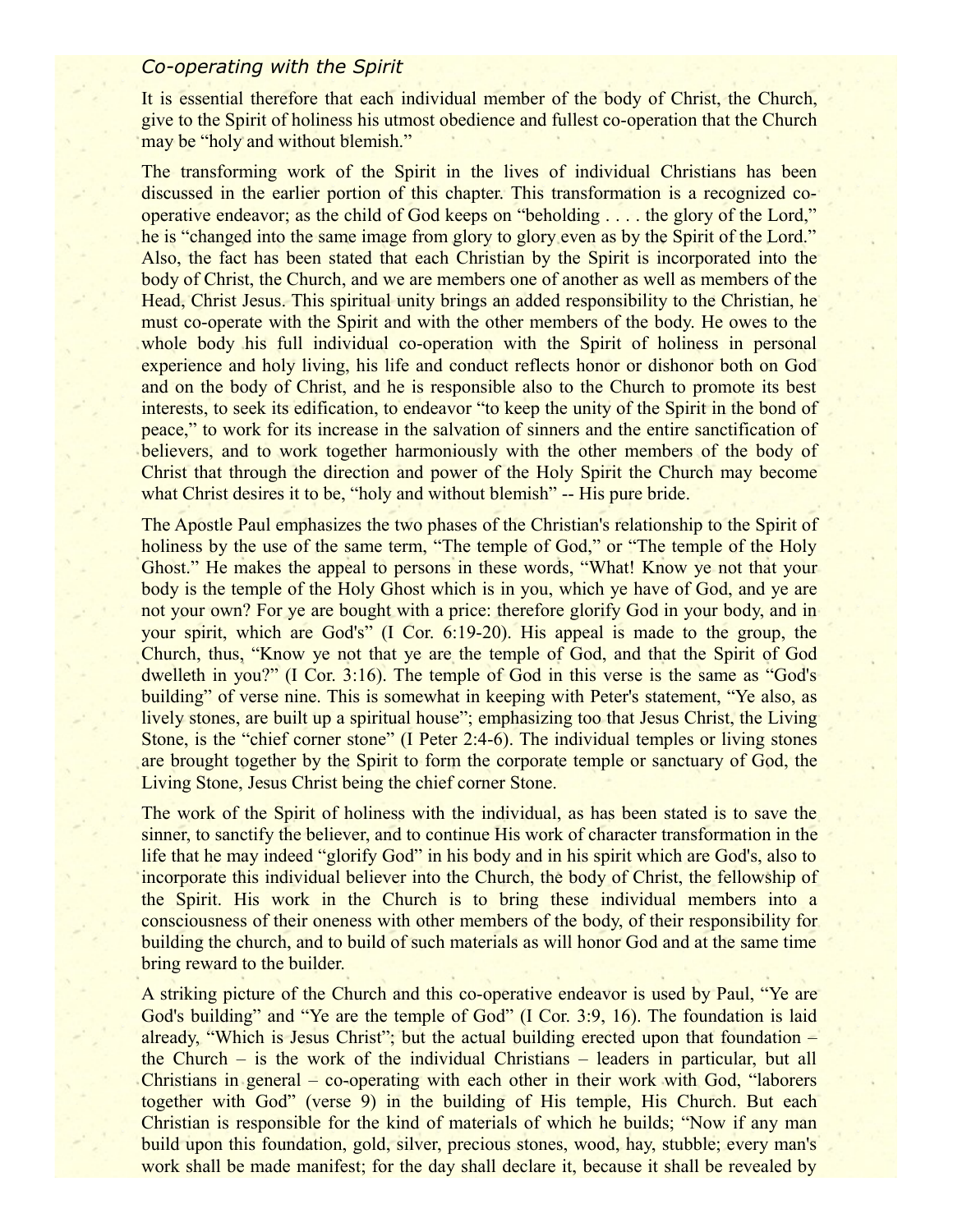### *Co-operating with the Spirit*

It is essential therefore that each individual member of the body of Christ, the Church, give to the Spirit of holiness his utmost obedience and fullest co-operation that the Church may be "holy and without blemish."

The transforming work of the Spirit in the lives of individual Christians has been discussed in the earlier portion of this chapter. This transformation is a recognized co-operative endeavor; as the child of God keeps on "beholding . . . . the glory of the Lord," he is "changed into the same image from glory to glory even as by the Spirit of the Lord." Also, the fact has been stated that each Christian by the Spirit is incorporated into the body of Christ, the Church, and we are members one of another as well as members of the Head, Christ Jesus. This spiritual unity brings an added responsibility to the Christian, he must co-operate with the Spirit and with the other members of the body. He owes to the whole body his full individual co-operation with the Spirit of holiness in personal experience and holy living, his life and conduct reflects honor or dishonor both on God and on the body of Christ, and he is responsible also to the Church to promote its best interests, to seek its edification, to endeavor "to keep the unity of the Spirit in the bond of peace," to work for its increase in the salvation of sinners and the entire sanctification of believers, and to work together harmoniously with the other members of the body of Christ that through the direction and power of the Holy Spirit the Church may become what Christ desires it to be, "holy and without blemish" -- His pure bride.

The Apostle Paul emphasizes the two phases of the Christian's relationship to the Spirit of holiness by the use of the same term, "The temple of God," or "The temple of the Holy Ghost." He makes the appeal to persons in these words, "What! Know ye not that your body is the temple of the Holy Ghost which is in you, which ye have of God, and ye are not your own? For ye are bought with a price: therefore glorify God in your body, and in your spirit, which are God's" (I Cor. 6:19-20). His appeal is made to the group, the Church, thus, "Know ye not that ye are the temple of God, and that the Spirit of God dwelleth in you?" (I Cor. 3:16). The temple of God in this verse is the same as "God's building" of verse nine. This is somewhat in keeping with Peter's statement, "Ye also, as lively stones, are built up a spiritual house"; emphasizing too that Jesus Christ, the Living Stone, is the "chief corner stone" (I Peter 2:4-6). The individual temples or living stones are brought together by the Spirit to form the corporate temple or sanctuary of God, the Living Stone, Jesus Christ being the chief corner Stone.

The work of the Spirit of holiness with the individual, as has been stated is to save the sinner, to sanctify the believer, and to continue His work of character transformation in the life that he may indeed "glorify God" in his body and in his spirit which are God's, also to incorporate this individual believer into the Church, the body of Christ, the fellowship of the Spirit. His work in the Church is to bring these individual members into a consciousness of their oneness with other members of the body, of their responsibility for building the church, and to build of such materials as will honor God and at the same time bring reward to the builder.

A striking picture of the Church and this co-operative endeavor is used by Paul, "Ye are God's building" and "Ye are the temple of God" (I Cor. 3:9, 16). The foundation is laid already, "Which is Jesus Christ"; but the actual building erected upon that foundation – the Church – is the work of the individual Christians – leaders in particular, but all Christians in general – co-operating with each other in their work with God, "laborers together with God" (verse 9) in the building of His temple, His Church. But each Christian is responsible for the kind of materials of which he builds; "Now if any man build upon this foundation, gold, silver, precious stones, wood, hay, stubble; every man's work shall be made manifest; for the day shall declare it, because it shall be revealed by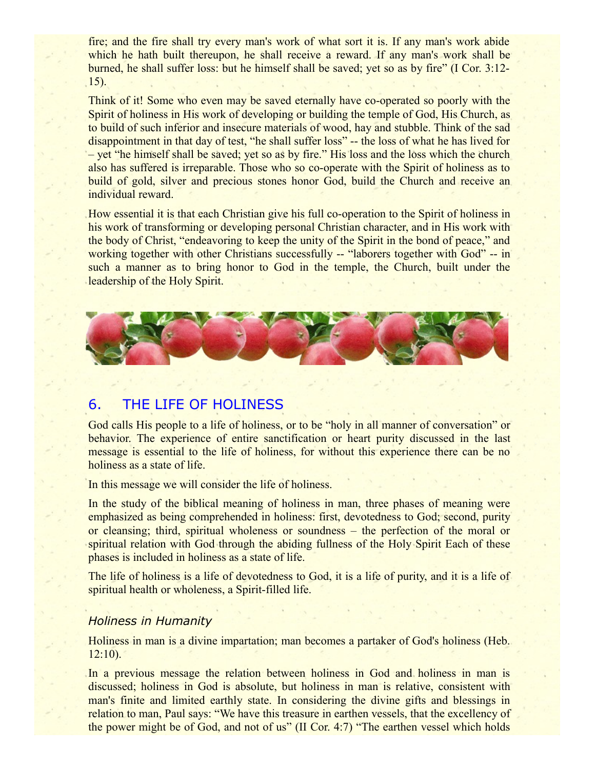fire; and the fire shall try every man's work of what sort it is. If any man's work abide which he hath built thereupon, he shall receive a reward. If any man's work shall be burned, he shall suffer loss: but he himself shall be saved; yet so as by fire" (I Cor. 3:12-15).

Think of it! Some who even may be saved eternally have co-operated so poorly with the Spirit of holiness in His work of developing or building the temple of God, His Church, as to build of such inferior and insecure materials of wood, hay and stubble. Think of the sad disappointment in that day of test, "he shall suffer loss" -- the loss of what he has lived for – yet "he himself shall be saved; yet so as by fire." His loss and the loss which the church also has suffered is irreparable. Those who so co-operate with the Spirit of holiness as to build of gold, silver and precious stones honor God, build the Church and receive an individual reward.

How essential it is that each Christian give his full co-operation to the Spirit of holiness in his work of transforming or developing personal Christian character, and in His work with the body of Christ, "endeavoring to keep the unity of the Spirit in the bond of peace," and working together with other Christians successfully -- "laborers together with God" -- in such a manner as to bring honor to God in the temple, the Church, built under the leadership of the Holy Spirit.

## 6. THE LIFE OF HOLINESS

God calls His people to a life of holiness, or to be "holy in all manner of conversation" or behavior. The experience of entire sanctification or heart purity discussed in the last message is essential to the life of holiness, for without this experience there can be no holiness as a state of life.

In this message we will consider the life of holiness.

In the study of the biblical meaning of holiness in man, three phases of meaning were emphasized as being comprehended in holiness: first, devotedness to God; second, purity or cleansing; third, spiritual wholeness or soundness – the perfection of the moral or spiritual relation with God through the abiding fullness of the Holy Spirit Each of these phases is included in holiness as a state of life.

The life of holiness is a life of devotedness to God, it is a life of purity, and it is a life of spiritual health or wholeness, a Spirit-filled life.

### *Holiness in Humanity*

Holiness in man is a divine impartation; man becomes a partaker of God's holiness (Heb. 12:10).

In a previous message the relation between holiness in God and holiness in man is discussed; holiness in God is absolute, but holiness in man is relative, consistent with man's finite and limited earthly state. In considering the divine gifts and blessings in relation to man, Paul says: "We have this treasure in earthen vessels, that the excellency of the power might be of God, and not of us" (II Cor. 4:7) "The earthen vessel which holds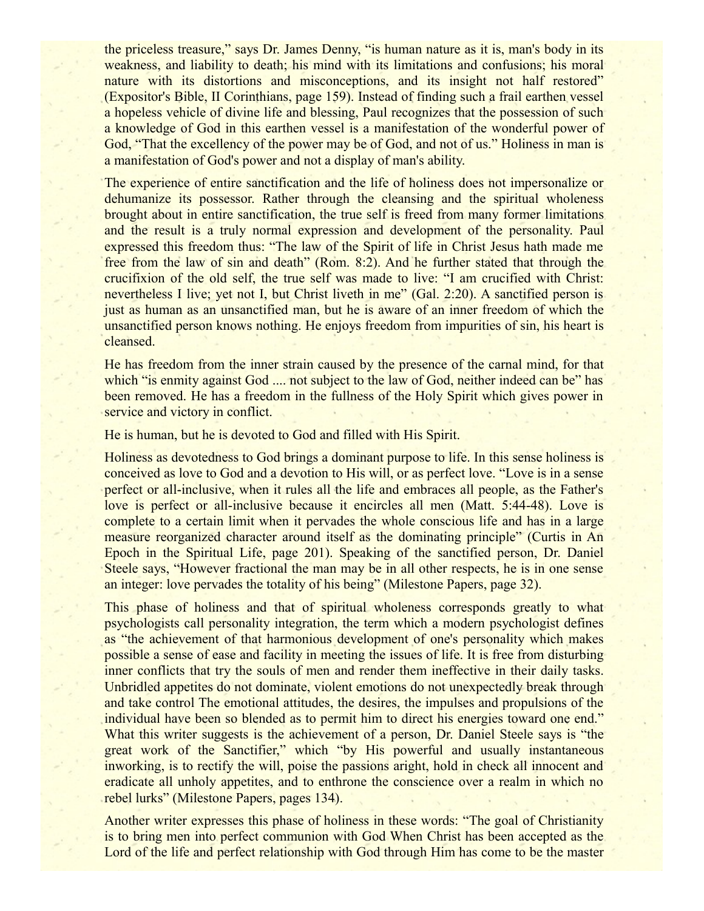the priceless treasure," says Dr. James Denny, "is human nature as it is, man's body in its weakness, and liability to death; his mind with its limitations and confusions; his moral nature with its distortions and misconceptions, and its insight not half restored" (Expositor's Bible, II Corinthians, page 159). Instead of finding such a frail earthen vessel a hopeless vehicle of divine life and blessing, Paul recognizes that the possession of such a knowledge of God in this earthen vessel is a manifestation of the wonderful power of God, "That the excellency of the power may be of God, and not of us." Holiness in man is a manifestation of God's power and not a display of man's ability.

The experience of entire sanctification and the life of holiness does not impersonalize or dehumanize its possessor. Rather through the cleansing and the spiritual wholeness brought about in entire sanctification, the true self is freed from many former limitations and the result is a truly normal expression and development of the personality. Paul expressed this freedom thus: "The law of the Spirit of life in Christ Jesus hath made me free from the law of sin and death" (Rom. 8:2). And he further stated that through the crucifixion of the old self, the true self was made to live: "I am crucified with Christ: nevertheless I live; yet not I, but Christ liveth in me" (Gal. 2:20). A sanctified person is just as human as an unsanctified man, but he is aware of an inner freedom of which the unsanctified person knows nothing. He enjoys freedom from impurities of sin, his heart is cleansed.

He has freedom from the inner strain caused by the presence of the carnal mind, for that which "is enmity against God .... not subject to the law of God, neither indeed can be" has been removed. He has a freedom in the fullness of the Holy Spirit which gives power in service and victory in conflict.

He is human, but he is devoted to God and filled with His Spirit.

Holiness as devotedness to God brings a dominant purpose to life. In this sense holiness is conceived as love to God and a devotion to His will, or as perfect love. "Love is in a sense perfect or all-inclusive, when it rules all the life and embraces all people, as the Father's love is perfect or all-inclusive because it encircles all men (Matt. 5:44-48). Love is complete to a certain limit when it pervades the whole conscious life and has in a large measure reorganized character around itself as the dominating principle" (Curtis in An Epoch in the Spiritual Life, page 201). Speaking of the sanctified person, Dr. Daniel Steele says, "However fractional the man may be in all other respects, he is in one sense an integer: love pervades the totality of his being" (Milestone Papers, page 32).

This phase of holiness and that of spiritual wholeness corresponds greatly to what psychologists call personality integration, the term which a modern psychologist defines as "the achievement of that harmonious development of one's personality which makes possible a sense of ease and facility in meeting the issues of life. It is free from disturbing inner conflicts that try the souls of men and render them ineffective in their daily tasks. Unbridled appetites do not dominate, violent emotions do not unexpectedly break through and take control The emotional attitudes, the desires, the impulses and propulsions of the individual have been so blended as to permit him to direct his energies toward one end." What this writer suggests is the achievement of a person, Dr. Daniel Steele says is "the great work of the Sanctifier," which "by His powerful and usually instantaneous inworking, is to rectify the will, poise the passions aright, hold in check all innocent and eradicate all unholy appetites, and to enthrone the conscience over a realm in which no rebel lurks" (Milestone Papers, pages 134).

Another writer expresses this phase of holiness in these words: "The goal of Christianity is to bring men into perfect communion with God When Christ has been accepted as the Lord of the life and perfect relationship with God through Him has come to be the master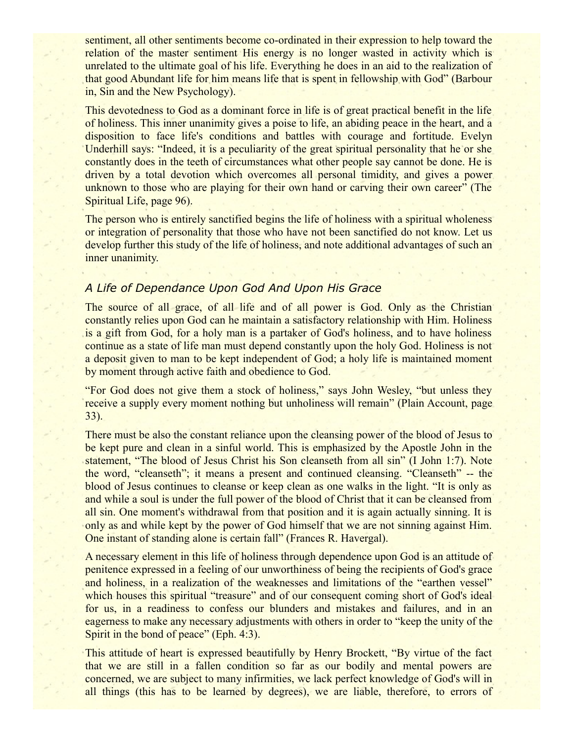sentiment, all other sentiments become co-ordinated in their expression to help toward the relation of the master sentiment His energy is no longer wasted in activity which is unrelated to the ultimate goal of his life. Everything he does in an aid to the realization of that good Abundant life for him means life that is spent in fellowship with God" (Barbour in, Sin and the New Psychology).

This devotedness to God as a dominant force in life is of great practical benefit in the life of holiness. This inner unanimity gives a poise to life, an abiding peace in the heart, and a disposition to face life's conditions and battles with courage and fortitude. Evelyn Underhill says: "Indeed, it is a peculiarity of the great spiritual personality that he or she constantly does in the teeth of circumstances what other people say cannot be done. He is driven by a total devotion which overcomes all personal timidity, and gives a power unknown to those who are playing for their own hand or carving their own career" (The Spiritual Life, page 96).

The person who is entirely sanctified begins the life of holiness with a spiritual wholeness or integration of personality that those who have not been sanctified do not know. Let us develop further this study of the life of holiness, and note additional advantages of such an inner unanimity.

### *A Life of Dependance Upon God And Upon His Grace*

The source of all grace, of all life and of all power is God. Only as the Christian constantly relies upon God can he maintain a satisfactory relationship with Him. Holiness is a gift from God, for a holy man is a partaker of God's holiness, and to have holiness continue as a state of life man must depend constantly upon the holy God. Holiness is not a deposit given to man to be kept independent of God; a holy life is maintained moment by moment through active faith and obedience to God.

"For God does not give them a stock of holiness," says John Wesley, "but unless they receive a supply every moment nothing but unholiness will remain" (Plain Account, page 33).

There must be also the constant reliance upon the cleansing power of the blood of Jesus to be kept pure and clean in a sinful world. This is emphasized by the Apostle John in the statement, "The blood of Jesus Christ his Son cleanseth from all sin" (I John 1:7). Note the word, "cleanseth"; it means a present and continued cleansing. "Cleanseth" -- the blood of Jesus continues to cleanse or keep clean as one walks in the light. "It is only as and while a soul is under the full power of the blood of Christ that it can be cleansed from all sin. One moment's withdrawal from that position and it is again actually sinning. It is only as and while kept by the power of God himself that we are not sinning against Him. One instant of standing alone is certain fall" (Frances R. Havergal).

A necessary element in this life of holiness through dependence upon God is an attitude of penitence expressed in a feeling of our unworthiness of being the recipients of God's grace and holiness, in a realization of the weaknesses and limitations of the "earthen vessel" which houses this spiritual "treasure" and of our consequent coming short of God's ideal for us, in a readiness to confess our blunders and mistakes and failures, and in an eagerness to make any necessary adjustments with others in order to "keep the unity of the Spirit in the bond of peace" (Eph. 4:3).

This attitude of heart is expressed beautifully by Henry Brockett, "By virtue of the fact that we are still in a fallen condition so far as our bodily and mental powers are concerned, we are subject to many infirmities, we lack perfect knowledge of God's will in all things (this has to be learned by degrees), we are liable, therefore, to errors of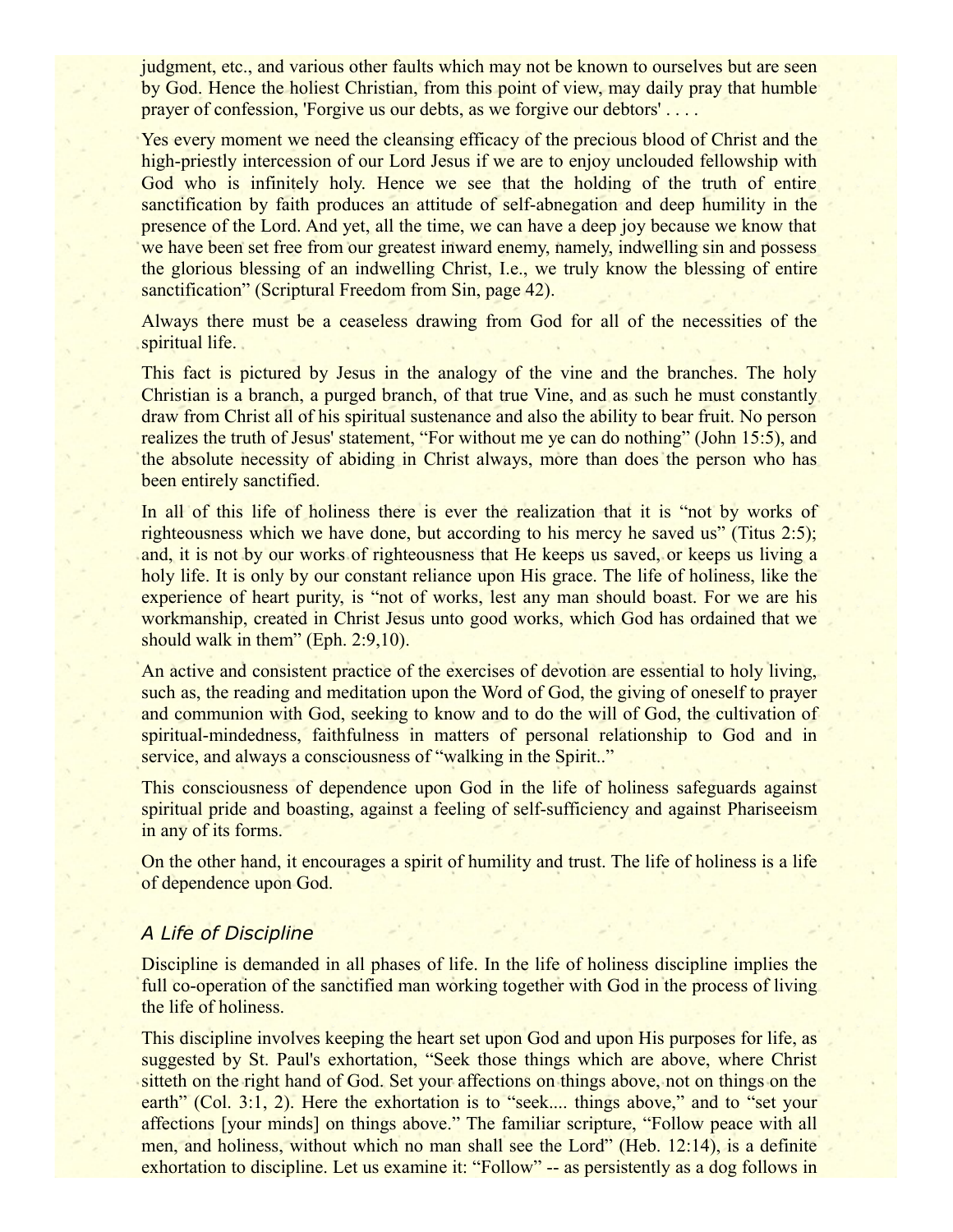judgment, etc., and various other faults which may not be known to ourselves but are seen by God. Hence the holiest Christian, from this point of view, may daily pray that humble prayer of confession, 'Forgive us our debts, as we forgive our debtors' . . . .

Yes every moment we need the cleansing efficacy of the precious blood of Christ and the high-priestly intercession of our Lord Jesus if we are to enjoy unclouded fellowship with God who is infinitely holy. Hence we see that the holding of the truth of entire sanctification by faith produces an attitude of self-abnegation and deep humility in the presence of the Lord. And yet, all the time, we can have a deep joy because we know that we have been set free from our greatest inward enemy, namely, indwelling sin and possess the glorious blessing of an indwelling Christ, I.e., we truly know the blessing of entire sanctification" (Scriptural Freedom from Sin, page 42).

Always there must be a ceaseless drawing from God for all of the necessities of the spiritual life.

This fact is pictured by Jesus in the analogy of the vine and the branches. The holy Christian is a branch, a purged branch, of that true Vine, and as such he must constantly draw from Christ all of his spiritual sustenance and also the ability to bear fruit. No person realizes the truth of Jesus' statement, "For without me ye can do nothing" (John 15:5), and the absolute necessity of abiding in Christ always, more than does the person who has been entirely sanctified.

In all of this life of holiness there is ever the realization that it is "not by works of righteousness which we have done, but according to his mercy he saved us" (Titus 2:5); and, it is not by our works of righteousness that He keeps us saved, or keeps us living a holy life. It is only by our constant reliance upon His grace. The life of holiness, like the experience of heart purity, is "not of works, lest any man should boast. For we are his workmanship, created in Christ Jesus unto good works, which God has ordained that we should walk in them" (Eph. 2:9,10).

An active and consistent practice of the exercises of devotion are essential to holy living, such as, the reading and meditation upon the Word of God, the giving of oneself to prayer and communion with God, seeking to know and to do the will of God, the cultivation of spiritual-mindedness, faithfulness in matters of personal relationship to God and in service, and always a consciousness of "walking in the Spirit.."

This consciousness of dependence upon God in the life of holiness safeguards against spiritual pride and boasting, against a feeling of self-sufficiency and against Phariseeism in any of its forms.

On the other hand, it encourages a spirit of humility and trust. The life of holiness is a life of dependence upon God.

### *A Life of Discipline*

Discipline is demanded in all phases of life. In the life of holiness discipline implies the full co-operation of the sanctified man working together with God in the process of living the life of holiness.

This discipline involves keeping the heart set upon God and upon His purposes for life, as suggested by St. Paul's exhortation, "Seek those things which are above, where Christ sitteth on the right hand of God. Set your affections on things above, not on things on the earth" (Col. 3:1, 2). Here the exhortation is to "seek.... things above," and to "set your affections [your minds] on things above." The familiar scripture, "Follow peace with all men, and holiness, without which no man shall see the Lord" (Heb. 12:14), is a definite exhortation to discipline. Let us examine it: "Follow" -- as persistently as a dog follows in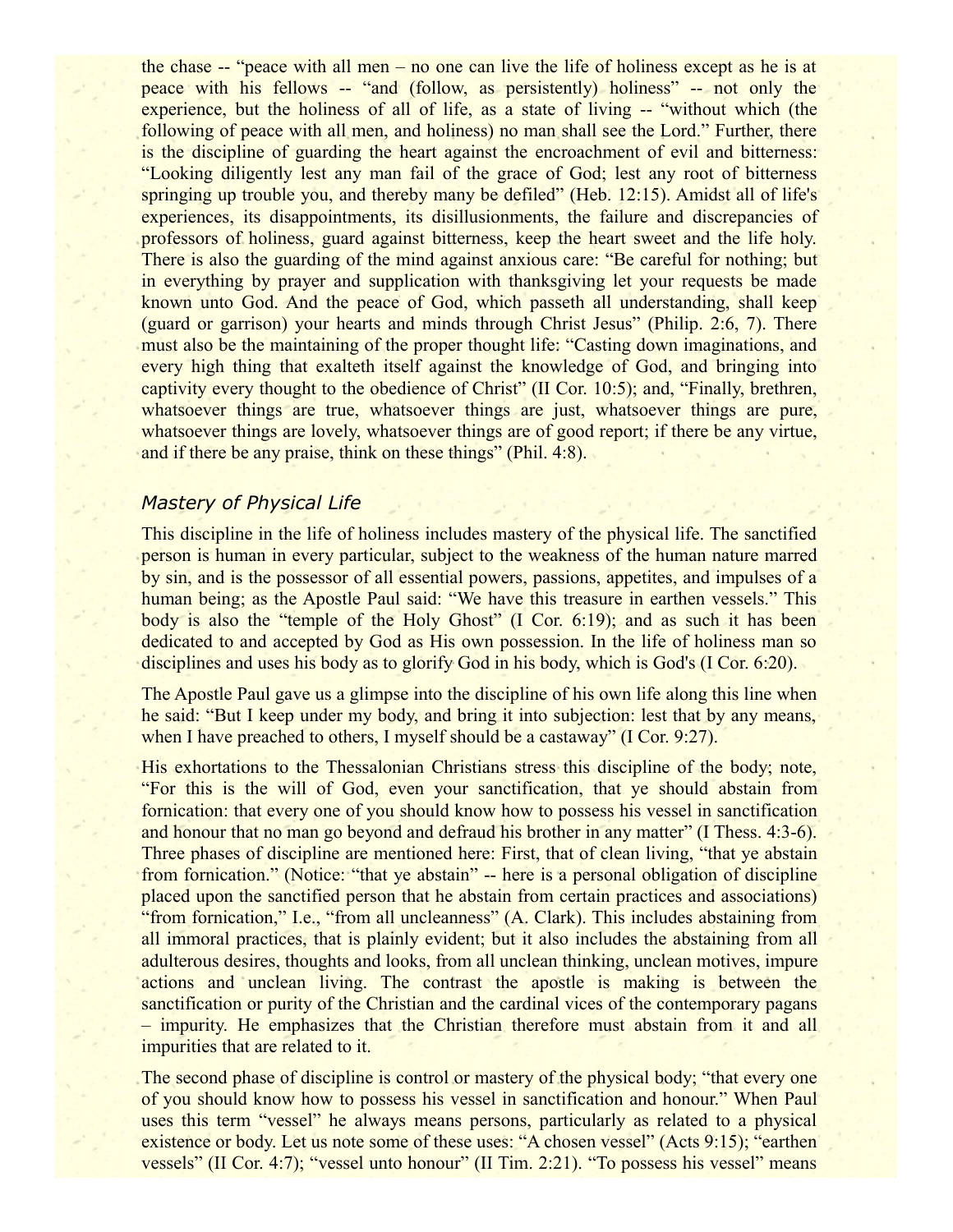the chase -- "peace with all men – no one can live the life of holiness except as he is at peace with his fellows -- "and (follow, as persistently) holiness" -- not only the experience, but the holiness of all of life, as a state of living -- "without which (the following of peace with all men, and holiness) no man shall see the Lord." Further, there is the discipline of guarding the heart against the encroachment of evil and bitterness: "Looking diligently lest any man fail of the grace of God; lest any root of bitterness springing up trouble you, and thereby many be defiled" (Heb. 12:15). Amidst all of life's experiences, its disappointments, its disillusionments, the failure and discrepancies of professors of holiness, guard against bitterness, keep the heart sweet and the life holy. There is also the guarding of the mind against anxious care: "Be careful for nothing; but in everything by prayer and supplication with thanksgiving let your requests be made known unto God. And the peace of God, which passeth all understanding, shall keep (guard or garrison) your hearts and minds through Christ Jesus" (Philip. 2:6, 7). There must also be the maintaining of the proper thought life: "Casting down imaginations, and every high thing that exalteth itself against the knowledge of God, and bringing into captivity every thought to the obedience of Christ" (II Cor. 10:5); and, "Finally, brethren, whatsoever things are true, whatsoever things are just, whatsoever things are pure, whatsoever things are lovely, whatsoever things are of good report; if there be any virtue, and if there be any praise, think on these things" (Phil. 4:8).

### *Mastery of Physical Life*

This discipline in the life of holiness includes mastery of the physical life. The sanctified person is human in every particular, subject to the weakness of the human nature marred by sin, and is the possessor of all essential powers, passions, appetites, and impulses of a human being; as the Apostle Paul said: "We have this treasure in earthen vessels." This body is also the "temple of the Holy Ghost" (I Cor. 6:19); and as such it has been dedicated to and accepted by God as His own possession. In the life of holiness man so disciplines and uses his body as to glorify God in his body, which is God's (I Cor. 6:20).

The Apostle Paul gave us a glimpse into the discipline of his own life along this line when he said: "But I keep under my body, and bring it into subjection: lest that by any means, when I have preached to others, I myself should be a castaway" (I Cor. 9:27).

His exhortations to the Thessalonian Christians stress this discipline of the body; note, "For this is the will of God, even your sanctification, that ye should abstain from fornication: that every one of you should know how to possess his vessel in sanctification and honour that no man go beyond and defraud his brother in any matter" (I Thess. 4:3-6). Three phases of discipline are mentioned here: First, that of clean living, "that ye abstain from fornication." (Notice: "that ye abstain" -- here is a personal obligation of discipline placed upon the sanctified person that he abstain from certain practices and associations) "from fornication," I.e., "from all uncleanness" (A. Clark). This includes abstaining from all immoral practices, that is plainly evident; but it also includes the abstaining from all adulterous desires, thoughts and looks, from all unclean thinking, unclean motives, impure actions and unclean living. The contrast the apostle is making is between the sanctification or purity of the Christian and the cardinal vices of the contemporary pagans – impurity. He emphasizes that the Christian therefore must abstain from it and all impurities that are related to it.

The second phase of discipline is control or mastery of the physical body; "that every one of you should know how to possess his vessel in sanctification and honour." When Paul uses this term "vessel" he always means persons, particularly as related to a physical existence or body. Let us note some of these uses: "A chosen vessel" (Acts 9:15); "earthen vessels" (II Cor. 4:7); "vessel unto honour" (II Tim. 2:21). "To possess his vessel" means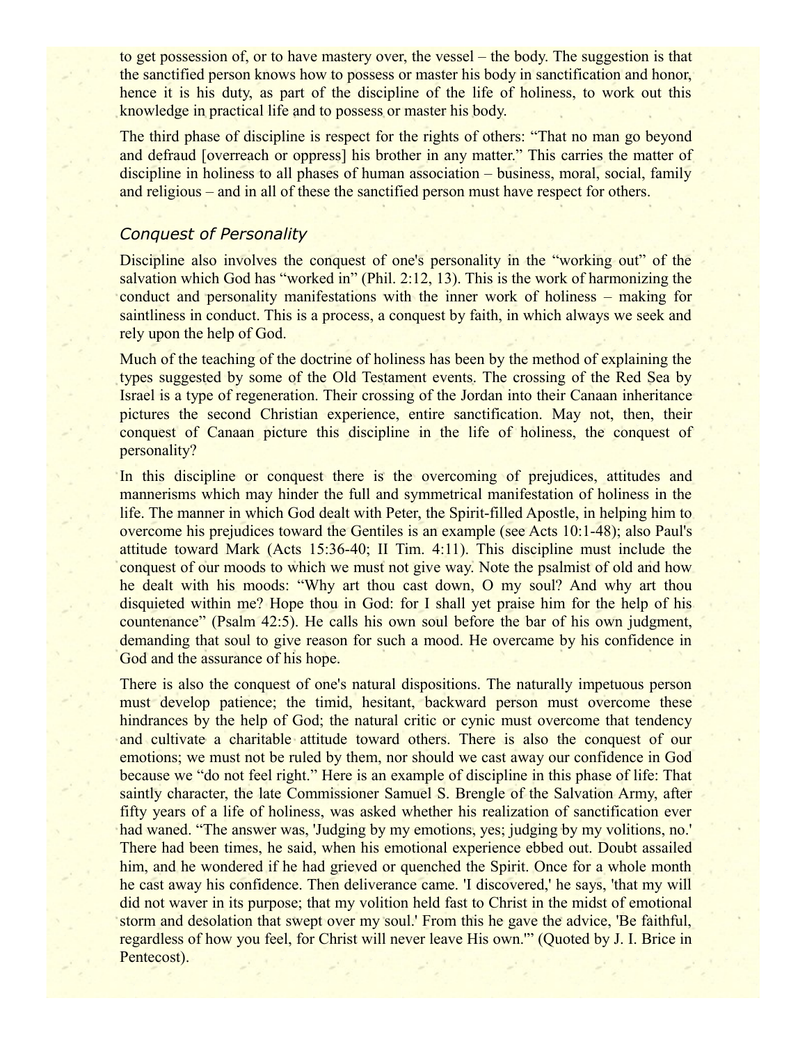to get possession of, or to have mastery over, the vessel – the body. The suggestion is that the sanctified person knows how to possess or master his body in sanctification and honor, hence it is his duty, as part of the discipline of the life of holiness, to work out this knowledge in practical life and to possess or master his body.

The third phase of discipline is respect for the rights of others: "That no man go beyond and defraud [overreach or oppress] his brother in any matter." This carries the matter of discipline in holiness to all phases of human association – business, moral, social, family and religious – and in all of these the sanctified person must have respect for others.

### *Conquest of Personality*

Discipline also involves the conquest of one's personality in the "working out" of the salvation which God has "worked in" (Phil. 2:12, 13). This is the work of harmonizing the conduct and personality manifestations with the inner work of holiness – making for saintliness in conduct. This is a process, a conquest by faith, in which always we seek and rely upon the help of God.

Much of the teaching of the doctrine of holiness has been by the method of explaining the types suggested by some of the Old Testament events. The crossing of the Red Sea by Israel is a type of regeneration. Their crossing of the Jordan into their Canaan inheritance pictures the second Christian experience, entire sanctification. May not, then, their conquest of Canaan picture this discipline in the life of holiness, the conquest of personality?

In this discipline or conquest there is the overcoming of prejudices, attitudes and mannerisms which may hinder the full and symmetrical manifestation of holiness in the life. The manner in which God dealt with Peter, the Spirit-filled Apostle, in helping him to overcome his prejudices toward the Gentiles is an example (see Acts 10:1-48); also Paul's attitude toward Mark (Acts 15:36-40; II Tim. 4:11). This discipline must include the conquest of our moods to which we must not give way. Note the psalmist of old and how he dealt with his moods: "Why art thou cast down, O my soul? And why art thou disquieted within me? Hope thou in God: for I shall yet praise him for the help of his countenance" (Psalm 42:5). He calls his own soul before the bar of his own judgment, demanding that soul to give reason for such a mood. He overcame by his confidence in God and the assurance of his hope.

There is also the conquest of one's natural dispositions. The naturally impetuous person must develop patience; the timid, hesitant, backward person must overcome these hindrances by the help of God; the natural critic or cynic must overcome that tendency and cultivate a charitable attitude toward others. There is also the conquest of our emotions; we must not be ruled by them, nor should we cast away our confidence in God because we "do not feel right." Here is an example of discipline in this phase of life: That saintly character, the late Commissioner Samuel S. Brengle of the Salvation Army, after fifty years of a life of holiness, was asked whether his realization of sanctification ever had waned. "The answer was, 'Judging by my emotions, yes; judging by my volitions, no.' There had been times, he said, when his emotional experience ebbed out. Doubt assailed him, and he wondered if he had grieved or quenched the Spirit. Once for a whole month he cast away his confidence. Then deliverance came. 'I discovered,' he says, 'that my will did not waver in its purpose; that my volition held fast to Christ in the midst of emotional storm and desolation that swept over my soul.' From this he gave the advice, 'Be faithful, regardless of how you feel, for Christ will never leave His own.'" (Quoted by J. I. Brice in Pentecost).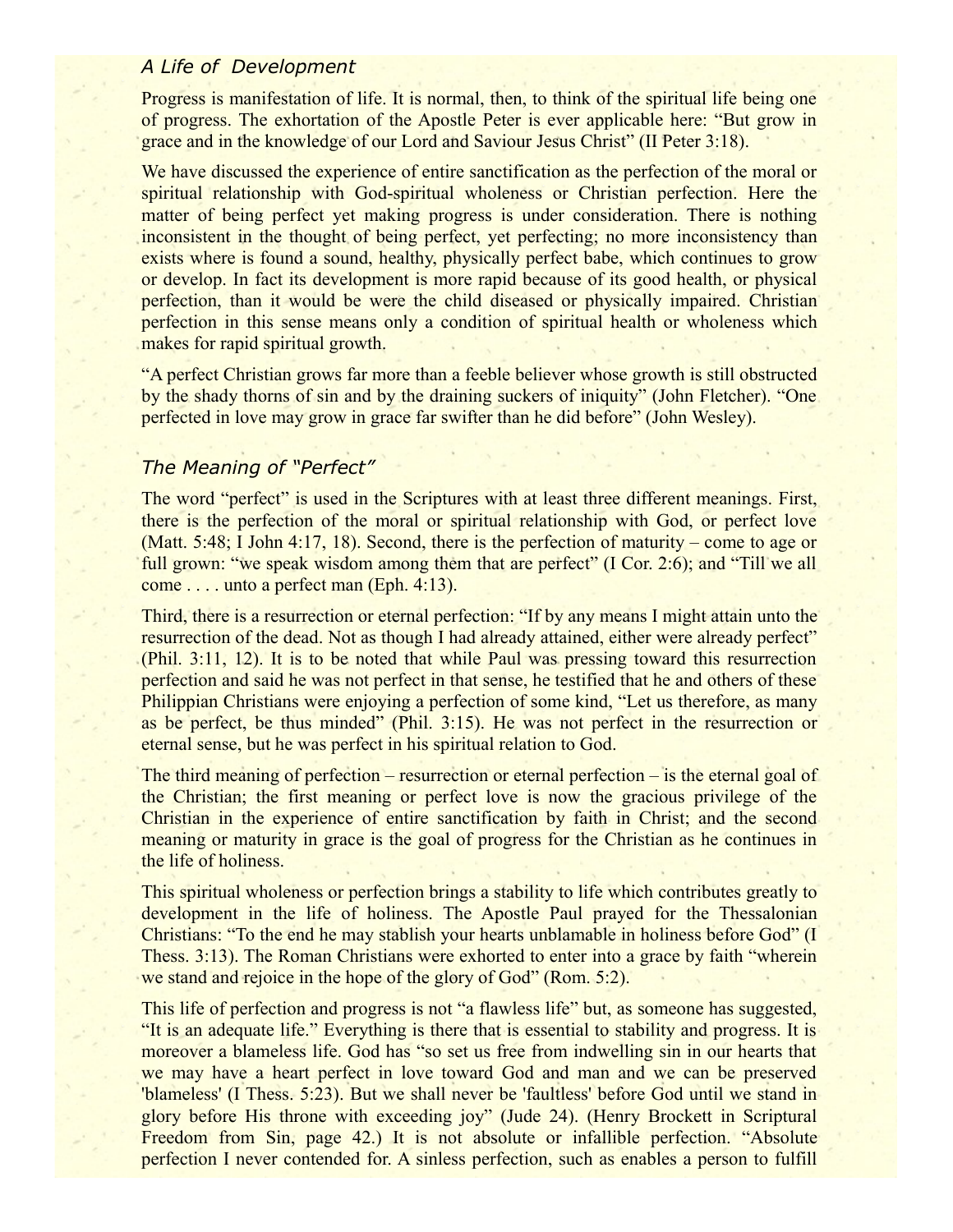## *A Life of Development*

Progress is manifestation of life. It is normal, then, to think of the spiritual life being one of progress. The exhortation of the Apostle Peter is ever applicable here: "But grow in grace and in the knowledge of our Lord and Saviour Jesus Christ" (II Peter 3:18).

We have discussed the experience of entire sanctification as the perfection of the moral or spiritual relationship with God-spiritual wholeness or Christian perfection. Here the matter of being perfect yet making progress is under consideration. There is nothing inconsistent in the thought of being perfect, yet perfecting; no more inconsistency than exists where is found a sound, healthy, physically perfect babe, which continues to grow or develop. In fact its development is more rapid because of its good health, or physical perfection, than it would be were the child diseased or physically impaired. Christian perfection in this sense means only a condition of spiritual health or wholeness which makes for rapid spiritual growth.

"A perfect Christian grows far more than a feeble believer whose growth is still obstructed by the shady thorns of sin and by the draining suckers of iniquity" (John Fletcher). "One perfected in love may grow in grace far swifter than he did before" (John Wesley).

## *The Meaning of "Perfect"*

The word "perfect" is used in the Scriptures with at least three different meanings. First, there is the perfection of the moral or spiritual relationship with God, or perfect love (Matt. 5:48; I John 4:17, 18). Second, there is the perfection of maturity – come to age or full grown: "we speak wisdom among them that are perfect" (I Cor. 2:6); and "Till we all come . . . . unto a perfect man (Eph. 4:13).

Third, there is a resurrection or eternal perfection: "If by any means I might attain unto the resurrection of the dead. Not as though I had already attained, either were already perfect" (Phil. 3:11, 12). It is to be noted that while Paul was pressing toward this resurrection perfection and said he was not perfect in that sense, he testified that he and others of these Philippian Christians were enjoying a perfection of some kind, "Let us therefore, as many as be perfect, be thus minded" (Phil. 3:15). He was not perfect in the resurrection or eternal sense, but he was perfect in his spiritual relation to God.

The third meaning of perfection – resurrection or eternal perfection – is the eternal goal of the Christian; the first meaning or perfect love is now the gracious privilege of the Christian in the experience of entire sanctification by faith in Christ; and the second meaning or maturity in grace is the goal of progress for the Christian as he continues in the life of holiness.

This spiritual wholeness or perfection brings a stability to life which contributes greatly to development in the life of holiness. The Apostle Paul prayed for the Thessalonian Christians: "To the end he may stablish your hearts unblamable in holiness before God" (I Thess. 3:13). The Roman Christians were exhorted to enter into a grace by faith "wherein we stand and rejoice in the hope of the glory of God" (Rom. 5:2).

This life of perfection and progress is not "a flawless life" but, as someone has suggested, "It is an adequate life." Everything is there that is essential to stability and progress. It is moreover a blameless life. God has "so set us free from indwelling sin in our hearts that we may have a heart perfect in love toward God and man and we can be preserved 'blameless' (I Thess. 5:23). But we shall never be 'faultless' before God until we stand in glory before His throne with exceeding joy" (Jude 24). (Henry Brockett in Scriptural Freedom from Sin, page 42.) It is not absolute or infallible perfection. "Absolute perfection I never contended for. A sinless perfection, such as enables a person to fulfill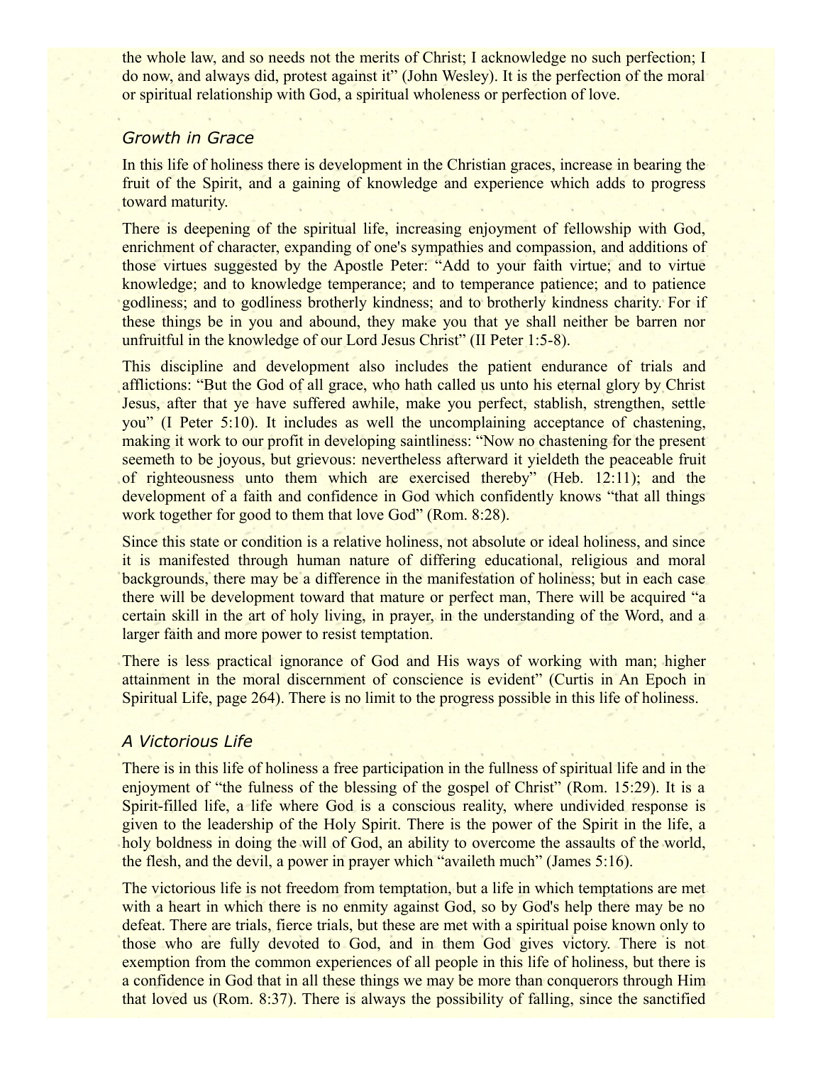the whole law, and so needs not the merits of Christ; I acknowledge no such perfection; I do now, and always did, protest against it" (John Wesley). It is the perfection of the moral or spiritual relationship with God, a spiritual wholeness or perfection of love.

### *Growth in Grace*

In this life of holiness there is development in the Christian graces, increase in bearing the fruit of the Spirit, and a gaining of knowledge and experience which adds to progress toward maturity.

There is deepening of the spiritual life, increasing enjoyment of fellowship with God, enrichment of character, expanding of one's sympathies and compassion, and additions of those virtues suggested by the Apostle Peter: "Add to your faith virtue; and to virtue knowledge; and to knowledge temperance; and to temperance patience; and to patience godliness; and to godliness brotherly kindness; and to brotherly kindness charity. For if these things be in you and abound, they make you that ye shall neither be barren nor unfruitful in the knowledge of our Lord Jesus Christ" (II Peter 1:5-8).

This discipline and development also includes the patient endurance of trials and afflictions: "But the God of all grace, who hath called us unto his eternal glory by Christ Jesus, after that ye have suffered awhile, make you perfect, stablish, strengthen, settle you" (I Peter 5:10). It includes as well the uncomplaining acceptance of chastening, making it work to our profit in developing saintliness: "Now no chastening for the present seemeth to be joyous, but grievous: nevertheless afterward it yieldeth the peaceable fruit of righteousness unto them which are exercised thereby" (Heb. 12:11); and the development of a faith and confidence in God which confidently knows "that all things work together for good to them that love God" (Rom. 8:28).

Since this state or condition is a relative holiness, not absolute or ideal holiness, and since it is manifested through human nature of differing educational, religious and moral backgrounds, there may be a difference in the manifestation of holiness; but in each case there will be development toward that mature or perfect man, There will be acquired "a certain skill in the art of holy living, in prayer, in the understanding of the Word, and a larger faith and more power to resist temptation.

There is less practical ignorance of God and His ways of working with man; higher attainment in the moral discernment of conscience is evident" (Curtis in An Epoch in Spiritual Life, page 264). There is no limit to the progress possible in this life of holiness.

### *A Victorious Life*

There is in this life of holiness a free participation in the fullness of spiritual life and in the enjoyment of "the fulness of the blessing of the gospel of Christ" (Rom. 15:29). It is a Spirit-filled life, a life where God is a conscious reality, where undivided response is given to the leadership of the Holy Spirit. There is the power of the Spirit in the life, a holy boldness in doing the will of God, an ability to overcome the assaults of the world, the flesh, and the devil, a power in prayer which "availeth much" (James 5:16).

The victorious life is not freedom from temptation, but a life in which temptations are met with a heart in which there is no enmity against God, so by God's help there may be no defeat. There are trials, fierce trials, but these are met with a spiritual poise known only to those who are fully devoted to God, and in them God gives victory. There is not exemption from the common experiences of all people in this life of holiness, but there is a confidence in God that in all these things we may be more than conquerors through Him that loved us (Rom. 8:37). There is always the possibility of falling, since the sanctified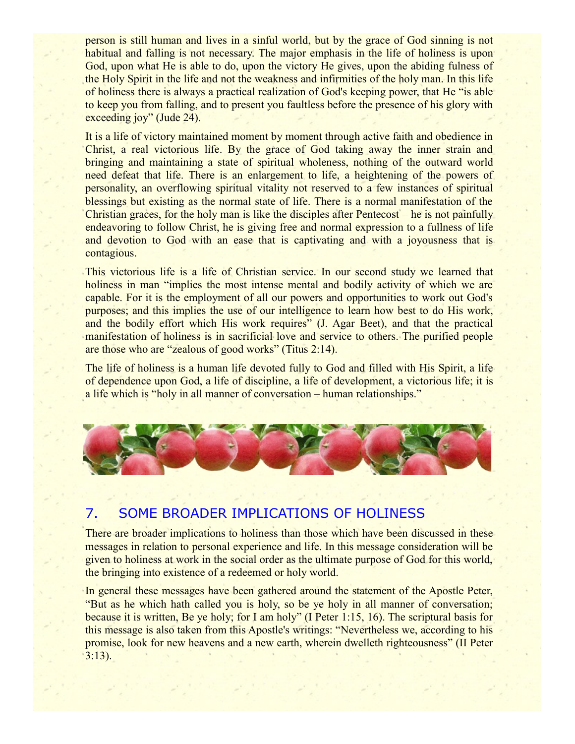person is still human and lives in a sinful world, but by the grace of God sinning is not habitual and falling is not necessary. The major emphasis in the life of holiness is upon God, upon what He is able to do, upon the victory He gives, upon the abiding fulness of the Holy Spirit in the life and not the weakness and infirmities of the holy man. In this life of holiness there is always a practical realization of God's keeping power, that He "is able to keep you from falling, and to present you faultless before the presence of his glory with exceeding joy" (Jude 24).

It is a life of victory maintained moment by moment through active faith and obedience in Christ, a real victorious life. By the grace of God taking away the inner strain and bringing and maintaining a state of spiritual wholeness, nothing of the outward world need defeat that life. There is an enlargement to life, a heightening of the powers of personality, an overflowing spiritual vitality not reserved to a few instances of spiritual blessings but existing as the normal state of life. There is a normal manifestation of the Christian graces, for the holy man is like the disciples after Pentecost – he is not painfully endeavoring to follow Christ, he is giving free and normal expression to a fullness of life and devotion to God with an ease that is captivating and with a joyousness that is contagious.

This victorious life is a life of Christian service. In our second study we learned that holiness in man "implies the most intense mental and bodily activity of which we are capable. For it is the employment of all our powers and opportunities to work out God's purposes; and this implies the use of our intelligence to learn how best to do His work, and the bodily effort which His work requires" (J. Agar Beet), and that the practical manifestation of holiness is in sacrificial love and service to others. The purified people are those who are "zealous of good works" (Titus 2:14).

The life of holiness is a human life devoted fully to God and filled with His Spirit, a life of dependence upon God, a life of discipline, a life of development, a victorious life; it is a life which is "holy in all manner of conversation – human relationships."

## 7. SOME BROADER IMPLICATIONS OF HOLINESS

There are broader implications to holiness than those which have been discussed in these messages in relation to personal experience and life. In this message consideration will be given to holiness at work in the social order as the ultimate purpose of God for this world, the bringing into existence of a redeemed or holy world.

In general these messages have been gathered around the statement of the Apostle Peter, "But as he which hath called you is holy, so be ye holy in all manner of conversation; because it is written, Be ye holy; for I am holy" (I Peter 1:15, 16). The scriptural basis for this message is also taken from this Apostle's writings: "Nevertheless we, according to his promise, look for new heavens and a new earth, wherein dwelleth righteousness" (II Peter 3:13).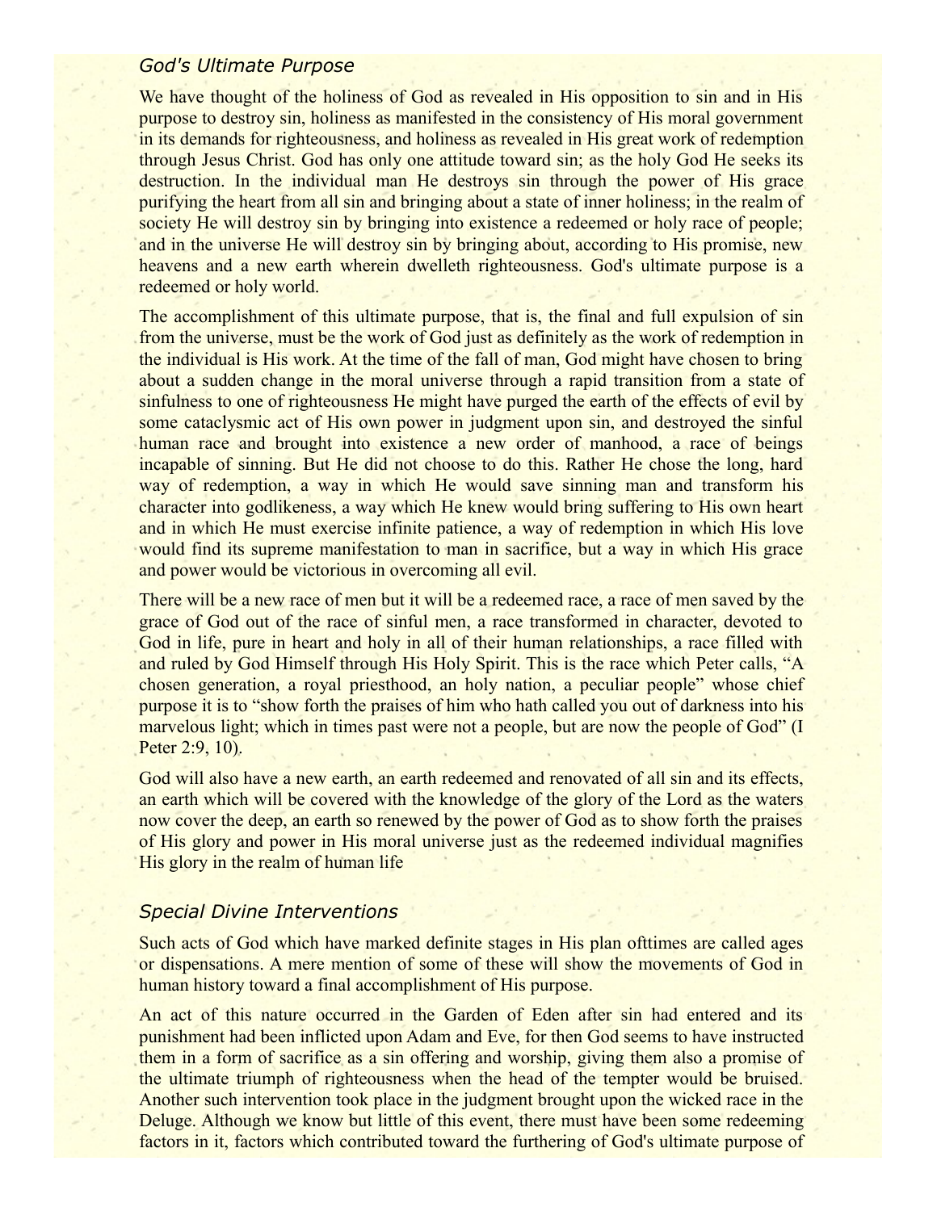## *God's Ultimate Purpose*

We have thought of the holiness of God as revealed in His opposition to sin and in His purpose to destroy sin, holiness as manifested in the consistency of His moral government in its demands for righteousness, and holiness as revealed in His great work of redemption through Jesus Christ. God has only one attitude toward sin; as the holy God He seeks its destruction. In the individual man He destroys sin through the power of His grace purifying the heart from all sin and bringing about a state of inner holiness; in the realm of society He will destroy sin by bringing into existence a redeemed or holy race of people; and in the universe He will destroy sin by bringing about, according to His promise, new heavens and a new earth wherein dwelleth righteousness. God's ultimate purpose is a redeemed or holy world.

The accomplishment of this ultimate purpose, that is, the final and full expulsion of sin from the universe, must be the work of God just as definitely as the work of redemption in the individual is His work. At the time of the fall of man, God might have chosen to bring about a sudden change in the moral universe through a rapid transition from a state of sinfulness to one of righteousness He might have purged the earth of the effects of evil by some cataclysmic act of His own power in judgment upon sin, and destroyed the sinful human race and brought into existence a new order of manhood, a race of beings incapable of sinning. But He did not choose to do this. Rather He chose the long, hard way of redemption, a way in which He would save sinning man and transform his character into godlikeness, a way which He knew would bring suffering to His own heart and in which He must exercise infinite patience, a way of redemption in which His love would find its supreme manifestation to man in sacrifice, but a way in which His grace and power would be victorious in overcoming all evil.

There will be a new race of men but it will be a redeemed race, a race of men saved by the grace of God out of the race of sinful men, a race transformed in character, devoted to God in life, pure in heart and holy in all of their human relationships, a race filled with and ruled by God Himself through His Holy Spirit. This is the race which Peter calls, “A chosen generation, a royal priesthood, an holy nation, a peculiar people” whose chief purpose it is to “show forth the praises of him who hath called you out of darkness into his marvelous light; which in times past were not a people, but are now the people of God” (I Peter 2:9, 10).

God will also have a new earth, an earth redeemed and renovated of all sin and its effects, an earth which will be covered with the knowledge of the glory of the Lord as the waters now cover the deep, an earth so renewed by the power of God as to show forth the praises of His glory and power in His moral universe just as the redeemed individual magnifies His glory in the realm of human life

## *Special Divine Interventions*

Such acts of God which have marked definite stages in His plan ofttimes are called ages or dispensations. A mere mention of some of these will show the movements of God in human history toward a final accomplishment of His purpose.

An act of this nature occurred in the Garden of Eden after sin had entered and its punishment had been inflicted upon Adam and Eve, for then God seems to have instructed them in a form of sacrifice as a sin offering and worship, giving them also a promise of the ultimate triumph of righteousness when the head of the tempter would be bruised. Another such intervention took place in the judgment brought upon the wicked race in the Deluge. Although we know but little of this event, there must have been some redeeming factors in it, factors which contributed toward the furthering of God's ultimate purpose of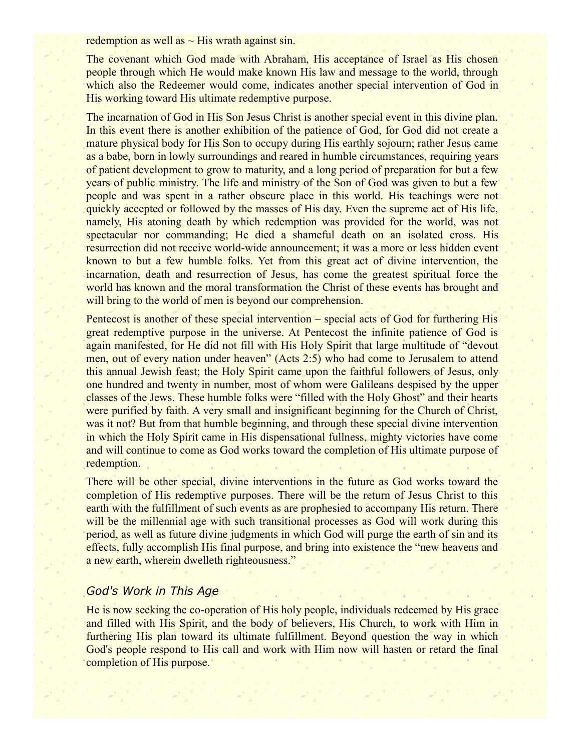redemption as well as ~ His wrath against sin.

The covenant which God made with Abraham, His acceptance of Israel as His chosen people through which He would make known His law and message to the world, through which also the Redeemer would come, indicates another special intervention of God in His working toward His ultimate redemptive purpose.

The incarnation of God in His Son Jesus Christ is another special event in this divine plan. In this event there is another exhibition of the patience of God, for God did not create a mature physical body for His Son to occupy during His earthly sojourn; rather Jesus came as a babe, born in lowly surroundings and reared in humble circumstances, requiring years of patient development to grow to maturity, and a long period of preparation for but a few years of public ministry. The life and ministry of the Son of God was given to but a few people and was spent in a rather obscure place in this world. His teachings were not quickly accepted or followed by the masses of His day. Even the supreme act of His life, namely, His atoning death by which redemption was provided for the world, was not spectacular nor commanding; He died a shameful death on an isolated cross. His resurrection did not receive world-wide announcement; it was a more or less hidden event known to but a few humble folks. Yet from this great act of divine intervention, the incarnation, death and resurrection of Jesus, has come the greatest spiritual force the world has known and the moral transformation the Christ of these events has brought and will bring to the world of men is beyond our comprehension.

Pentecost is another of these special intervention – special acts of God for furthering His great redemptive purpose in the universe. At Pentecost the infinite patience of God is again manifested, for He did not fill with His Holy Spirit that large multitude of "devout men, out of every nation under heaven" (Acts 2:5) who had come to Jerusalem to attend this annual Jewish feast; the Holy Spirit came upon the faithful followers of Jesus, only one hundred and twenty in number, most of whom were Galileans despised by the upper classes of the Jews. These humble folks were "filled with the Holy Ghost" and their hearts were purified by faith. A very small and insignificant beginning for the Church of Christ, was it not? But from that humble beginning, and through these special divine intervention in which the Holy Spirit came in His dispensational fullness, mighty victories have come and will continue to come as God works toward the completion of His ultimate purpose of redemption.

There will be other special, divine interventions in the future as God works toward the completion of His redemptive purposes. There will be the return of Jesus Christ to this earth with the fulfillment of such events as are prophesied to accompany His return. There will be the millennial age with such transitional processes as God will work during this period, as well as future divine judgments in which God will purge the earth of sin and its effects, fully accomplish His final purpose, and bring into existence the "new heavens and a new earth, wherein dwelleth righteousness."

### *God's Work in This Age*

He is now seeking the co-operation of His holy people, individuals redeemed by His grace and filled with His Spirit, and the body of believers, His Church, to work with Him in furthering His plan toward its ultimate fulfillment. Beyond question the way in which God's people respond to His call and work with Him now will hasten or retard the final completion of His purpose.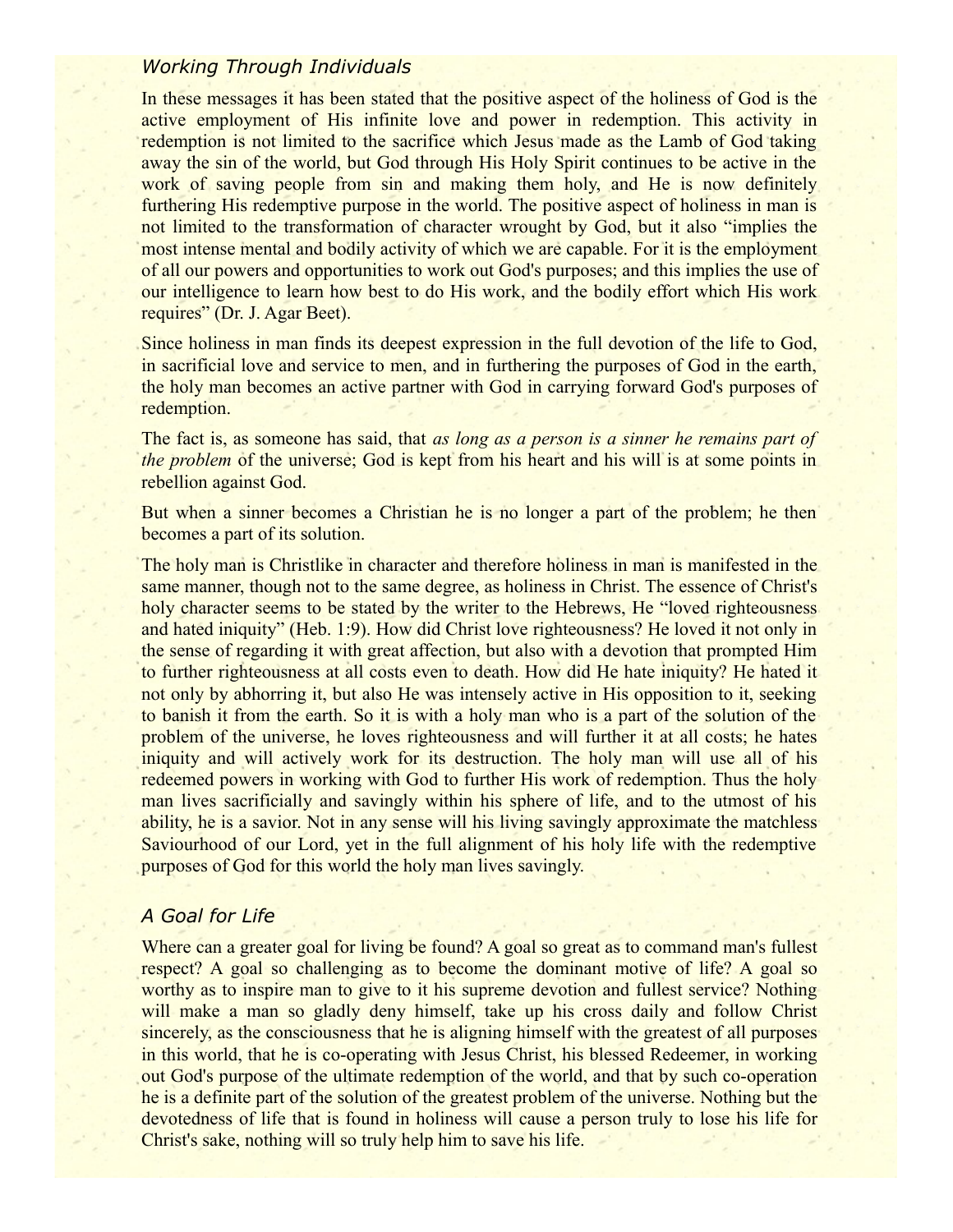### *Working Through Individuals*

In these messages it has been stated that the positive aspect of the holiness of God is the active employment of His infinite love and power in redemption. This activity in redemption is not limited to the sacrifice which Jesus made as the Lamb of God taking away the sin of the world, but God through His Holy Spirit continues to be active in the work of saving people from sin and making them holy, and He is now definitely furthering His redemptive purpose in the world. The positive aspect of holiness in man is not limited to the transformation of character wrought by God, but it also "implies the most intense mental and bodily activity of which we are capable. For it is the employment of all our powers and opportunities to work out God's purposes; and this implies the use of our intelligence to learn how best to do His work, and the bodily effort which His work requires" (Dr. J. Agar Beet).

Since holiness in man finds its deepest expression in the full devotion of the life to God, in sacrificial love and service to men, and in furthering the purposes of God in the earth, the holy man becomes an active partner with God in carrying forward God's purposes of redemption.

The fact is, as someone has said, that *as long as a person is a sinner he remains part of the problem* of the universe; God is kept from his heart and his will is at some points in rebellion against God.

But when a sinner becomes a Christian he is no longer a part of the problem; he then becomes a part of its solution.

The holy man is Christlike in character and therefore holiness in man is manifested in the same manner, though not to the same degree, as holiness in Christ. The essence of Christ's holy character seems to be stated by the writer to the Hebrews, He "loved righteousness and hated iniquity" (Heb. 1:9). How did Christ love righteousness? He loved it not only in the sense of regarding it with great affection, but also with a devotion that prompted Him to further righteousness at all costs even to death. How did He hate iniquity? He hated it not only by abhorring it, but also He was intensely active in His opposition to it, seeking to banish it from the earth. So it is with a holy man who is a part of the solution of the problem of the universe, he loves righteousness and will further it at all costs; he hates iniquity and will actively work for its destruction. The holy man will use all of his redeemed powers in working with God to further His work of redemption. Thus the holy man lives sacrificially and savingly within his sphere of life, and to the utmost of his ability, he is a savior. Not in any sense will his living savingly approximate the matchless Saviourhood of our Lord, yet in the full alignment of his holy life with the redemptive purposes of God for this world the holy man lives savingly.

### *A Goal for Life*

Where can a greater goal for living be found? A goal so great as to command man's fullest respect? A goal so challenging as to become the dominant motive of life? A goal so worthy as to inspire man to give to it his supreme devotion and fullest service? Nothing will make a man so gladly deny himself, take up his cross daily and follow Christ sincerely, as the consciousness that he is aligning himself with the greatest of all purposes in this world, that he is co-operating with Jesus Christ, his blessed Redeemer, in working out God's purpose of the ultimate redemption of the world, and that by such co-operation he is a definite part of the solution of the greatest problem of the universe. Nothing but the devotedness of life that is found in holiness will cause a person truly to lose his life for Christ's sake, nothing will so truly help him to save his life.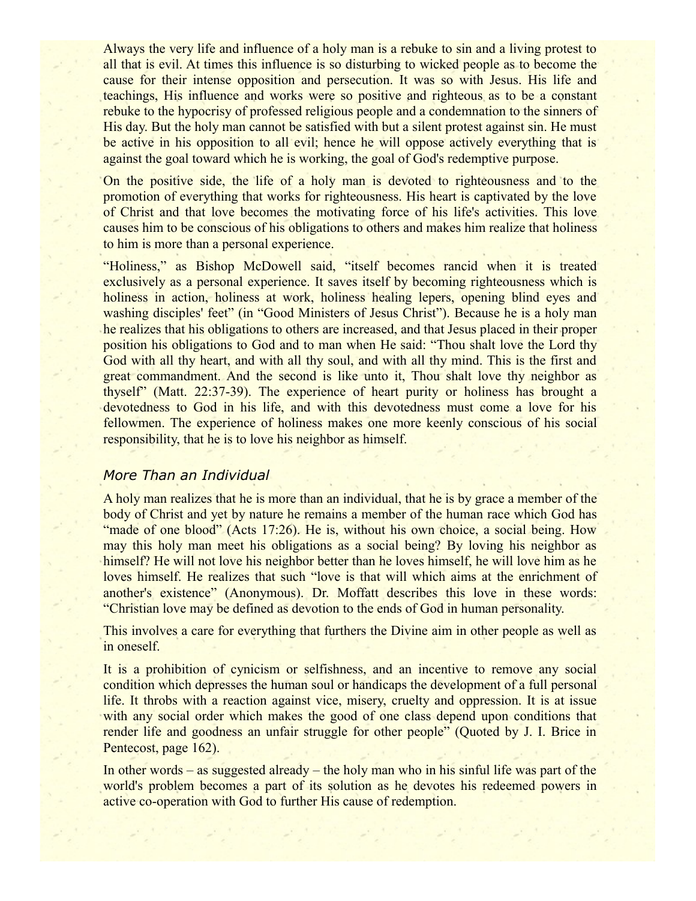Always the very life and influence of a holy man is a rebuke to sin and a living protest to all that is evil. At times this influence is so disturbing to wicked people as to become the cause for their intense opposition and persecution. It was so with Jesus. His life and teachings, His influence and works were so positive and righteous as to be a constant rebuke to the hypocrisy of professed religious people and a condemnation to the sinners of His day. But the holy man cannot be satisfied with but a silent protest against sin. He must be active in his opposition to all evil; hence he will oppose actively everything that is against the goal toward which he is working, the goal of God's redemptive purpose.

On the positive side, the life of a holy man is devoted to righteousness and to the promotion of everything that works for righteousness. His heart is captivated by the love of Christ and that love becomes the motivating force of his life's activities. This love causes him to be conscious of his obligations to others and makes him realize that holiness to him is more than a personal experience.

"Holiness," as Bishop McDowell said, "itself becomes rancid when it is treated exclusively as a personal experience. It saves itself by becoming righteousness which is holiness in action, holiness at work, holiness healing lepers, opening blind eyes and washing disciples' feet" (in "Good Ministers of Jesus Christ"). Because he is a holy man he realizes that his obligations to others are increased, and that Jesus placed in their proper position his obligations to God and to man when He said: "Thou shalt love the Lord thy God with all thy heart, and with all thy soul, and with all thy mind. This is the first and great commandment. And the second is like unto it, Thou shalt love thy neighbor as thyself" (Matt. 22:37-39). The experience of heart purity or holiness has brought a devotedness to God in his life, and with this devotedness must come a love for his fellowmen. The experience of holiness makes one more keenly conscious of his social responsibility, that he is to love his neighbor as himself.

### *More Than an Individual*

A holy man realizes that he is more than an individual, that he is by grace a member of the body of Christ and yet by nature he remains a member of the human race which God has "made of one blood" (Acts 17:26). He is, without his own choice, a social being. How may this holy man meet his obligations as a social being? By loving his neighbor as himself? He will not love his neighbor better than he loves himself, he will love him as he loves himself. He realizes that such "love is that will which aims at the enrichment of another's existence" (Anonymous). Dr. Moffatt describes this love in these words: "Christian love may be defined as devotion to the ends of God in human personality.

This involves a care for everything that furthers the Divine aim in other people as well as in oneself.

It is a prohibition of cynicism or selfishness, and an incentive to remove any social condition which depresses the human soul or handicaps the development of a full personal life. It throbs with a reaction against vice, misery, cruelty and oppression. It is at issue with any social order which makes the good of one class depend upon conditions that render life and goodness an unfair struggle for other people" (Quoted by J. I. Brice in Pentecost, page 162).

In other words – as suggested already – the holy man who in his sinful life was part of the world's problem becomes a part of its solution as he devotes his redeemed powers in active co-operation with God to further His cause of redemption.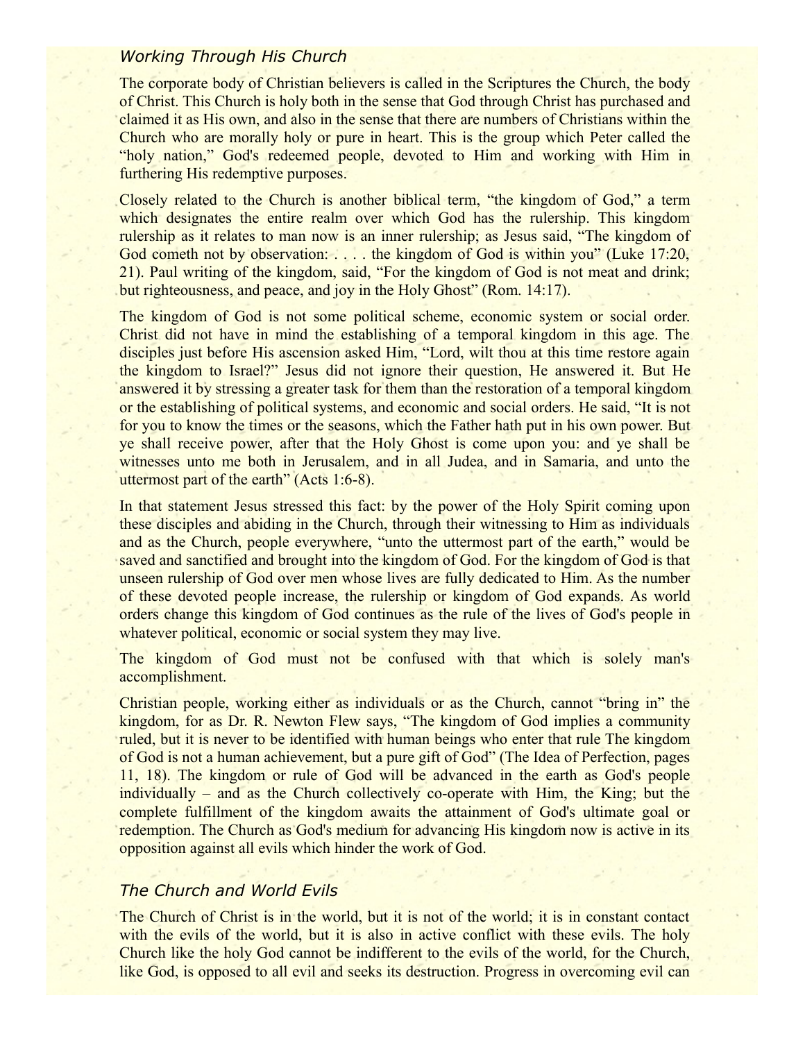### *Working Through His Church*

The corporate body of Christian believers is called in the Scriptures the Church, the body of Christ. This Church is holy both in the sense that God through Christ has purchased and claimed it as His own, and also in the sense that there are numbers of Christians within the Church who are morally holy or pure in heart. This is the group which Peter called the “holy nation,” God's redeemed people, devoted to Him and working with Him in furthering His redemptive purposes.

Closely related to the Church is another biblical term, “the kingdom of God,” a term which designates the entire realm over which God has the rulership. This kingdom rulership as it relates to man now is an inner rulership; as Jesus said, “The kingdom of God cometh not by observation: . . . . the kingdom of God is within you” (Luke 17:20, 21). Paul writing of the kingdom, said, “For the kingdom of God is not meat and drink; but righteousness, and peace, and joy in the Holy Ghost” (Rom. 14:17).

The kingdom of God is not some political scheme, economic system or social order. Christ did not have in mind the establishing of a temporal kingdom in this age. The disciples just before His ascension asked Him, “Lord, wilt thou at this time restore again the kingdom to Israel?” Jesus did not ignore their question, He answered it. But He answered it by stressing a greater task for them than the restoration of a temporal kingdom or the establishing of political systems, and economic and social orders. He said, “It is not for you to know the times or the seasons, which the Father hath put in his own power. But ye shall receive power, after that the Holy Ghost is come upon you: and ye shall be witnesses unto me both in Jerusalem, and in all Judea, and in Samaria, and unto the uttermost part of the earth” (Acts 1:6-8).

In that statement Jesus stressed this fact: by the power of the Holy Spirit coming upon these disciples and abiding in the Church, through their witnessing to Him as individuals and as the Church, people everywhere, “unto the uttermost part of the earth,” would be saved and sanctified and brought into the kingdom of God. For the kingdom of God is that unseen rulership of God over men whose lives are fully dedicated to Him. As the number of these devoted people increase, the rulership or kingdom of God expands. As world orders change this kingdom of God continues as the rule of the lives of God's people in whatever political, economic or social system they may live.

The kingdom of God must not be confused with that which is solely man's accomplishment.

Christian people, working either as individuals or as the Church, cannot “bring in” the kingdom, for as Dr. R. Newton Flew says, “The kingdom of God implies a community ruled, but it is never to be identified with human beings who enter that rule The kingdom of God is not a human achievement, but a pure gift of God” (The Idea of Perfection, pages 11, 18). The kingdom or rule of God will be advanced in the earth as God's people individually – and as the Church collectively co-operate with Him, the King; but the complete fulfillment of the kingdom awaits the attainment of God's ultimate goal or redemption. The Church as God's medium for advancing His kingdom now is active in its opposition against all evils which hinder the work of God.

### *The Church and World Evils*

The Church of Christ is in the world, but it is not of the world; it is in constant contact with the evils of the world, but it is also in active conflict with these evils. The holy Church like the holy God cannot be indifferent to the evils of the world, for the Church, like God, is opposed to all evil and seeks its destruction. Progress in overcoming evil can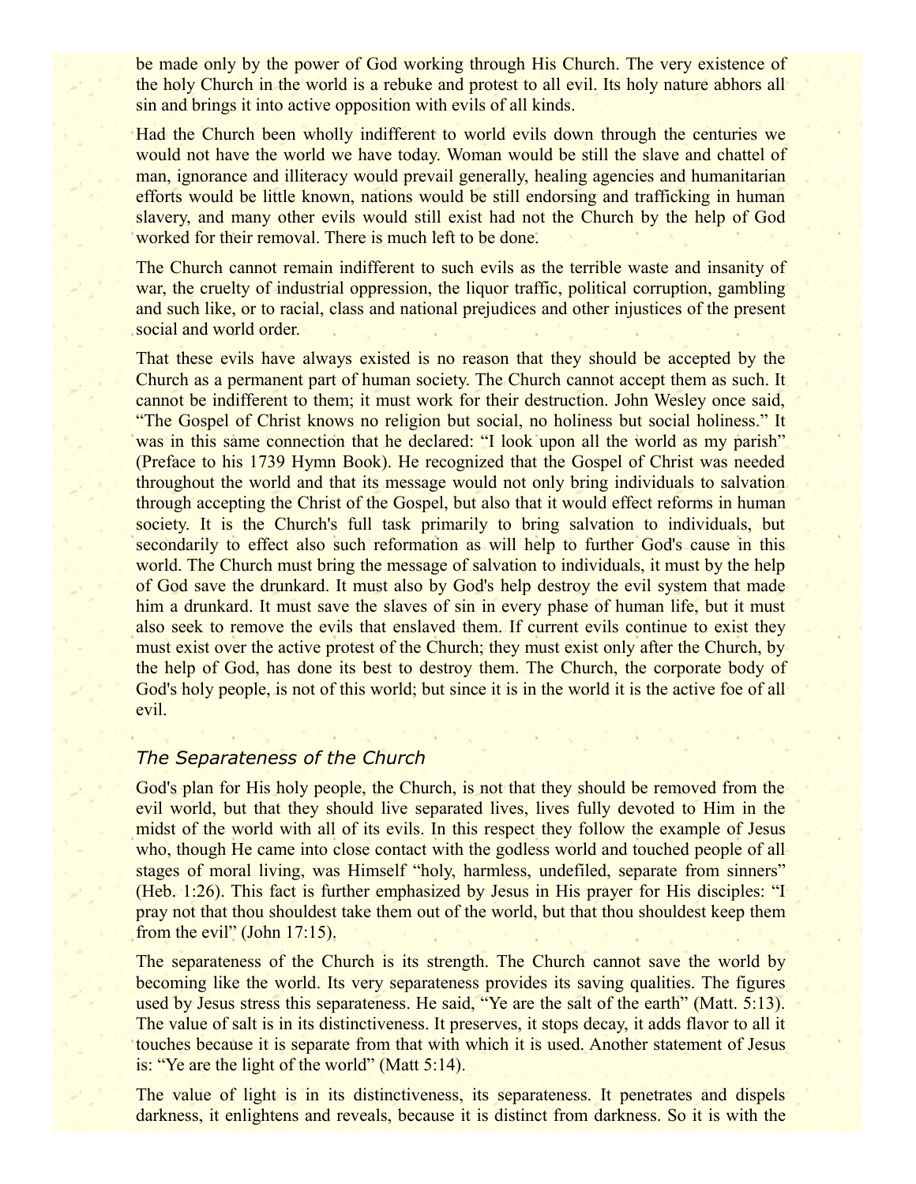be made only by the power of God working through His Church. The very existence of the holy Church in the world is a rebuke and protest to all evil. Its holy nature abhors all sin and brings it into active opposition with evils of all kinds.

Had the Church been wholly indifferent to world evils down through the centuries we would not have the world we have today. Woman would be still the slave and chattel of man, ignorance and illiteracy would prevail generally, healing agencies and humanitarian efforts would be little known, nations would be still endorsing and trafficking in human slavery, and many other evils would still exist had not the Church by the help of God worked for their removal. There is much left to be done.

The Church cannot remain indifferent to such evils as the terrible waste and insanity of war, the cruelty of industrial oppression, the liquor traffic, political corruption, gambling and such like, or to racial, class and national prejudices and other injustices of the present social and world order.

That these evils have always existed is no reason that they should be accepted by the Church as a permanent part of human society. The Church cannot accept them as such. It cannot be indifferent to them; it must work for their destruction. John Wesley once said, “The Gospel of Christ knows no religion but social, no holiness but social holiness.” It was in this same connection that he declared: “I look upon all the world as my parish” (Preface to his 1739 Hymn Book). He recognized that the Gospel of Christ was needed throughout the world and that its message would not only bring individuals to salvation through accepting the Christ of the Gospel, but also that it would effect reforms in human society. It is the Church's full task primarily to bring salvation to individuals, but secondarily to effect also such reformation as will help to further God's cause in this world. The Church must bring the message of salvation to individuals, it must by the help of God save the drunkard. It must also by God's help destroy the evil system that made him a drunkard. It must save the slaves of sin in every phase of human life, but it must also seek to remove the evils that enslaved them. If current evils continue to exist they must exist over the active protest of the Church; they must exist only after the Church, by the help of God, has done its best to destroy them. The Church, the corporate body of God's holy people, is not of this world; but since it is in the world it is the active foe of all evil.

### *The Separateness of the Church*

God's plan for His holy people, the Church, is not that they should be removed from the evil world, but that they should live separated lives, lives fully devoted to Him in the midst of the world with all of its evils. In this respect they follow the example of Jesus who, though He came into close contact with the godless world and touched people of all stages of moral living, was Himself “holy, harmless, undefiled, separate from sinners” (Heb. 1:26). This fact is further emphasized by Jesus in His prayer for His disciples: “I pray not that thou shouldest take them out of the world, but that thou shouldest keep them from the evil” (John 17:15).

The separateness of the Church is its strength. The Church cannot save the world by becoming like the world. Its very separateness provides its saving qualities. The figures used by Jesus stress this separateness. He said, “Ye are the salt of the earth” (Matt. 5:13). The value of salt is in its distinctiveness. It preserves, it stops decay, it adds flavor to all it touches because it is separate from that with which it is used. Another statement of Jesus is: “Ye are the light of the world” (Matt 5:14).

The value of light is in its distinctiveness, its separateness. It penetrates and dispels darkness, it enlightens and reveals, because it is distinct from darkness. So it is with the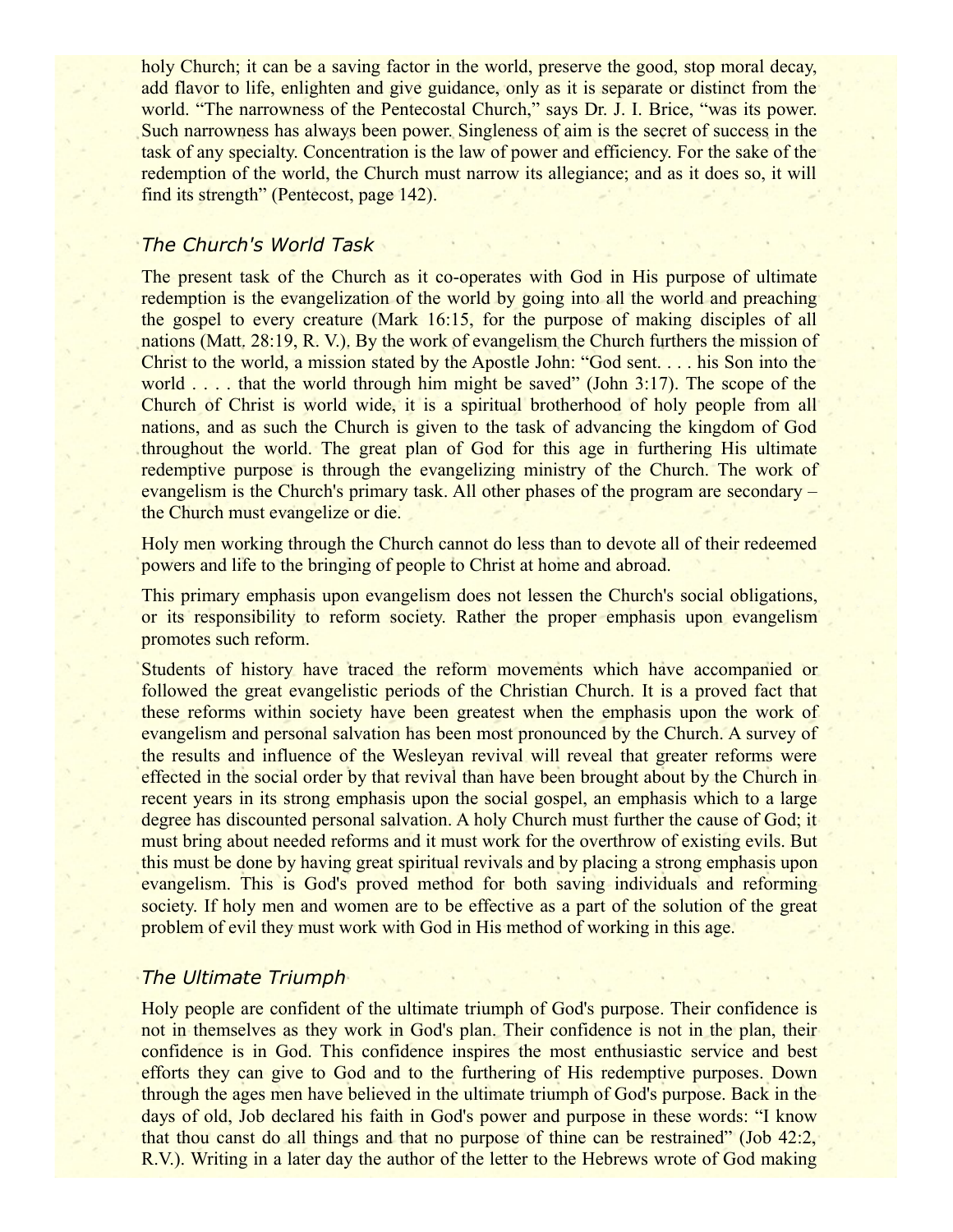holy Church; it can be a saving factor in the world, preserve the good, stop moral decay, add flavor to life, enlighten and give guidance, only as it is separate or distinct from the world. "The narrowness of the Pentecostal Church," says Dr. J. I. Brice, "was its power. Such narrowness has always been power. Singleness of aim is the secret of success in the task of any specialty. Concentration is the law of power and efficiency. For the sake of the redemption of the world, the Church must narrow its allegiance; and as it does so, it will find its strength" (Pentecost, page 142).

### *The Church's World Task*

The present task of the Church as it co-operates with God in His purpose of ultimate redemption is the evangelization of the world by going into all the world and preaching the gospel to every creature (Mark 16:15, for the purpose of making disciples of all nations (Matt. 28:19, R. V.). By the work of evangelism the Church furthers the mission of Christ to the world, a mission stated by the Apostle John: "God sent. . . . his Son into the world . . . . that the world through him might be saved" (John 3:17). The scope of the Church of Christ is world wide, it is a spiritual brotherhood of holy people from all nations, and as such the Church is given to the task of advancing the kingdom of God throughout the world. The great plan of God for this age in furthering His ultimate redemptive purpose is through the evangelizing ministry of the Church. The work of evangelism is the Church's primary task. All other phases of the program are secondary – the Church must evangelize or die.

Holy men working through the Church cannot do less than to devote all of their redeemed powers and life to the bringing of people to Christ at home and abroad.

This primary emphasis upon evangelism does not lessen the Church's social obligations, or its responsibility to reform society. Rather the proper emphasis upon evangelism promotes such reform.

Students of history have traced the reform movements which have accompanied or followed the great evangelistic periods of the Christian Church. It is a proved fact that these reforms within society have been greatest when the emphasis upon the work of evangelism and personal salvation has been most pronounced by the Church. A survey of the results and influence of the Wesleyan revival will reveal that greater reforms were effected in the social order by that revival than have been brought about by the Church in recent years in its strong emphasis upon the social gospel, an emphasis which to a large degree has discounted personal salvation. A holy Church must further the cause of God; it must bring about needed reforms and it must work for the overthrow of existing evils. But this must be done by having great spiritual revivals and by placing a strong emphasis upon evangelism. This is God's proved method for both saving individuals and reforming society. If holy men and women are to be effective as a part of the solution of the great problem of evil they must work with God in His method of working in this age.

### *The Ultimate Triumph*

Holy people are confident of the ultimate triumph of God's purpose. Their confidence is not in themselves as they work in God's plan. Their confidence is not in the plan, their confidence is in God. This confidence inspires the most enthusiastic service and best efforts they can give to God and to the furthering of His redemptive purposes. Down through the ages men have believed in the ultimate triumph of God's purpose. Back in the days of old, Job declared his faith in God's power and purpose in these words: "I know that thou canst do all things and that no purpose of thine can be restrained" (Job 42:2, R.V.). Writing in a later day the author of the letter to the Hebrews wrote of God making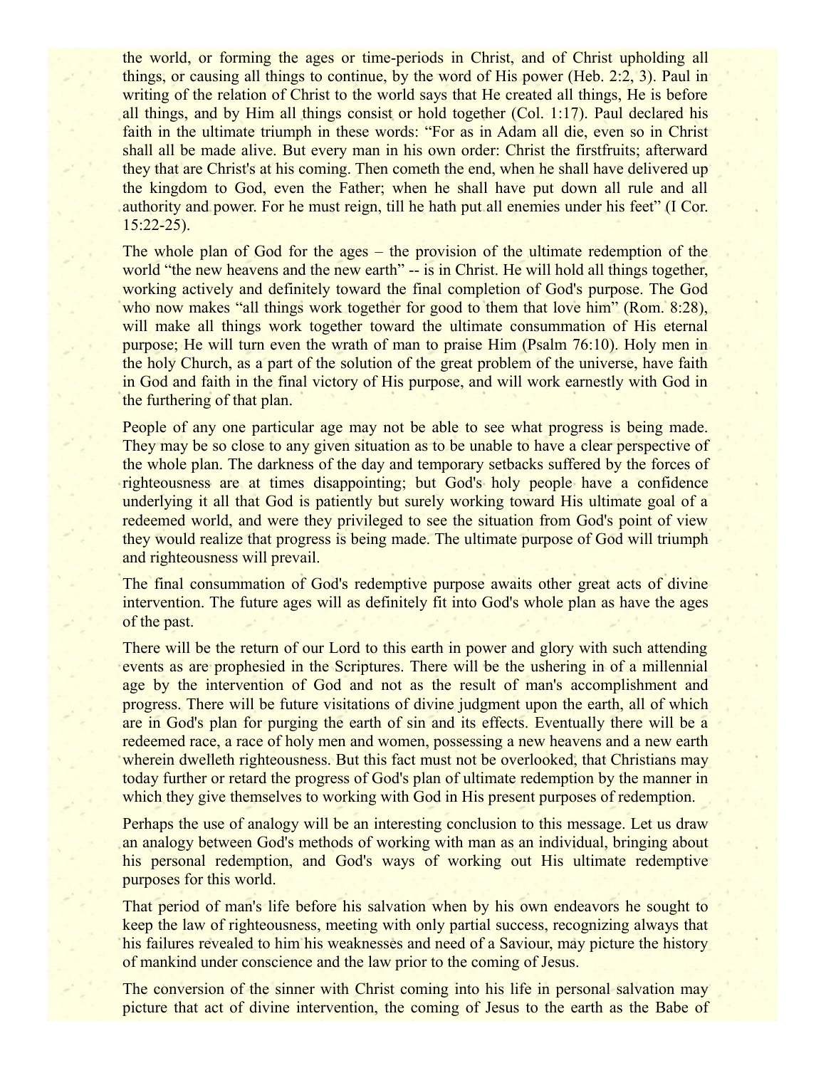the world, or forming the ages or time-periods in Christ, and of Christ upholding all things, or causing all things to continue, by the word of His power (Heb. 2:2, 3). Paul in writing of the relation of Christ to the world says that He created all things, He is before all things, and by Him all things consist or hold together (Col. 1:17). Paul declared his faith in the ultimate triumph in these words: "For as in Adam all die, even so in Christ shall all be made alive. But every man in his own order: Christ the firstfruits; afterward they that are Christ's at his coming. Then cometh the end, when he shall have delivered up the kingdom to God, even the Father; when he shall have put down all rule and all authority and power. For he must reign, till he hath put all enemies under his feet" (I Cor. 15:22-25).

The whole plan of God for the ages – the provision of the ultimate redemption of the world "the new heavens and the new earth" -- is in Christ. He will hold all things together, working actively and definitely toward the final completion of God's purpose. The God who now makes "all things work together for good to them that love him" (Rom. 8:28), will make all things work together toward the ultimate consummation of His eternal purpose; He will turn even the wrath of man to praise Him (Psalm 76:10). Holy men in the holy Church, as a part of the solution of the great problem of the universe, have faith in God and faith in the final victory of His purpose, and will work earnestly with God in the furthering of that plan.

People of any one particular age may not be able to see what progress is being made. They may be so close to any given situation as to be unable to have a clear perspective of the whole plan. The darkness of the day and temporary setbacks suffered by the forces of righteousness are at times disappointing; but God's holy people have a confidence underlying it all that God is patiently but surely working toward His ultimate goal of a redeemed world, and were they privileged to see the situation from God's point of view they would realize that progress is being made. The ultimate purpose of God will triumph and righteousness will prevail.

The final consummation of God's redemptive purpose awaits other great acts of divine intervention. The future ages will as definitely fit into God's whole plan as have the ages of the past.

There will be the return of our Lord to this earth in power and glory with such attending events as are prophesied in the Scriptures. There will be the ushering in of a millennial age by the intervention of God and not as the result of man's accomplishment and progress. There will be future visitations of divine judgment upon the earth, all of which are in God's plan for purging the earth of sin and its effects. Eventually there will be a redeemed race, a race of holy men and women, possessing a new heavens and a new earth wherein dwelleth righteousness. But this fact must not be overlooked, that Christians may today further or retard the progress of God's plan of ultimate redemption by the manner in which they give themselves to working with God in His present purposes of redemption.

Perhaps the use of analogy will be an interesting conclusion to this message. Let us draw an analogy between God's methods of working with man as an individual, bringing about his personal redemption, and God's ways of working out His ultimate redemptive purposes for this world.

That period of man's life before his salvation when by his own endeavors he sought to keep the law of righteousness, meeting with only partial success, recognizing always that his failures revealed to him his weaknesses and need of a Saviour, may picture the history of mankind under conscience and the law prior to the coming of Jesus.

The conversion of the sinner with Christ coming into his life in personal salvation may picture that act of divine intervention, the coming of Jesus to the earth as the Babe of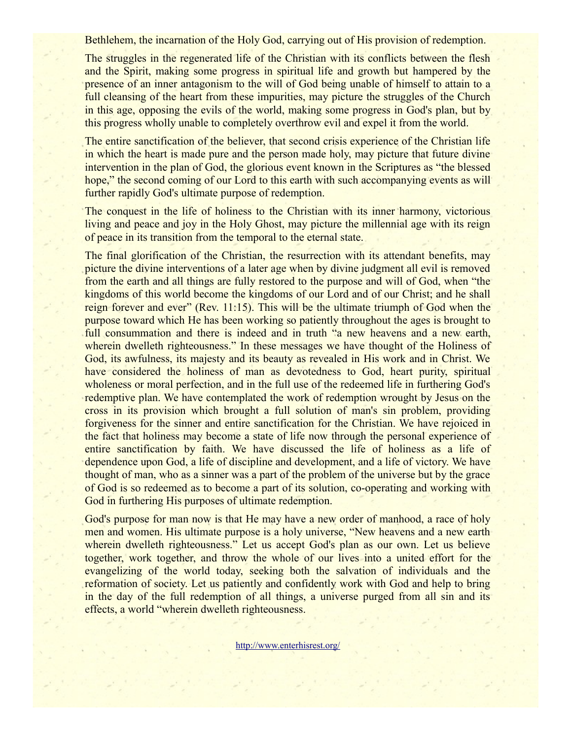Bethlehem, the incarnation of the Holy God, carrying out of His provision of redemption.

The struggles in the regenerated life of the Christian with its conflicts between the flesh and the Spirit, making some progress in spiritual life and growth but hampered by the presence of an inner antagonism to the will of God being unable of himself to attain to a full cleansing of the heart from these impurities, may picture the struggles of the Church in this age, opposing the evils of the world, making some progress in God's plan, but by this progress wholly unable to completely overthrow evil and expel it from the world.

The entire sanctification of the believer, that second crisis experience of the Christian life in which the heart is made pure and the person made holy, may picture that future divine intervention in the plan of God, the glorious event known in the Scriptures as "the blessed hope," the second coming of our Lord to this earth with such accompanying events as will further rapidly God's ultimate purpose of redemption.

The conquest in the life of holiness to the Christian with its inner harmony, victorious living and peace and joy in the Holy Ghost, may picture the millennial age with its reign of peace in its transition from the temporal to the eternal state.

The final glorification of the Christian, the resurrection with its attendant benefits, may picture the divine interventions of a later age when by divine judgment all evil is removed from the earth and all things are fully restored to the purpose and will of God, when "the kingdoms of this world become the kingdoms of our Lord and of our Christ; and he shall reign forever and ever" (Rev. 11:15). This will be the ultimate triumph of God when the purpose toward which He has been working so patiently throughout the ages is brought to full consummation and there is indeed and in truth "a new heavens and a new earth, wherein dwelleth righteousness." In these messages we have thought of the Holiness of God, its awfulness, its majesty and its beauty as revealed in His work and in Christ. We have considered the holiness of man as devotedness to God, heart purity, spiritual wholeness or moral perfection, and in the full use of the redeemed life in furthering God's redemptive plan. We have contemplated the work of redemption wrought by Jesus on the cross in its provision which brought a full solution of man's sin problem, providing forgiveness for the sinner and entire sanctification for the Christian. We have rejoiced in the fact that holiness may become a state of life now through the personal experience of entire sanctification by faith. We have discussed the life of holiness as a life of dependence upon God, a life of discipline and development, and a life of victory. We have thought of man, who as a sinner was a part of the problem of the universe but by the grace of God is so redeemed as to become a part of its solution, co-operating and working with God in furthering His purposes of ultimate redemption.

God's purpose for man now is that He may have a new order of manhood, a race of holy men and women. His ultimate purpose is a holy universe, "New heavens and a new earth wherein dwelleth righteousness." Let us accept God's plan as our own. Let us believe together, work together, and throw the whole of our lives into a united effort for the evangelizing of the world today, seeking both the salvation of individuals and the reformation of society. Let us patiently and confidently work with God and help to bring in the day of the full redemption of all things, a universe purged from all sin and its effects, a world "wherein dwelleth righteousness.

http://www.enterhisrest.org/